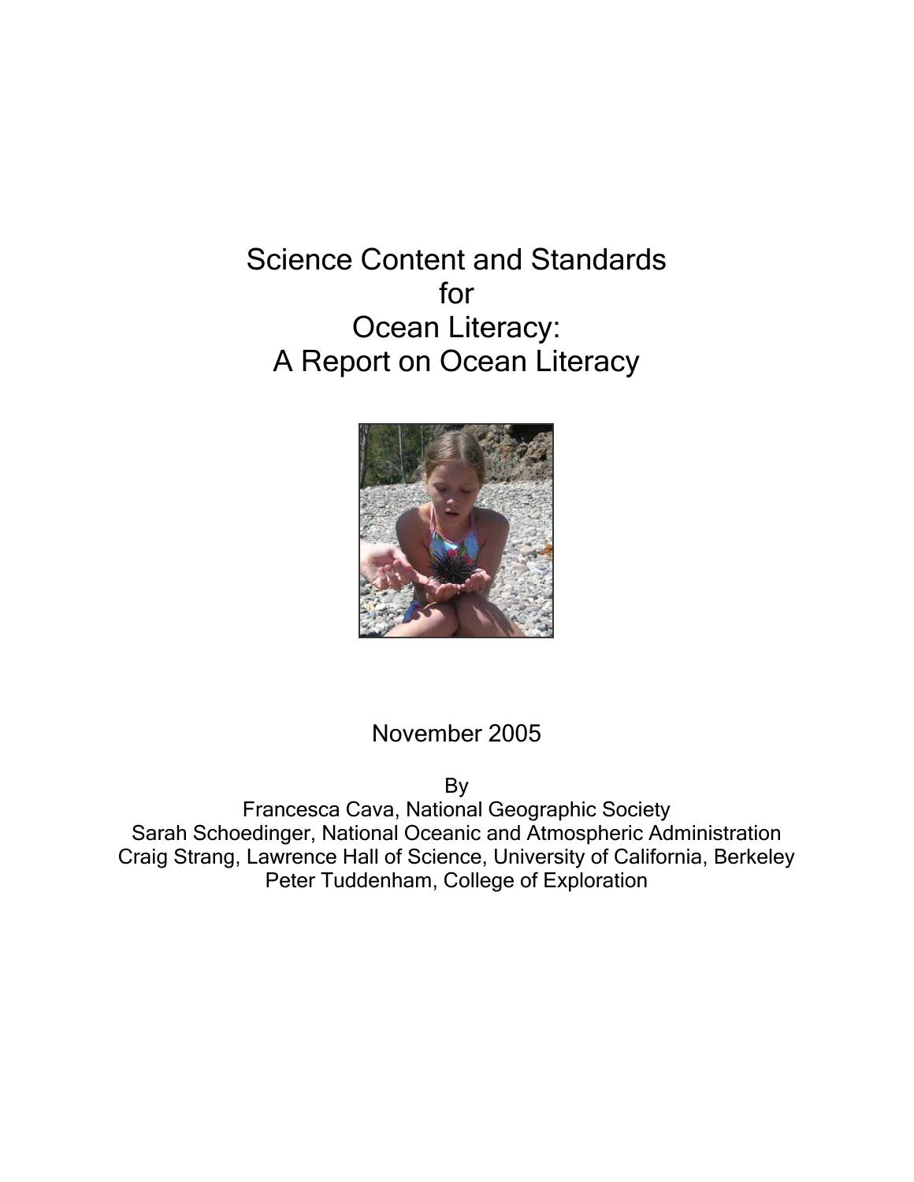# Science Content and Standards for Ocean Literacy: A Report on Ocean Literacy

November 2005

By

Francesca Cava, National Geographic Society
Sarah Schoedinger, National Oceanic and Atmospheric Administration
Craig Strang, Lawrence Hall of Science, University of California, Berkeley
Peter Tuddenham, College of Exploration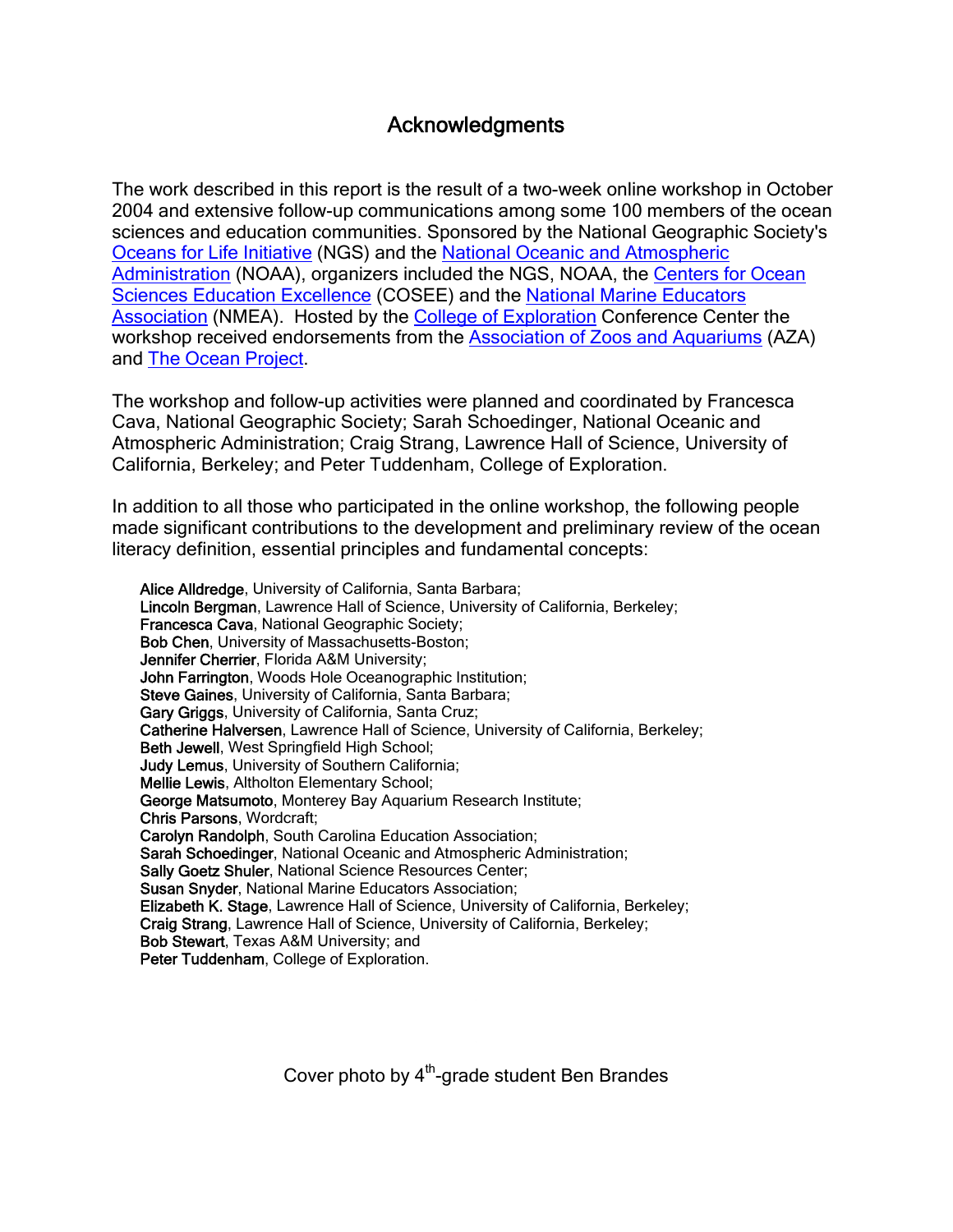# Acknowledgments

The work described in this report is the result of a two-week online workshop in October 2004 and extensive follow-up communications among some 100 members of the ocean sciences and education communities. Sponsored by the National Geographic Society's Oceans for Life Initiative (NGS) and the National Oceanic and Atmospheric Administration (NOAA), organizers included the NGS, NOAA, the Centers for Ocean Sciences Education Excellence (COSEE) and the National Marine Educators Association (NMEA). Hosted by the College of Exploration Conference Center the workshop received endorsements from the Association of Zoos and Aquariums (AZA) and The Ocean Project.

The workshop and follow-up activities were planned and coordinated by Francesca Cava, National Geographic Society; Sarah Schoedinger, National Oceanic and Atmospheric Administration; Craig Strang, Lawrence Hall of Science, University of California, Berkeley; and Peter Tuddenham, College of Exploration.

In addition to all those who participated in the online workshop, the following people made significant contributions to the development and preliminary review of the ocean literacy definition, essential principles and fundamental concepts:

**Alice Alldredge**, University of California, Santa Barbara;  
**Lincoln Bergman**, Lawrence Hall of Science, University of California, Berkeley;  
**Francesca Cava**, National Geographic Society;  
**Bob Chen**, University of Massachusetts-Boston;  
**Jennifer Cherrier**, Florida A&M University;  
**John Farrington**, Woods Hole Oceanographic Institution;  
**Steve Gaines**, University of California, Santa Barbara;  
**Gary Griggs**, University of California, Santa Cruz;  
**Catherine Halversen**, Lawrence Hall of Science, University of California, Berkeley;  
**Beth Jewell**, West Springfield High School;  
**Judy Lemus**, University of Southern California;  
**Mellie Lewis**, Altholton Elementary School;  
**George Matsumoto**, Monterey Bay Aquarium Research Institute;  
**Chris Parsons**, Wordcraft;  
**Carolyn Randolph**, South Carolina Education Association;  
**Sarah Schoedinger**, National Oceanic and Atmospheric Administration;  
**Sally Goetz Shuler**, National Science Resources Center;  
**Susan Snyder**, National Marine Educators Association;  
**Elizabeth K. Stage**, Lawrence Hall of Science, University of California, Berkeley;  
**Craig Strang**, Lawrence Hall of Science, University of California, Berkeley;  
**Bob Stewart**, Texas A&M University; and  
**Peter Tuddenham**, College of Exploration.

Cover photo by 4th-grade student Ben Brandes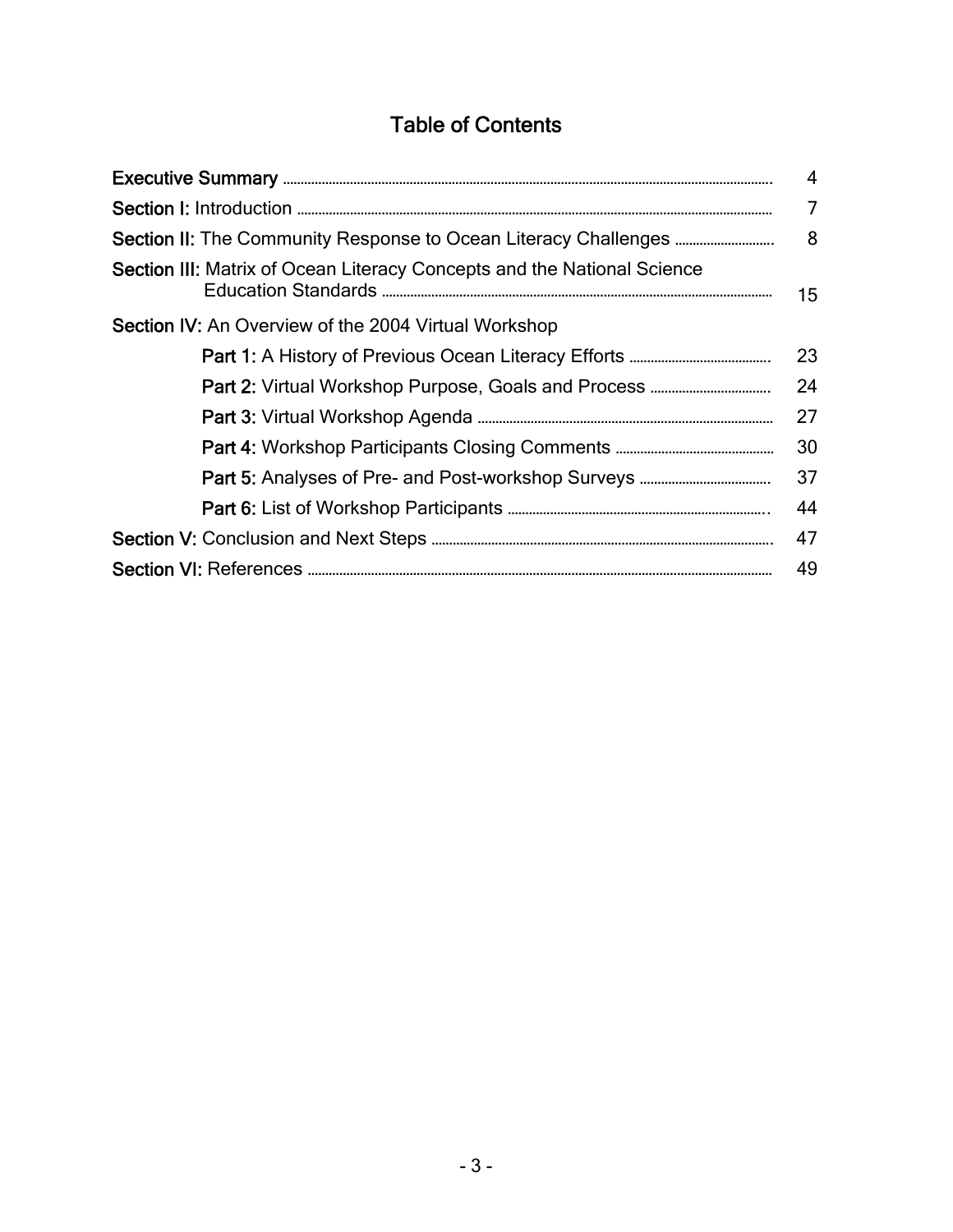# Table of Contents

| | |
|---|---|
| **Executive Summary** | 4 |
| **Section I:** Introduction | 7 |
| **Section II:** The Community Response to Ocean Literacy Challenges | 8 |
| **Section III:** Matrix of Ocean Literacy Concepts and the National Science Education Standards | 15 |
| **Section IV:** An Overview of the 2004 Virtual Workshop | |
| **Part 1:** A History of Previous Ocean Literacy Efforts | 23 |
| **Part 2:** Virtual Workshop Purpose, Goals and Process | 24 |
| **Part 3:** Virtual Workshop Agenda | 27 |
| **Part 4:** Workshop Participants Closing Comments | 30 |
| **Part 5:** Analyses of Pre- and Post-workshop Surveys | 37 |
| **Part 6:** List of Workshop Participants | 44 |
| **Section V:** Conclusion and Next Steps | 47 |
| **Section VI:** References | 49 |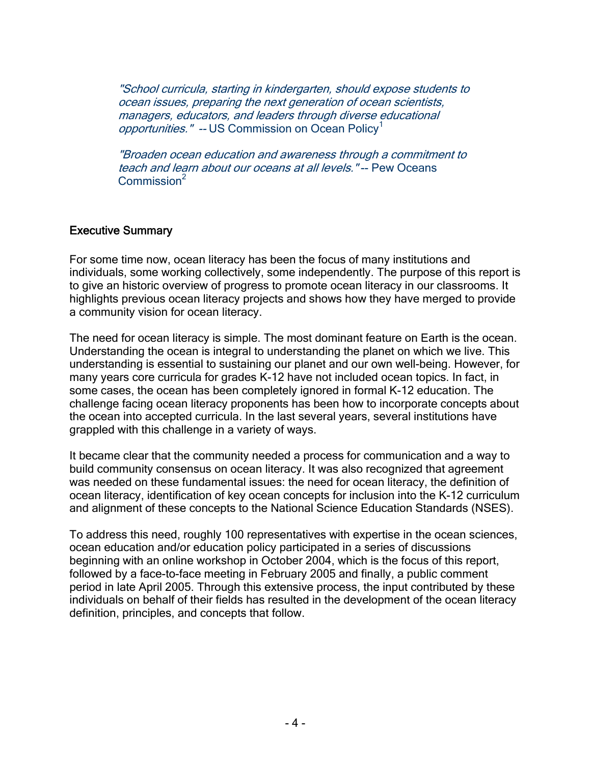*"School curricula, starting in kindergarten, should expose students to ocean issues, preparing the next generation of ocean scientists, managers, educators, and leaders through diverse educational opportunities."* -- US Commission on Ocean Policy[1]

*"Broaden ocean education and awareness through a commitment to teach and learn about our oceans at all levels."* -- Pew Oceans Commission[2]

## Executive Summary

For some time now, ocean literacy has been the focus of many institutions and individuals, some working collectively, some independently. The purpose of this report is to give an historic overview of progress to promote ocean literacy in our classrooms. It highlights previous ocean literacy projects and shows how they have merged to provide a community vision for ocean literacy.

The need for ocean literacy is simple. The most dominant feature on Earth is the ocean. Understanding the ocean is integral to understanding the planet on which we live. This understanding is essential to sustaining our planet and our own well-being. However, for many years core curricula for grades K-12 have not included ocean topics. In fact, in some cases, the ocean has been completely ignored in formal K-12 education. The challenge facing ocean literacy proponents has been how to incorporate concepts about the ocean into accepted curricula. In the last several years, several institutions have grappled with this challenge in a variety of ways.

It became clear that the community needed a process for communication and a way to build community consensus on ocean literacy. It was also recognized that agreement was needed on these fundamental issues: the need for ocean literacy, the definition of ocean literacy, identification of key ocean concepts for inclusion into the K-12 curriculum and alignment of these concepts to the National Science Education Standards (NSES).

To address this need, roughly 100 representatives with expertise in the ocean sciences, ocean education and/or education policy participated in a series of discussions beginning with an online workshop in October 2004, which is the focus of this report, followed by a face-to-face meeting in February 2005 and finally, a public comment period in late April 2005. Through this extensive process, the input contributed by these individuals on behalf of their fields has resulted in the development of the ocean literacy definition, principles, and concepts that follow.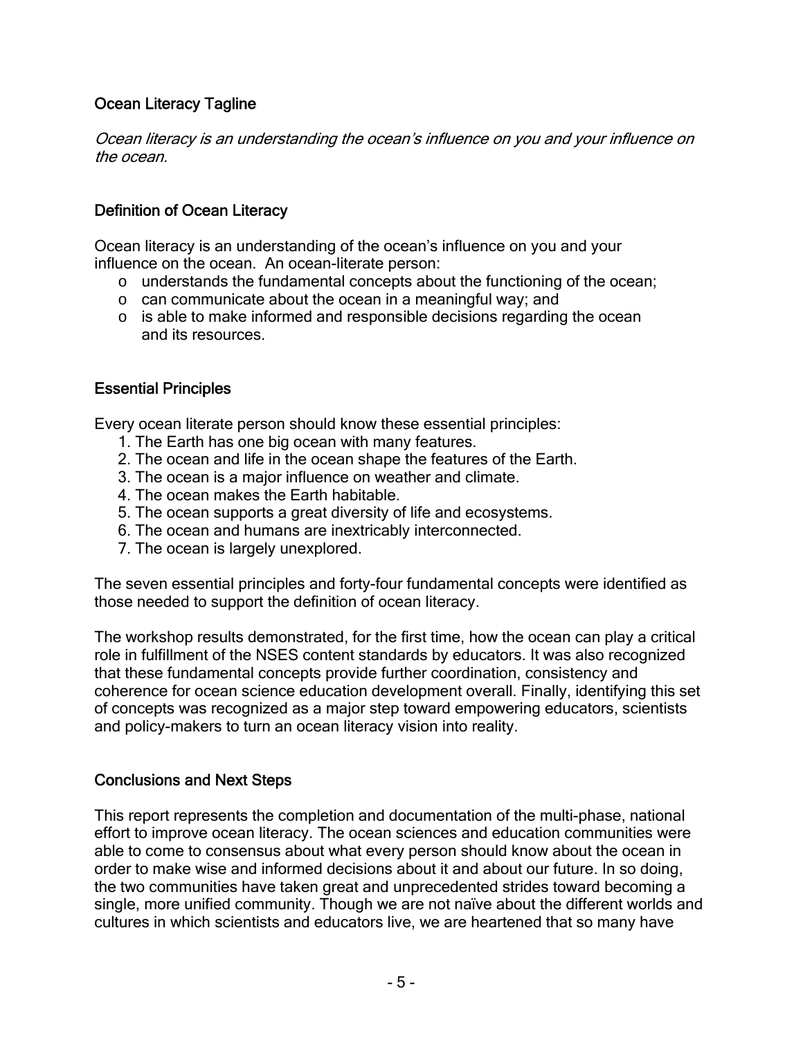## Ocean Literacy Tagline

*Ocean literacy is an understanding the ocean's influence on you and your influence on the ocean.*

## Definition of Ocean Literacy

Ocean literacy is an understanding of the ocean's influence on you and your influence on the ocean. An ocean-literate person:

- understands the fundamental concepts about the functioning of the ocean;
- can communicate about the ocean in a meaningful way; and
- is able to make informed and responsible decisions regarding the ocean and its resources.

## Essential Principles

Every ocean literate person should know these essential principles:

1. The Earth has one big ocean with many features.
2. The ocean and life in the ocean shape the features of the Earth.
3. The ocean is a major influence on weather and climate.
4. The ocean makes the Earth habitable.
5. The ocean supports a great diversity of life and ecosystems.
6. The ocean and humans are inextricably interconnected.
7. The ocean is largely unexplored.

The seven essential principles and forty-four fundamental concepts were identified as those needed to support the definition of ocean literacy.

The workshop results demonstrated, for the first time, how the ocean can play a critical role in fulfillment of the NSES content standards by educators. It was also recognized that these fundamental concepts provide further coordination, consistency and coherence for ocean science education development overall. Finally, identifying this set of concepts was recognized as a major step toward empowering educators, scientists and policy-makers to turn an ocean literacy vision into reality.

## Conclusions and Next Steps

This report represents the completion and documentation of the multi-phase, national effort to improve ocean literacy. The ocean sciences and education communities were able to come to consensus about what every person should know about the ocean in order to make wise and informed decisions about it and about our future. In so doing, the two communities have taken great and unprecedented strides toward becoming a single, more unified community. Though we are not naïve about the different worlds and cultures in which scientists and educators live, we are heartened that so many have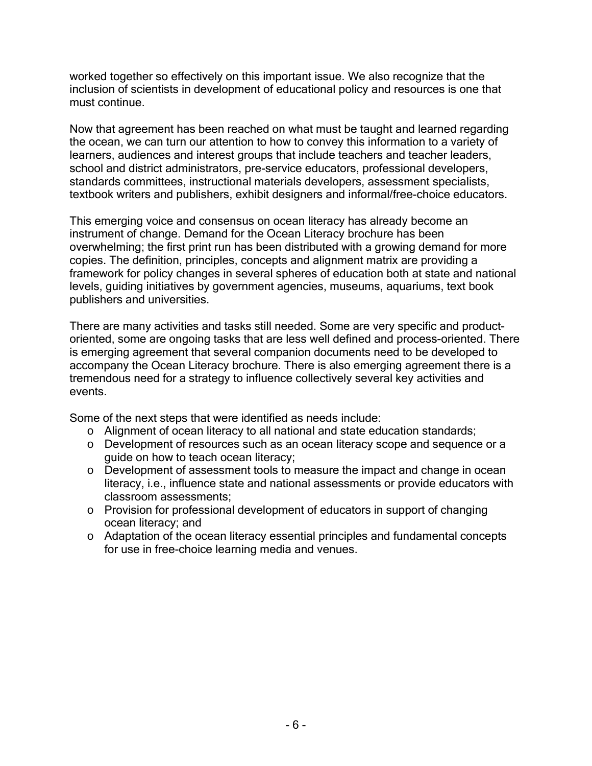worked together so effectively on this important issue. We also recognize that the inclusion of scientists in development of educational policy and resources is one that must continue.

Now that agreement has been reached on what must be taught and learned regarding the ocean, we can turn our attention to how to convey this information to a variety of learners, audiences and interest groups that include teachers and teacher leaders, school and district administrators, pre-service educators, professional developers, standards committees, instructional materials developers, assessment specialists, textbook writers and publishers, exhibit designers and informal/free-choice educators.

This emerging voice and consensus on ocean literacy has already become an instrument of change. Demand for the Ocean Literacy brochure has been overwhelming; the first print run has been distributed with a growing demand for more copies. The definition, principles, concepts and alignment matrix are providing a framework for policy changes in several spheres of education both at state and national levels, guiding initiatives by government agencies, museums, aquariums, text book publishers and universities.

There are many activities and tasks still needed. Some are very specific and product-oriented, some are ongoing tasks that are less well defined and process-oriented. There is emerging agreement that several companion documents need to be developed to accompany the Ocean Literacy brochure. There is also emerging agreement there is a tremendous need for a strategy to influence collectively several key activities and events.

Some of the next steps that were identified as needs include:

- Alignment of ocean literacy to all national and state education standards;
- Development of resources such as an ocean literacy scope and sequence or a guide on how to teach ocean literacy;
- Development of assessment tools to measure the impact and change in ocean literacy, i.e., influence state and national assessments or provide educators with classroom assessments;
- Provision for professional development of educators in support of changing ocean literacy; and
- Adaptation of the ocean literacy essential principles and fundamental concepts for use in free-choice learning media and venues.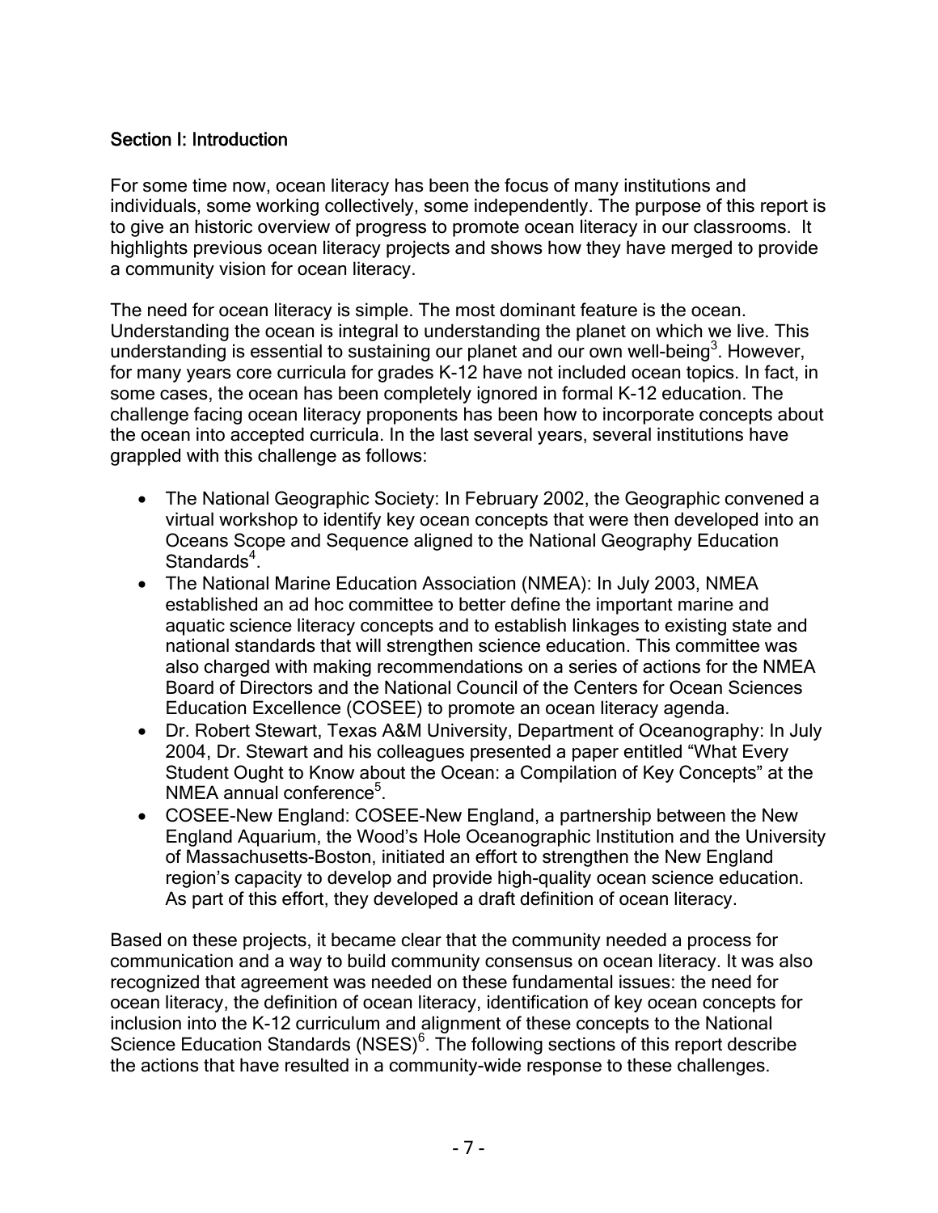## Section I: Introduction

For some time now, ocean literacy has been the focus of many institutions and individuals, some working collectively, some independently. The purpose of this report is to give an historic overview of progress to promote ocean literacy in our classrooms. It highlights previous ocean literacy projects and shows how they have merged to provide a community vision for ocean literacy.

The need for ocean literacy is simple. The most dominant feature is the ocean. Understanding the ocean is integral to understanding the planet on which we live. This understanding is essential to sustaining our planet and our own well-being[3]. However, for many years core curricula for grades K-12 have not included ocean topics. In fact, in some cases, the ocean has been completely ignored in formal K-12 education. The challenge facing ocean literacy proponents has been how to incorporate concepts about the ocean into accepted curricula. In the last several years, several institutions have grappled with this challenge as follows:

- The National Geographic Society: In February 2002, the Geographic convened a virtual workshop to identify key ocean concepts that were then developed into an Oceans Scope and Sequence aligned to the National Geography Education Standards[4].
- The National Marine Education Association (NMEA): In July 2003, NMEA established an ad hoc committee to better define the important marine and aquatic science literacy concepts and to establish linkages to existing state and national standards that will strengthen science education. This committee was also charged with making recommendations on a series of actions for the NMEA Board of Directors and the National Council of the Centers for Ocean Sciences Education Excellence (COSEE) to promote an ocean literacy agenda.
- Dr. Robert Stewart, Texas A&M University, Department of Oceanography: In July 2004, Dr. Stewart and his colleagues presented a paper entitled "What Every Student Ought to Know about the Ocean: a Compilation of Key Concepts" at the NMEA annual conference[5].
- COSEE-New England: COSEE-New England, a partnership between the New England Aquarium, the Wood's Hole Oceanographic Institution and the University of Massachusetts-Boston, initiated an effort to strengthen the New England region's capacity to develop and provide high-quality ocean science education. As part of this effort, they developed a draft definition of ocean literacy.

Based on these projects, it became clear that the community needed a process for communication and a way to build community consensus on ocean literacy. It was also recognized that agreement was needed on these fundamental issues: the need for ocean literacy, the definition of ocean literacy, identification of key ocean concepts for inclusion into the K-12 curriculum and alignment of these concepts to the National Science Education Standards (NSES)[6]. The following sections of this report describe the actions that have resulted in a community-wide response to these challenges.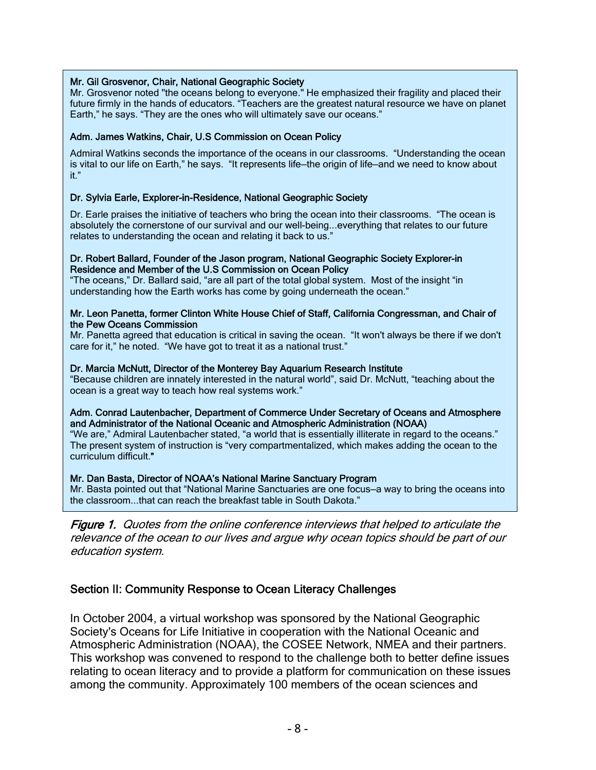**Mr. Gil Grosvenor, Chair, National Geographic Society**
Mr. Grosvenor noted "the oceans belong to everyone." He emphasized their fragility and placed their future firmly in the hands of educators. "Teachers are the greatest natural resource we have on planet Earth," he says. "They are the ones who will ultimately save our oceans."

**Adm. James Watkins, Chair, U.S Commission on Ocean Policy**

Admiral Watkins seconds the importance of the oceans in our classrooms. "Understanding the ocean is vital to our life on Earth," he says. "It represents life—the origin of life—and we need to know about it."

**Dr. Sylvia Earle, Explorer-in-Residence, National Geographic Society**

Dr. Earle praises the initiative of teachers who bring the ocean into their classrooms. "The ocean is absolutely the cornerstone of our survival and our well-being...everything that relates to our future relates to understanding the ocean and relating it back to us."

**Dr. Robert Ballard, Founder of the Jason program, National Geographic Society Explorer-in Residence and Member of the U.S Commission on Ocean Policy**
"The oceans," Dr. Ballard said, "are all part of the total global system. Most of the insight "in understanding how the Earth works has come by going underneath the ocean."

**Mr. Leon Panetta, former Clinton White House Chief of Staff, California Congressman, and Chair of the Pew Oceans Commission**
Mr. Panetta agreed that education is critical in saving the ocean. "It won't always be there if we don't care for it," he noted. "We have got to treat it as a national trust."

**Dr. Marcia McNutt, Director of the Monterey Bay Aquarium Research Institute**
"Because children are innately interested in the natural world", said Dr. McNutt, "teaching about the ocean is a great way to teach how real systems work."

**Adm. Conrad Lautenbacher, Department of Commerce Under Secretary of Oceans and Atmosphere and Administrator of the National Oceanic and Atmospheric Administration (NOAA)**
"We are," Admiral Lautenbacher stated, "a world that is essentially illiterate in regard to the oceans." The present system of instruction is "very compartmentalized, which makes adding the ocean to the curriculum difficult."

**Mr. Dan Basta, Director of NOAA's National Marine Sanctuary Program**
Mr. Basta pointed out that "National Marine Sanctuaries are one focus—a way to bring the oceans into the classroom...that can reach the breakfast table in South Dakota."

***Figure 1.*** *Quotes from the online conference interviews that helped to articulate the relevance of the ocean to our lives and argue why ocean topics should be part of our education system.*

## Section II: Community Response to Ocean Literacy Challenges

In October 2004, a virtual workshop was sponsored by the National Geographic Society's Oceans for Life Initiative in cooperation with the National Oceanic and Atmospheric Administration (NOAA), the COSEE Network, NMEA and their partners. This workshop was convened to respond to the challenge both to better define issues relating to ocean literacy and to provide a platform for communication on these issues among the community. Approximately 100 members of the ocean sciences and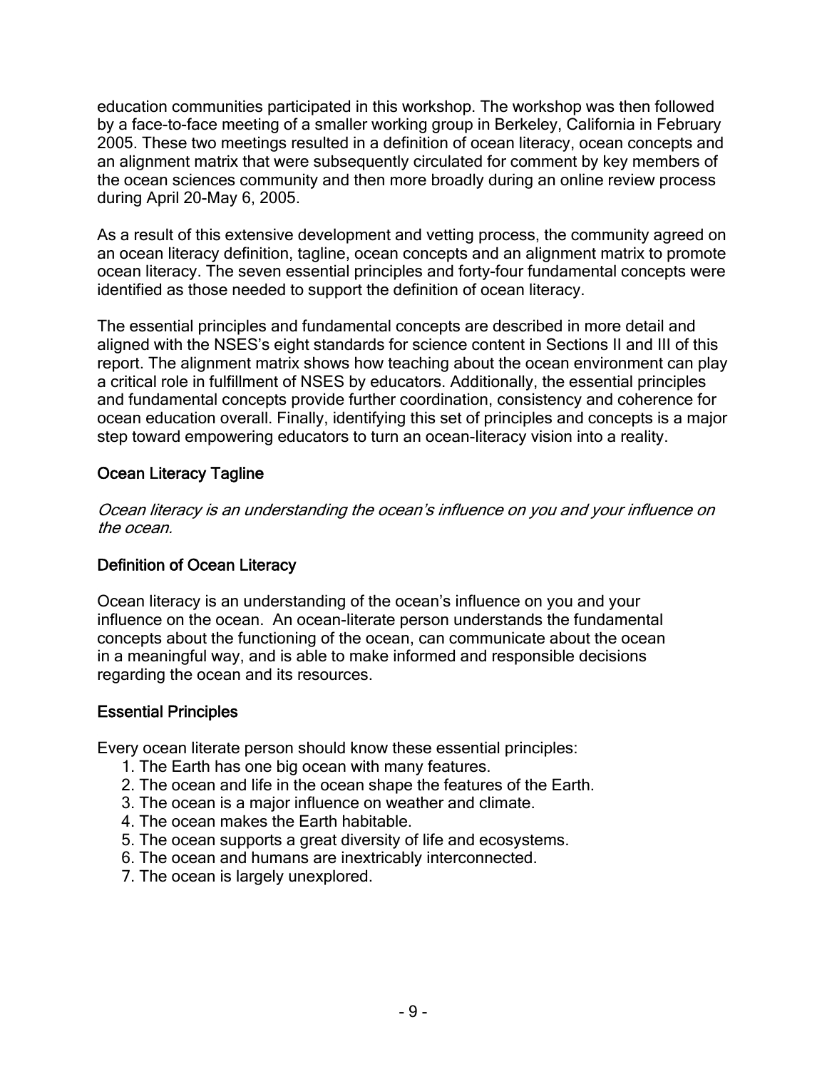education communities participated in this workshop. The workshop was then followed by a face-to-face meeting of a smaller working group in Berkeley, California in February 2005. These two meetings resulted in a definition of ocean literacy, ocean concepts and an alignment matrix that were subsequently circulated for comment by key members of the ocean sciences community and then more broadly during an online review process during April 20-May 6, 2005.

As a result of this extensive development and vetting process, the community agreed on an ocean literacy definition, tagline, ocean concepts and an alignment matrix to promote ocean literacy. The seven essential principles and forty-four fundamental concepts were identified as those needed to support the definition of ocean literacy.

The essential principles and fundamental concepts are described in more detail and aligned with the NSES's eight standards for science content in Sections II and III of this report. The alignment matrix shows how teaching about the ocean environment can play a critical role in fulfillment of NSES by educators. Additionally, the essential principles and fundamental concepts provide further coordination, consistency and coherence for ocean education overall. Finally, identifying this set of principles and concepts is a major step toward empowering educators to turn an ocean-literacy vision into a reality.

### Ocean Literacy Tagline

*Ocean literacy is an understanding the ocean's influence on you and your influence on the ocean.*

### Definition of Ocean Literacy

Ocean literacy is an understanding of the ocean's influence on you and your influence on the ocean. An ocean-literate person understands the fundamental concepts about the functioning of the ocean, can communicate about the ocean in a meaningful way, and is able to make informed and responsible decisions regarding the ocean and its resources.

### Essential Principles

Every ocean literate person should know these essential principles:

1. The Earth has one big ocean with many features.
2. The ocean and life in the ocean shape the features of the Earth.
3. The ocean is a major influence on weather and climate.
4. The ocean makes the Earth habitable.
5. The ocean supports a great diversity of life and ecosystems.
6. The ocean and humans are inextricably interconnected.
7. The ocean is largely unexplored.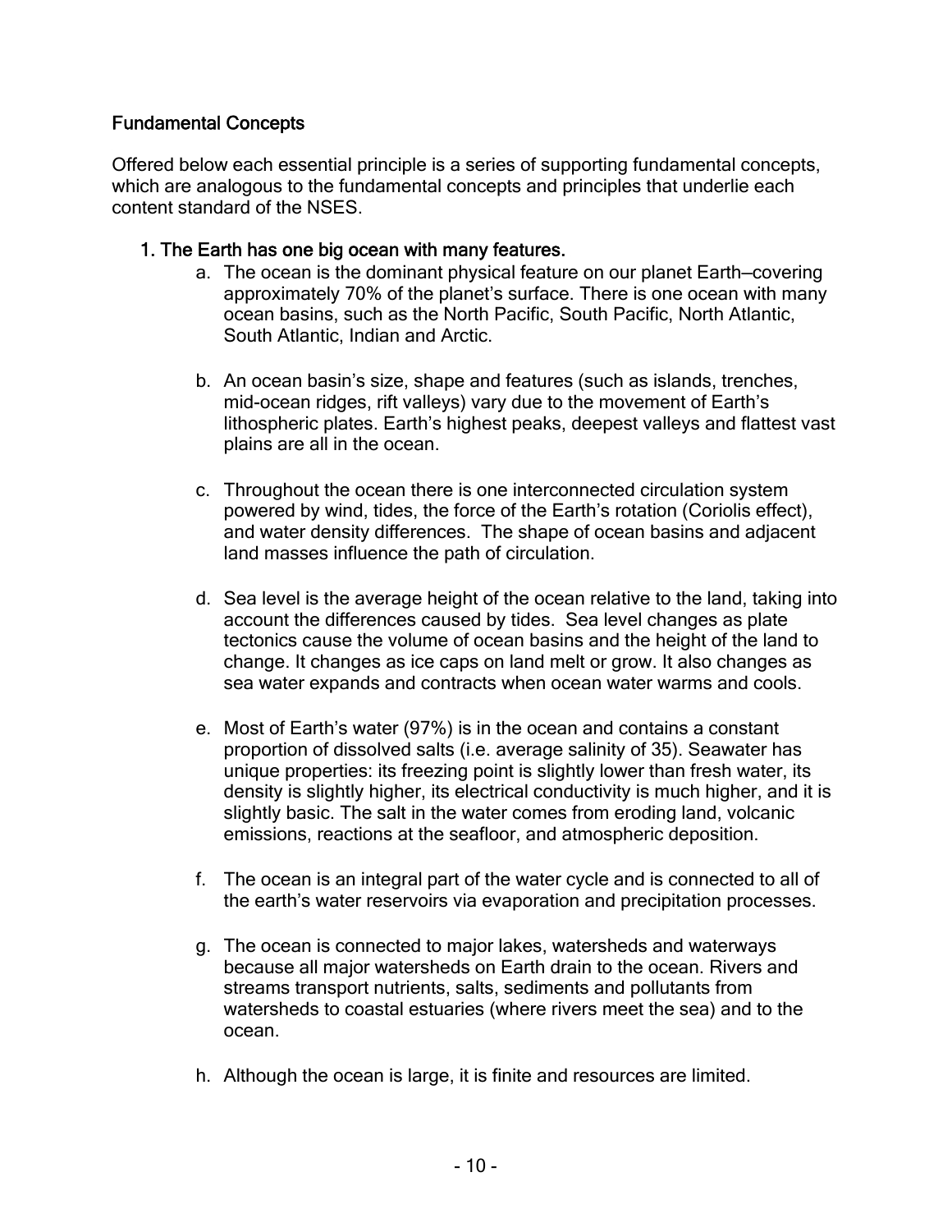## Fundamental Concepts

Offered below each essential principle is a series of supporting fundamental concepts, which are analogous to the fundamental concepts and principles that underlie each content standard of the NSES.

1. The Earth has one big ocean with many features.
   a. The ocean is the dominant physical feature on our planet Earth—covering approximately 70% of the planet's surface. There is one ocean with many ocean basins, such as the North Pacific, South Pacific, North Atlantic, South Atlantic, Indian and Arctic.

   b. An ocean basin's size, shape and features (such as islands, trenches, mid-ocean ridges, rift valleys) vary due to the movement of Earth's lithospheric plates. Earth's highest peaks, deepest valleys and flattest vast plains are all in the ocean.

   c. Throughout the ocean there is one interconnected circulation system powered by wind, tides, the force of the Earth's rotation (Coriolis effect), and water density differences. The shape of ocean basins and adjacent land masses influence the path of circulation.

   d. Sea level is the average height of the ocean relative to the land, taking into account the differences caused by tides. Sea level changes as plate tectonics cause the volume of ocean basins and the height of the land to change. It changes as ice caps on land melt or grow. It also changes as sea water expands and contracts when ocean water warms and cools.

   e. Most of Earth's water (97%) is in the ocean and contains a constant proportion of dissolved salts (i.e. average salinity of 35). Seawater has unique properties: its freezing point is slightly lower than fresh water, its density is slightly higher, its electrical conductivity is much higher, and it is slightly basic. The salt in the water comes from eroding land, volcanic emissions, reactions at the seafloor, and atmospheric deposition.

   f. The ocean is an integral part of the water cycle and is connected to all of the earth's water reservoirs via evaporation and precipitation processes.

   g. The ocean is connected to major lakes, watersheds and waterways because all major watersheds on Earth drain to the ocean. Rivers and streams transport nutrients, salts, sediments and pollutants from watersheds to coastal estuaries (where rivers meet the sea) and to the ocean.

   h. Although the ocean is large, it is finite and resources are limited.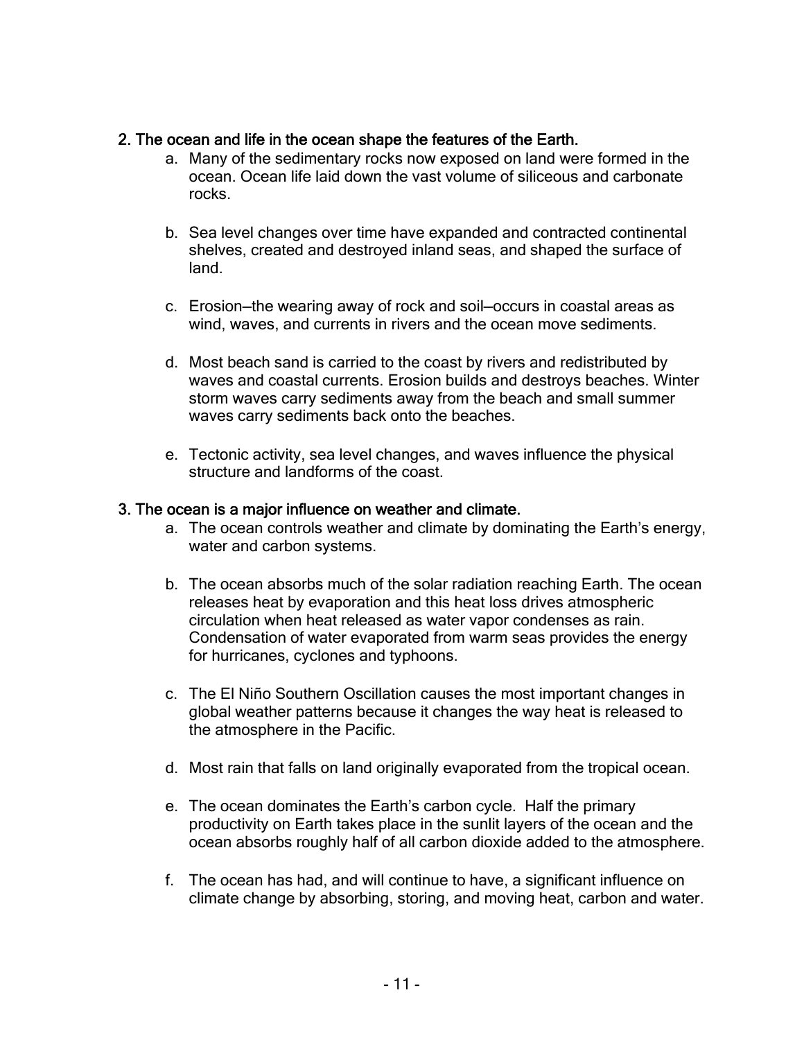**2. The ocean and life in the ocean shape the features of the Earth.**

a. Many of the sedimentary rocks now exposed on land were formed in the ocean. Ocean life laid down the vast volume of siliceous and carbonate rocks.

b. Sea level changes over time have expanded and contracted continental shelves, created and destroyed inland seas, and shaped the surface of land.

c. Erosion—the wearing away of rock and soil—occurs in coastal areas as wind, waves, and currents in rivers and the ocean move sediments.

d. Most beach sand is carried to the coast by rivers and redistributed by waves and coastal currents. Erosion builds and destroys beaches. Winter storm waves carry sediments away from the beach and small summer waves carry sediments back onto the beaches.

e. Tectonic activity, sea level changes, and waves influence the physical structure and landforms of the coast.

**3. The ocean is a major influence on weather and climate.**

a. The ocean controls weather and climate by dominating the Earth's energy, water and carbon systems.

b. The ocean absorbs much of the solar radiation reaching Earth. The ocean releases heat by evaporation and this heat loss drives atmospheric circulation when heat released as water vapor condenses as rain. Condensation of water evaporated from warm seas provides the energy for hurricanes, cyclones and typhoons.

c. The El Niño Southern Oscillation causes the most important changes in global weather patterns because it changes the way heat is released to the atmosphere in the Pacific.

d. Most rain that falls on land originally evaporated from the tropical ocean.

e. The ocean dominates the Earth's carbon cycle. Half the primary productivity on Earth takes place in the sunlit layers of the ocean and the ocean absorbs roughly half of all carbon dioxide added to the atmosphere.

f. The ocean has had, and will continue to have, a significant influence on climate change by absorbing, storing, and moving heat, carbon and water.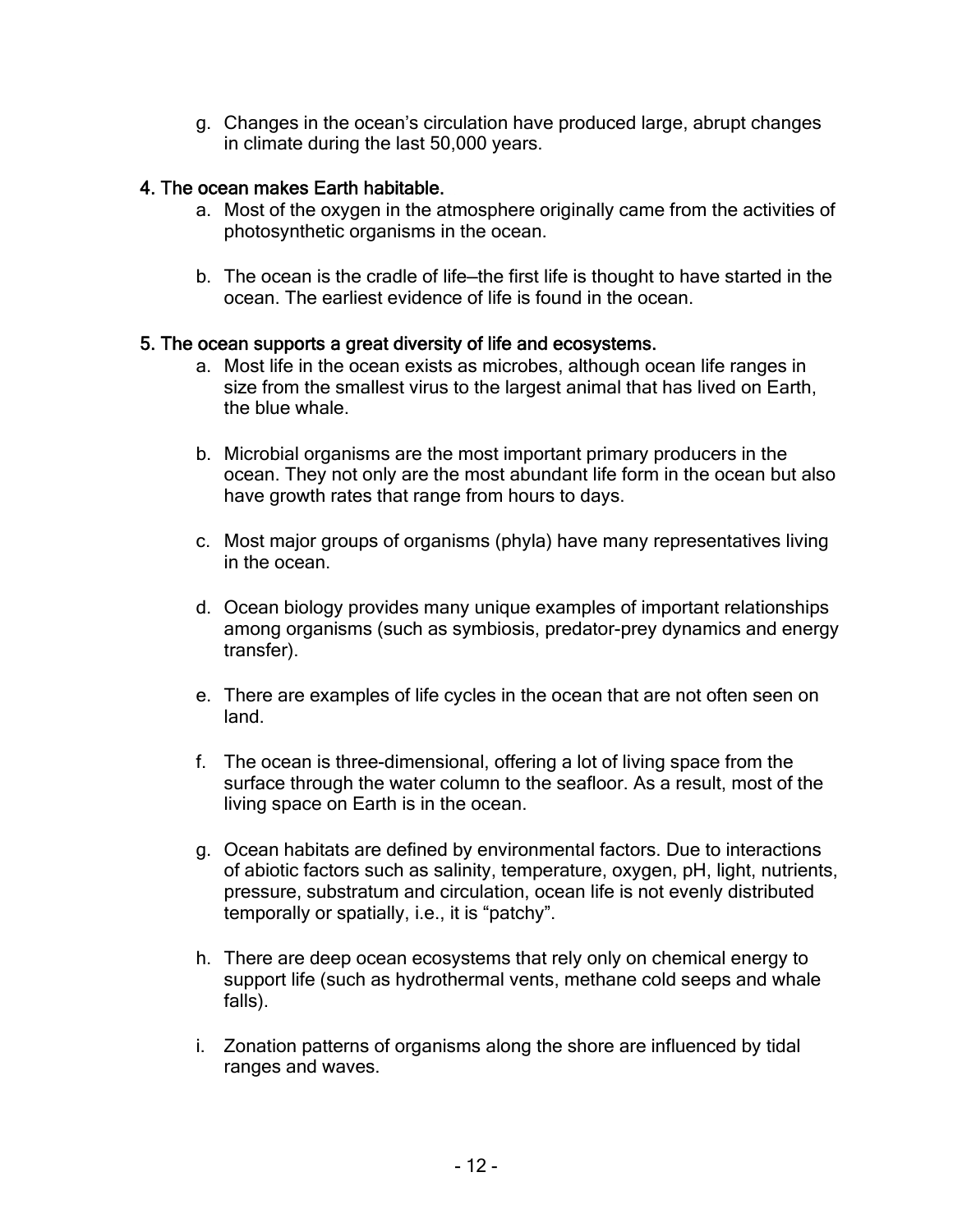g. Changes in the ocean's circulation have produced large, abrupt changes in climate during the last 50,000 years.

### 4. The ocean makes Earth habitable.

a. Most of the oxygen in the atmosphere originally came from the activities of photosynthetic organisms in the ocean.

b. The ocean is the cradle of life—the first life is thought to have started in the ocean. The earliest evidence of life is found in the ocean.

### 5. The ocean supports a great diversity of life and ecosystems.

a. Most life in the ocean exists as microbes, although ocean life ranges in size from the smallest virus to the largest animal that has lived on Earth, the blue whale.

b. Microbial organisms are the most important primary producers in the ocean. They not only are the most abundant life form in the ocean but also have growth rates that range from hours to days.

c. Most major groups of organisms (phyla) have many representatives living in the ocean.

d. Ocean biology provides many unique examples of important relationships among organisms (such as symbiosis, predator-prey dynamics and energy transfer).

e. There are examples of life cycles in the ocean that are not often seen on land.

f. The ocean is three-dimensional, offering a lot of living space from the surface through the water column to the seafloor. As a result, most of the living space on Earth is in the ocean.

g. Ocean habitats are defined by environmental factors. Due to interactions of abiotic factors such as salinity, temperature, oxygen, pH, light, nutrients, pressure, substratum and circulation, ocean life is not evenly distributed temporally or spatially, i.e., it is "patchy".

h. There are deep ocean ecosystems that rely only on chemical energy to support life (such as hydrothermal vents, methane cold seeps and whale falls).

i. Zonation patterns of organisms along the shore are influenced by tidal ranges and waves.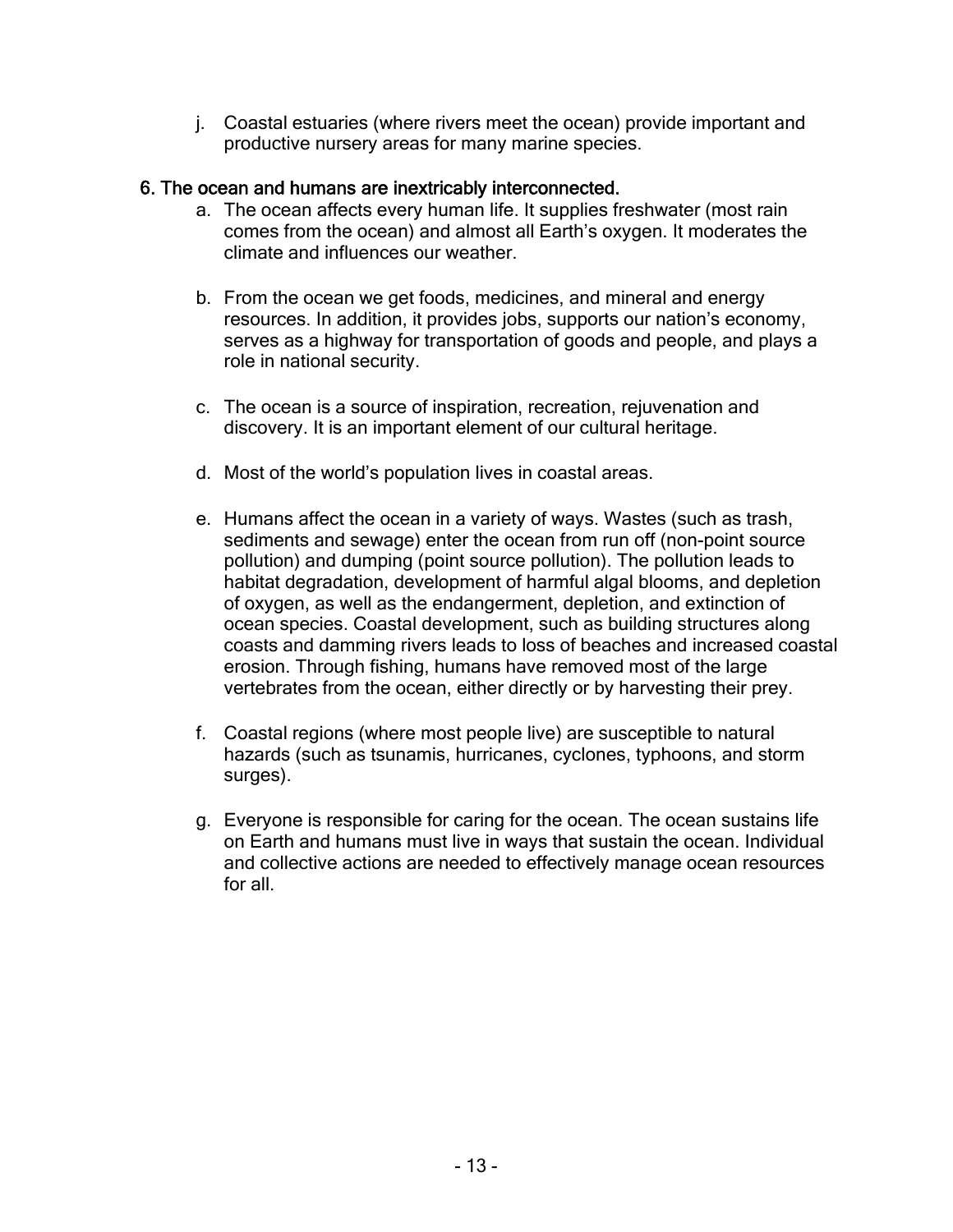j. Coastal estuaries (where rivers meet the ocean) provide important and productive nursery areas for many marine species.

## 6. The ocean and humans are inextricably interconnected.

a. The ocean affects every human life. It supplies freshwater (most rain comes from the ocean) and almost all Earth's oxygen. It moderates the climate and influences our weather.

b. From the ocean we get foods, medicines, and mineral and energy resources. In addition, it provides jobs, supports our nation's economy, serves as a highway for transportation of goods and people, and plays a role in national security.

c. The ocean is a source of inspiration, recreation, rejuvenation and discovery. It is an important element of our cultural heritage.

d. Most of the world's population lives in coastal areas.

e. Humans affect the ocean in a variety of ways. Wastes (such as trash, sediments and sewage) enter the ocean from run off (non-point source pollution) and dumping (point source pollution). The pollution leads to habitat degradation, development of harmful algal blooms, and depletion of oxygen, as well as the endangerment, depletion, and extinction of ocean species. Coastal development, such as building structures along coasts and damming rivers leads to loss of beaches and increased coastal erosion. Through fishing, humans have removed most of the large vertebrates from the ocean, either directly or by harvesting their prey.

f. Coastal regions (where most people live) are susceptible to natural hazards (such as tsunamis, hurricanes, cyclones, typhoons, and storm surges).

g. Everyone is responsible for caring for the ocean. The ocean sustains life on Earth and humans must live in ways that sustain the ocean. Individual and collective actions are needed to effectively manage ocean resources for all.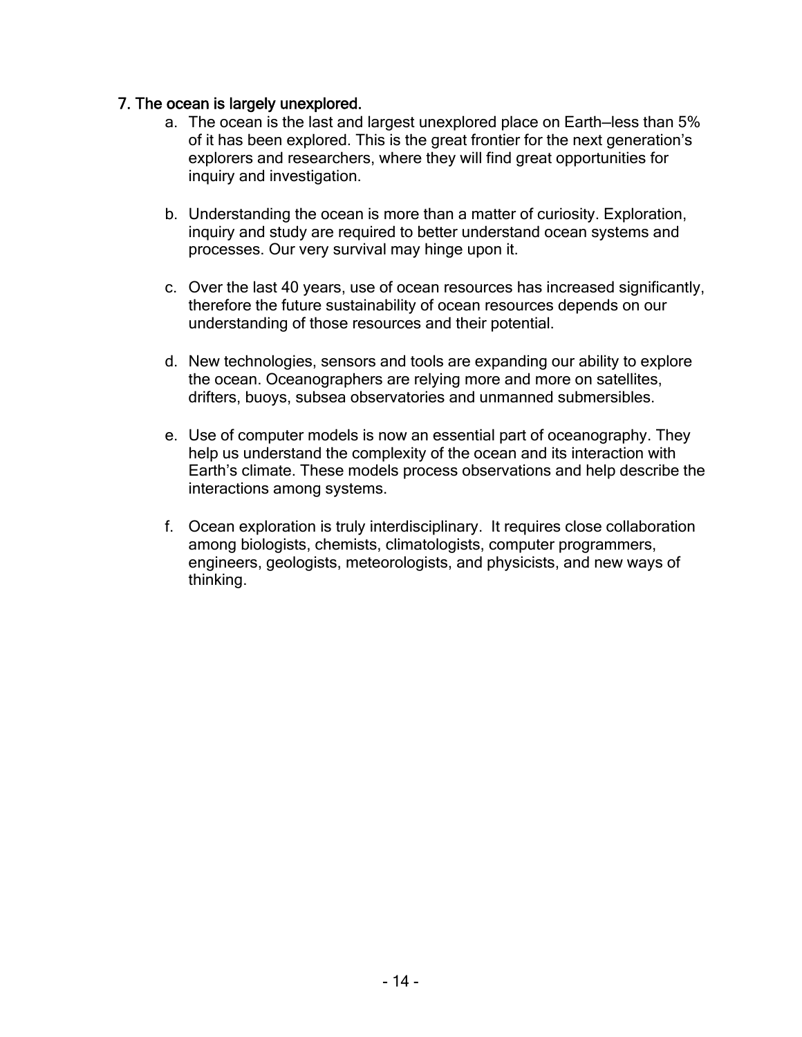### 7. The ocean is largely unexplored.

a. The ocean is the last and largest unexplored place on Earth—less than 5% of it has been explored. This is the great frontier for the next generation's explorers and researchers, where they will find great opportunities for inquiry and investigation.

b. Understanding the ocean is more than a matter of curiosity. Exploration, inquiry and study are required to better understand ocean systems and processes. Our very survival may hinge upon it.

c. Over the last 40 years, use of ocean resources has increased significantly, therefore the future sustainability of ocean resources depends on our understanding of those resources and their potential.

d. New technologies, sensors and tools are expanding our ability to explore the ocean. Oceanographers are relying more and more on satellites, drifters, buoys, subsea observatories and unmanned submersibles.

e. Use of computer models is now an essential part of oceanography. They help us understand the complexity of the ocean and its interaction with Earth's climate. These models process observations and help describe the interactions among systems.

f. Ocean exploration is truly interdisciplinary. It requires close collaboration among biologists, chemists, climatologists, computer programmers, engineers, geologists, meteorologists, and physicists, and new ways of thinking.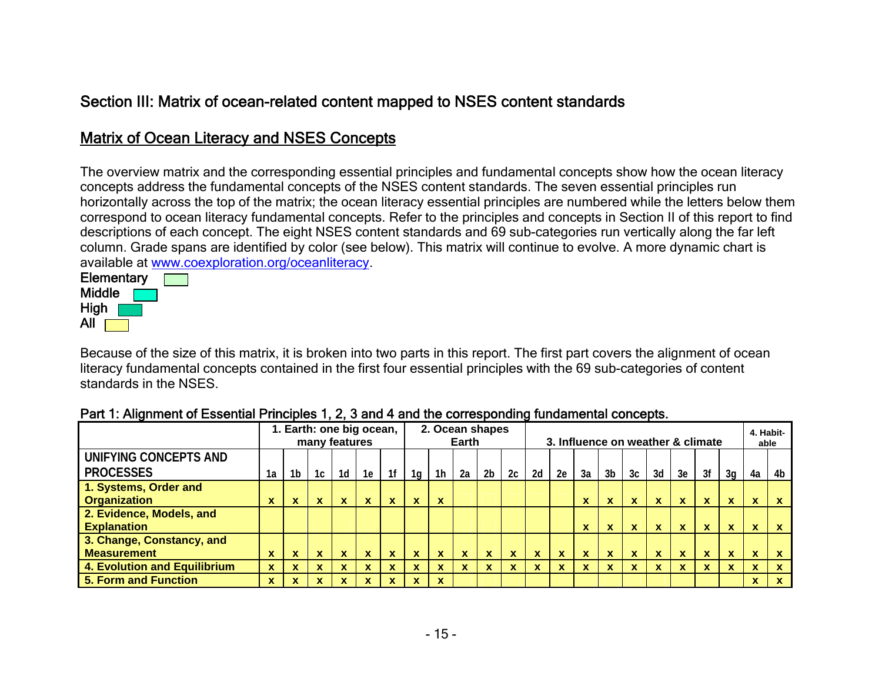## Section III: Matrix of ocean-related content mapped to NSES content standards

### Matrix of Ocean Literacy and NSES Concepts

The overview matrix and the corresponding essential principles and fundamental concepts show how the ocean literacy concepts address the fundamental concepts of the NSES content standards. The seven essential principles run horizontally across the top of the matrix; the ocean literacy essential principles are numbered while the letters below them correspond to ocean literacy fundamental concepts. Refer to the principles and concepts in Section II of this report to find descriptions of each concept. The eight NSES content standards and 69 sub-categories run vertically along the far left column. Grade spans are identified by color (see below). This matrix will continue to evolve. A more dynamic chart is available at www.coexploration.org/oceanliteracy.

Elementary
Middle
High
All

Because of the size of this matrix, it is broken into two parts in this report. The first part covers the alignment of ocean literacy fundamental concepts contained in the first four essential principles with the 69 sub-categories of content standards in the NSES.

Part 1: Alignment of Essential Principles 1, 2, 3 and 4 and the corresponding fundamental concepts.

| | 1. Earth: one big ocean, many features | | | | | | | | 2. Ocean shapes Earth | | | | | 3. Influence on weather & climate | | | | | | | 4. Habit-able | |
|---|---|---|---|---|---|---|---|---|---|---|---|---|---|---|---|---|---|---|---|---|---|---|
| **UNIFYING CONCEPTS AND PROCESSES** | 1a | 1b | 1c | 1d | 1e | 1f | 1g | 1h | 2a | 2b | 2c | 2d | 2e | 3a | 3b | 3c | 3d | 3e | 3f | 3g | 4a | 4b |
| **1. Systems, Order and Organization** | x | x | x | x | x | x | x | x | | | | | | x | x | x | x | x | x | x | x | x |
| **2. Evidence, Models, and Explanation** | | | | | | | | | | | | | | x | x | x | x | x | x | x | x | x |
| **3. Change, Constancy, and Measurement** | x | x | x | x | x | x | x | x | x | x | x | x | x | x | x | x | x | x | x | x | x | x |
| **4. Evolution and Equilibrium** | x | x | x | x | x | x | x | x | x | x | x | x | x | x | x | x | x | x | x | x | x | x |
| **5. Form and Function** | x | x | x | x | x | x | x | x | | | | | | | | | | | | | x | x |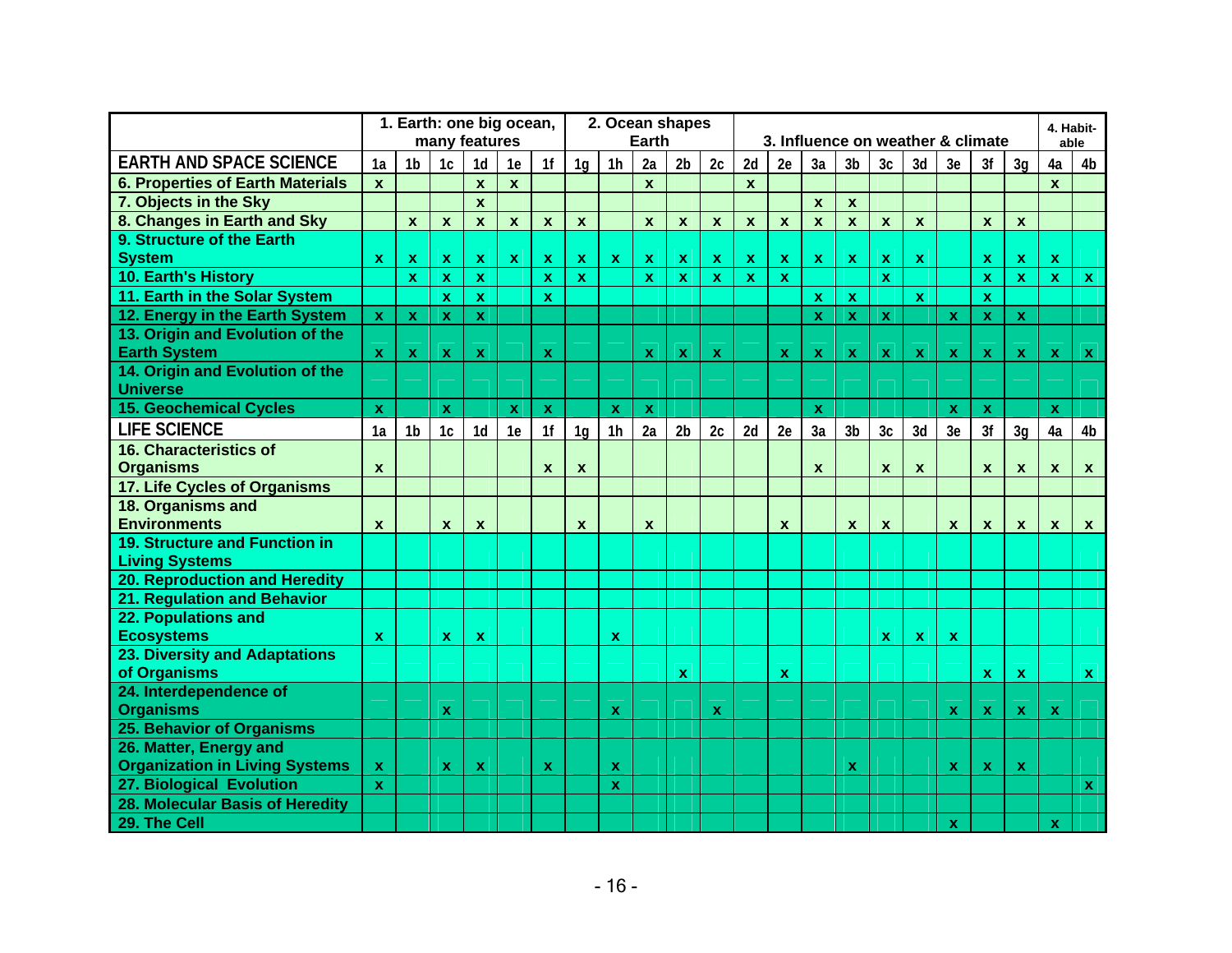| | 1. Earth: one big ocean, many features | | | | | | 2. Ocean shapes Earth | | | | | 3. Influence on weather & climate | | | | | | | | | | 4. Habit-able | |
|---|---|---|---|---|---|---|---|---|---|---|---|---|---|---|---|---|---|---|---|---|---|---|
| **EARTH AND SPACE SCIENCE** | 1a | 1b | 1c | 1d | 1e | 1f | 1g | 1h | 2a | 2b | 2c | 2d | 2e | 3a | 3b | 3c | 3d | 3e | 3f | 3g | 4a | 4b |
| **6. Properties of Earth Materials** | x | | | x | x | | | | x | | | x | | | | | | | | | x | |
| **7. Objects in the Sky** | | | | x | | | | | | | | | | x | x | | | | | | | |
| **8. Changes in Earth and Sky** | | x | x | x | x | x | x | | x | x | x | x | x | x | x | x | x | | x | x | | |
| **9. Structure of the Earth System** | x | x | x | x | x | x | x | x | x | x | x | x | x | x | x | x | x | | x | x | x | |
| **10. Earth's History** | | x | x | x | | x | x | | x | x | x | x | x | | | x | | | x | x | x | x |
| **11. Earth in the Solar System** | | | x | x | | x | | | | | | | | x | x | | x | | x | | | |
| **12. Energy in the Earth System** | x | x | x | x | | | | | | | | | | x | x | x | | x | x | x | | |
| **13. Origin and Evolution of the Earth System** | x | x | x | x | | x | | | x | x | x | | x | x | x | x | x | x | x | x | x | x |
| **14. Origin and Evolution of the Universe** | | | | | | | | | | | | | | | | | | | | | | |
| **15. Geochemical Cycles** | x | | x | | x | x | | x | x | | | | | x | | | | x | x | | x | |
| **LIFE SCIENCE** | 1a | 1b | 1c | 1d | 1e | 1f | 1g | 1h | 2a | 2b | 2c | 2d | 2e | 3a | 3b | 3c | 3d | 3e | 3f | 3g | 4a | 4b |
| **16. Characteristics of Organisms** | x | | | | | x | x | | | | | | | x | | x | x | | x | x | x | x |
| **17. Life Cycles of Organisms** | | | | | | | | | | | | | | | | | | | | | | |
| **18. Organisms and Environments** | x | | x | x | | | x | | x | | | | x | | x | x | | x | x | x | x | x |
| **19. Structure and Function in Living Systems** | | | | | | | | | | | | | | | | | | | | | | |
| **20. Reproduction and Heredity** | | | | | | | | | | | | | | | | | | | | | | |
| **21. Regulation and Behavior** | | | | | | | | | | | | | | | | | | | | | | |
| **22. Populations and Ecosystems** | x | | x | x | | | | x | | | | | | | | x | x | x | | | | |
| **23. Diversity and Adaptations of Organisms** | | | | | | | | | | x | | | x | | | | | | x | x | | x |
| **24. Interdependence of Organisms** | | | x | | | | | x | | | x | | | | | | | x | x | x | x | |
| **25. Behavior of Organisms** | | | | | | | | | | | | | | | | | | | | | | |
| **26. Matter, Energy and Organization in Living Systems** | x | | x | x | | x | | x | | | | | | | x | | | x | x | x | | |
| **27. Biological Evolution** | x | | | | | | | x | | | | | | | | | | | | | | x |
| **28. Molecular Basis of Heredity** | | | | | | | | | | | | | | | | | | | | | | |
| **29. The Cell** | | | | | | | | | | | | | | | | | | x | | | x | |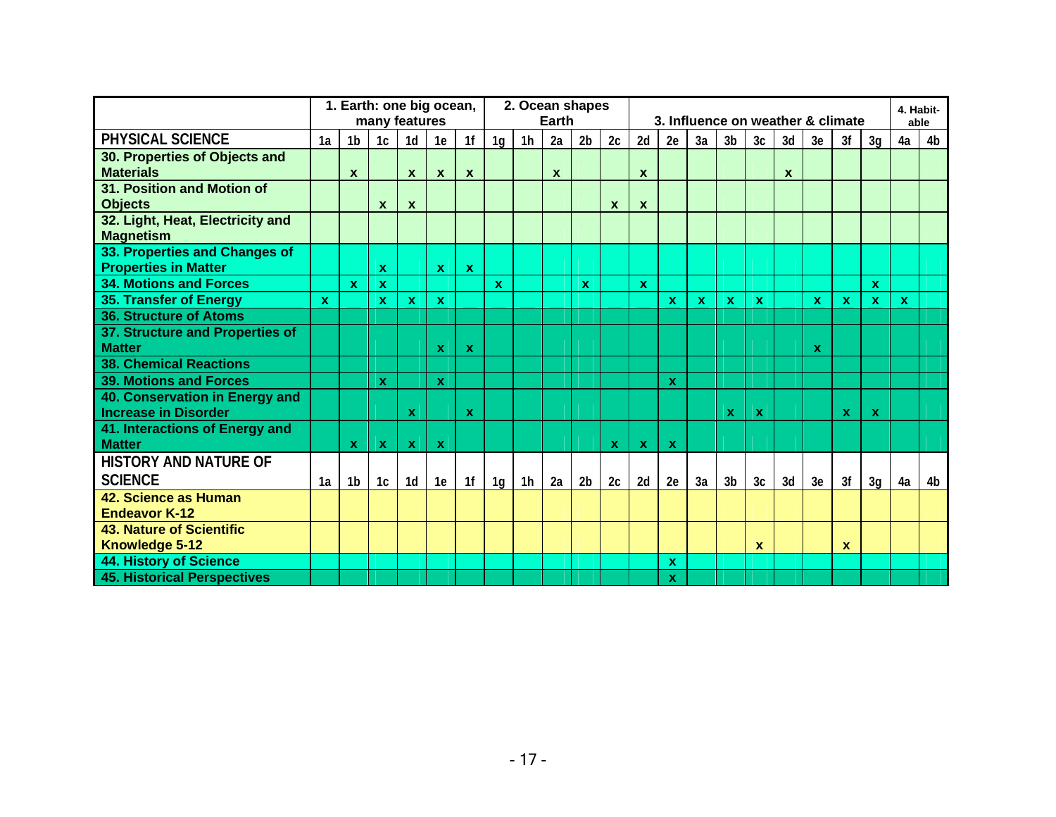| | 1. Earth: one big ocean, many features | | | | | | 2. Ocean shapes Earth | | | | | 3. Influence on weather & climate | | | | | | | | | 4. Habit-able | |
|---|---|---|---|---|---|---|---|---|---|---|---|---|---|---|---|---|---|---|---|---|---|---|
| **PHYSICAL SCIENCE** | 1a | 1b | 1c | 1d | 1e | 1f | 1g | 1h | 2a | 2b | 2c | 2d | 2e | 3a | 3b | 3c | 3d | 3e | 3f | 3g | 4a | 4b |
| **30. Properties of Objects and Materials** | | x | | x | x | x | | | x | | | x | | | | | x | | | | | |
| **31. Position and Motion of Objects** | | | x | x | | | | | | | x | x | | | | | | | | | | |
| **32. Light, Heat, Electricity and Magnetism** | | | | | | | | | | | | | | | | | | | | | | |
| **33. Properties and Changes of Properties in Matter** | | | x | | x | x | | | | | | | | | | | | | | | | |
| **34. Motions and Forces** | | x | x | | | | x | | | x | | x | | | | | | | | x | | |
| **35. Transfer of Energy** | x | | x | x | x | | | | | | | | x | x | x | x | | x | x | x | x | |
| **36. Structure of Atoms** | | | | | | | | | | | | | | | | | | | | | | |
| **37. Structure and Properties of Matter** | | | | | x | x | | | | | | | | | | | | x | | | | |
| **38. Chemical Reactions** | | | | | | | | | | | | | | | | | | | | | | |
| **39. Motions and Forces** | | | x | | x | | | | | | | | x | | | | | | | | | |
| **40. Conservation in Energy and Increase in Disorder** | | | | x | | x | | | | | | | | | x | x | | | x | x | | |
| **41. Interactions of Energy and Matter** | | x | x | x | x | | | | | | x | x | x | | | | | | | | | |
| **HISTORY AND NATURE OF SCIENCE** | 1a | 1b | 1c | 1d | 1e | 1f | 1g | 1h | 2a | 2b | 2c | 2d | 2e | 3a | 3b | 3c | 3d | 3e | 3f | 3g | 4a | 4b |
| **42. Science as Human Endeavor K-12** | | | | | | | | | | | | | | | | | | | | | | |
| **43. Nature of Scientific Knowledge 5-12** | | | | | | | | | | | | | | | | x | | | x | | | |
| **44. History of Science** | | | | | | | | | | | | | x | | | | | | | | | |
| **45. Historical Perspectives** | | | | | | | | | | | | | x | | | | | | | | | |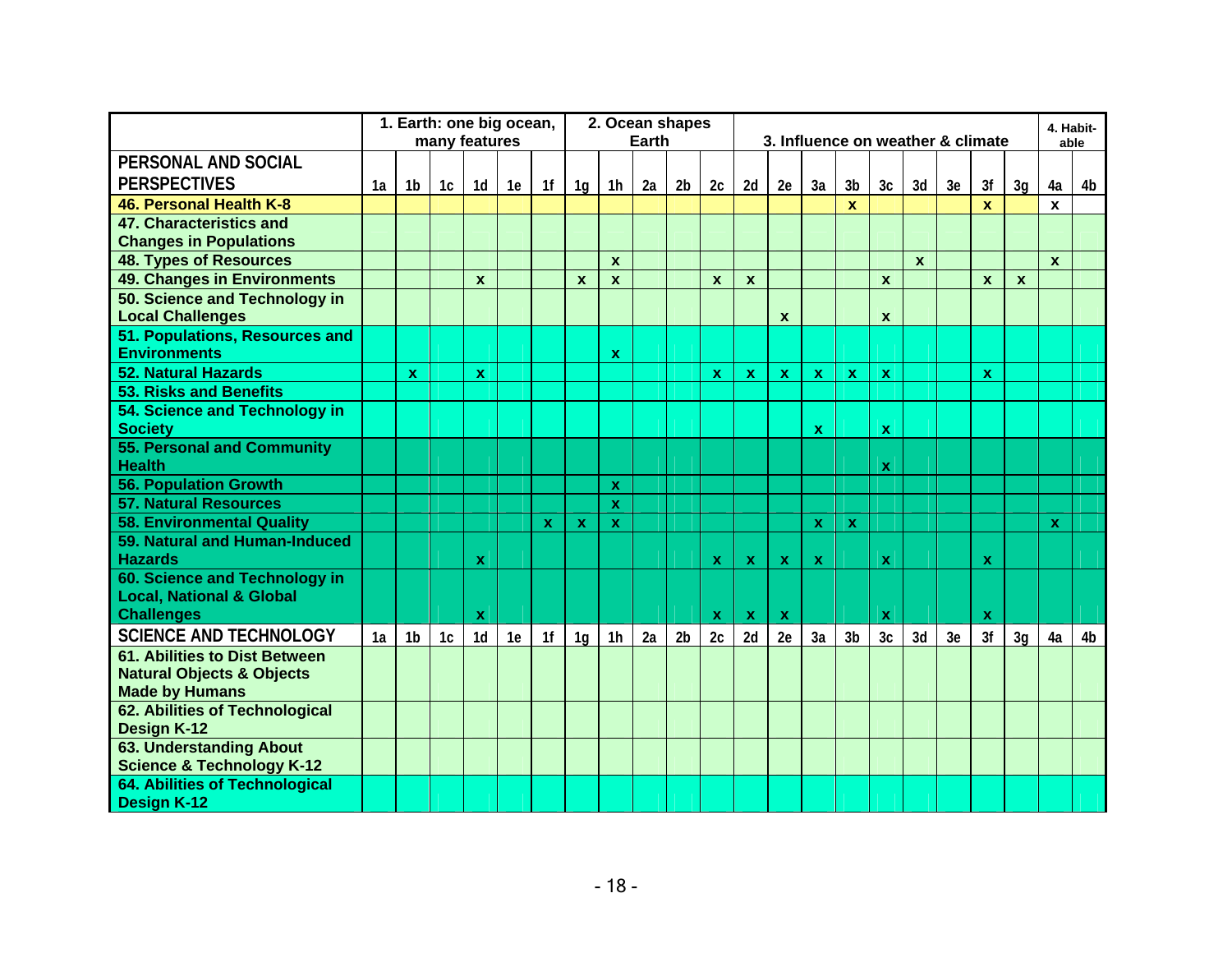| | 1. Earth: one big ocean, many features | | | | | | 2. Ocean shapes Earth | | | | | 3. Influence on weather & climate | | | | | | | | | 4. Habit-able | |
|---|---|---|---|---|---|---|---|---|---|---|---|---|---|---|---|---|---|---|---|---|---|---|
| **PERSONAL AND SOCIAL PERSPECTIVES** | 1a | 1b | 1c | 1d | 1e | 1f | 1g | 1h | 2a | 2b | 2c | 2d | 2e | 3a | 3b | 3c | 3d | 3e | 3f | 3g | 4a | 4b |
| **46. Personal Health K-8** | | | | | | | | | | | | | | | x | | | | x | | x | |
| **47. Characteristics and Changes in Populations** | | | | | | | | | | | | | | | | | | | | | | |
| **48. Types of Resources** | | | | | | | | x | | | | | | | | | x | | | | x | |
| **49. Changes in Environments** | | | | x | | | x | x | | | x | x | | | | x | | | x | x | | |
| **50. Science and Technology in Local Challenges** | | | | | | | | | | | | | x | | | x | | | | | | |
| **51. Populations, Resources and Environments** | | | | | | | | x | | | | | | | | | | | | | | |
| **52. Natural Hazards** | | x | | x | | | | | | | x | x | x | x | x | x | | | x | | | |
| **53. Risks and Benefits** | | | | | | | | | | | | | | | | | | | | | | |
| **54. Science and Technology in Society** | | | | | | | | | | | | | | x | | x | | | | | | |
| **55. Personal and Community Health** | | | | | | | | | | | | | | | | x | | | | | | |
| **56. Population Growth** | | | | | | | | x | | | | | | | | | | | | | | |
| **57. Natural Resources** | | | | | | | | x | | | | | | | | | | | | | | |
| **58. Environmental Quality** | | | | | | x | x | x | | | | | | x | x | | | | | | x | |
| **59. Natural and Human-Induced Hazards** | | | | x | | | | | | | x | x | x | x | | x | | | x | | | |
| **60. Science and Technology in Local, National & Global Challenges** | | | | x | | | | | | | x | x | x | | | x | | | x | | | |
| **SCIENCE AND TECHNOLOGY** | 1a | 1b | 1c | 1d | 1e | 1f | 1g | 1h | 2a | 2b | 2c | 2d | 2e | 3a | 3b | 3c | 3d | 3e | 3f | 3g | 4a | 4b |
| **61. Abilities to Dist Between Natural Objects & Objects Made by Humans** | | | | | | | | | | | | | | | | | | | | | | |
| **62. Abilities of Technological Design K-12** | | | | | | | | | | | | | | | | | | | | | | |
| **63. Understanding About Science & Technology K-12** | | | | | | | | | | | | | | | | | | | | | | |
| **64. Abilities of Technological Design K-12** | | | | | | | | | | | | | | | | | | | | | | |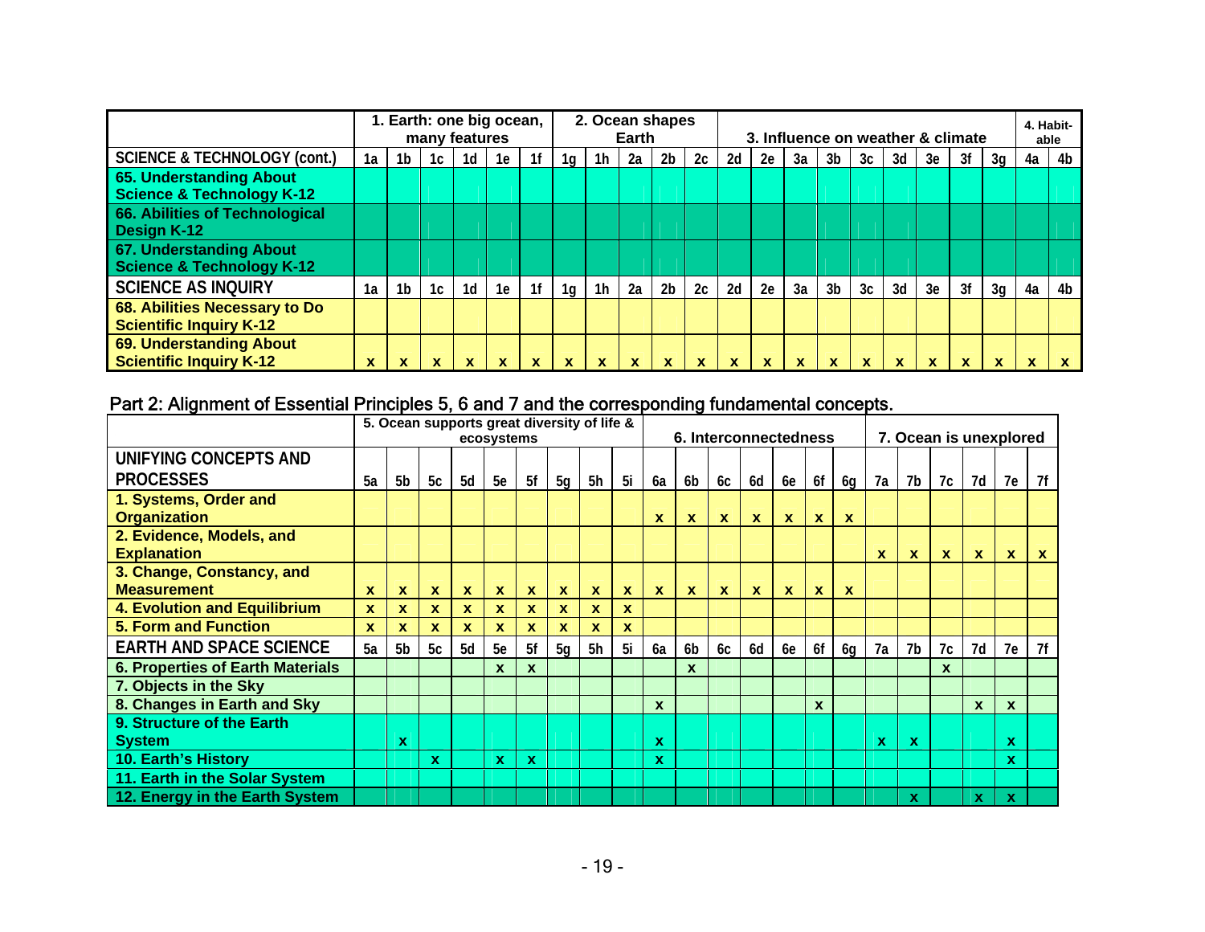| | 1. Earth: one big ocean, many features | | | | | | 2. Ocean shapes Earth | | | | | 3. Influence on weather & climate | | | | | | | | | 4. Habit-able | |
|---|---|---|---|---|---|---|---|---|---|---|---|---|---|---|---|---|---|---|---|---|---|---|
| **SCIENCE & TECHNOLOGY (cont.)** | 1a | 1b | 1c | 1d | 1e | 1f | 1g | 1h | 2a | 2b | 2c | 2d | 2e | 3a | 3b | 3c | 3d | 3e | 3f | 3g | 4a | 4b |
| **65. Understanding About Science & Technology K-12** | | | | | | | | | | | | | | | | | | | | | | |
| **66. Abilities of Technological Design K-12** | | | | | | | | | | | | | | | | | | | | | | |
| **67. Understanding About Science & Technology K-12** | | | | | | | | | | | | | | | | | | | | | | |
| **SCIENCE AS INQUIRY** | 1a | 1b | 1c | 1d | 1e | 1f | 1g | 1h | 2a | 2b | 2c | 2d | 2e | 3a | 3b | 3c | 3d | 3e | 3f | 3g | 4a | 4b |
| **68. Abilities Necessary to Do Scientific Inquiry K-12** | | | | | | | | | | | | | | | | | | | | | | |
| **69. Understanding About Scientific Inquiry K-12** | x | x | x | x | x | x | x | x | x | x | x | x | x | x | x | x | x | x | x | x | x | x |

## Part 2: Alignment of Essential Principles 5, 6 and 7 and the corresponding fundamental concepts.

| | 5. Ocean supports great diversity of life & ecosystems | | | | | | | | | 6. Interconnectedness | | | | | | | 7. Ocean is unexplored | | | | | |
|---|---|---|---|---|---|---|---|---|---|---|---|---|---|---|---|---|---|---|---|---|---|---|
| **UNIFYING CONCEPTS AND PROCESSES** | 5a | 5b | 5c | 5d | 5e | 5f | 5g | 5h | 5i | 6a | 6b | 6c | 6d | 6e | 6f | 6g | 7a | 7b | 7c | 7d | 7e | 7f |
| **1. Systems, Order and Organization** | | | | | | | | | | x | x | x | x | x | x | x | | | | | | |
| **2. Evidence, Models, and Explanation** | | | | | | | | | | | | | | | | | x | x | x | x | x | x |
| **3. Change, Constancy, and Measurement** | x | x | x | x | x | x | x | x | x | x | x | x | x | x | x | x | | | | | | |
| **4. Evolution and Equilibrium** | x | x | x | x | x | x | x | x | x | | | | | | | | | | | | | |
| **5. Form and Function** | x | x | x | x | x | x | x | x | x | | | | | | | | | | | | | |
| **EARTH AND SPACE SCIENCE** | 5a | 5b | 5c | 5d | 5e | 5f | 5g | 5h | 5i | 6a | 6b | 6c | 6d | 6e | 6f | 6g | 7a | 7b | 7c | 7d | 7e | 7f |
| **6. Properties of Earth Materials** | | | | | x | x | | | | | x | | | | | | | | x | | | |
| **7. Objects in the Sky** | | | | | | | | | | | | | | | | | | | | | | |
| **8. Changes in Earth and Sky** | | | | | | | | | | x | | | | | x | | | | | x | x | |
| **9. Structure of the Earth System** | | x | | | | | | | | x | | | | | | | x | x | | | x | |
| **10. Earth's History** | | | x | | x | x | | | | x | | | | | | | | | | | x | |
| **11. Earth in the Solar System** | | | | | | | | | | | | | | | | | | | | | | |
| **12. Energy in the Earth System** | | | | | | | | | | | | | | | | | | x | | x | x | |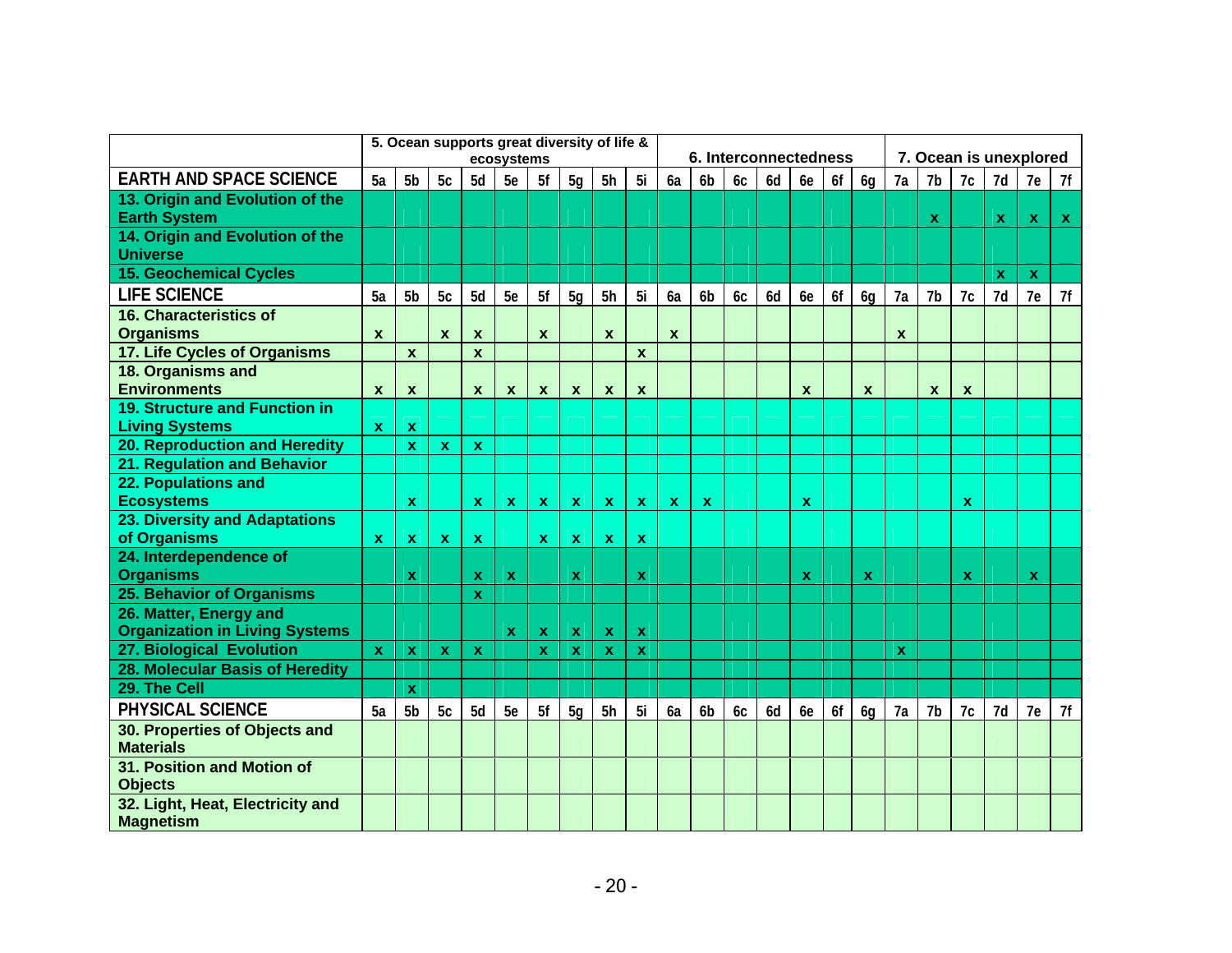| | 5. Ocean supports great diversity of life & ecosystems | | | | | | | | | 6. Interconnectedness | | | | | | | 7. Ocean is unexplored | | | | | |
|---|---|---|---|---|---|---|---|---|---|---|---|---|---|---|---|---|---|---|---|---|---|---|
| **EARTH AND SPACE SCIENCE** | 5a | 5b | 5c | 5d | 5e | 5f | 5g | 5h | 5i | 6a | 6b | 6c | 6d | 6e | 6f | 6g | 7a | 7b | 7c | 7d | 7e | 7f |
| **13. Origin and Evolution of the Earth System** | | | | | | | | | | | | | | | | | | x | | x | x | x |
| **14. Origin and Evolution of the Universe** | | | | | | | | | | | | | | | | | | | | | | |
| **15. Geochemical Cycles** | | | | | | | | | | | | | | | | | | | | x | x | |
| **LIFE SCIENCE** | 5a | 5b | 5c | 5d | 5e | 5f | 5g | 5h | 5i | 6a | 6b | 6c | 6d | 6e | 6f | 6g | 7a | 7b | 7c | 7d | 7e | 7f |
| **16. Characteristics of Organisms** | x | | x | x | | x | | x | | x | | | | | | | x | | | | | |
| **17. Life Cycles of Organisms** | | x | | x | | | | | x | | | | | | | | | | | | | |
| **18. Organisms and Environments** | x | x | | x | x | x | x | x | x | | | | | x | | x | | x | x | | | |
| **19. Structure and Function in Living Systems** | x | x | | | | | | | | | | | | | | | | | | | | |
| **20. Reproduction and Heredity** | | x | x | x | | | | | | | | | | | | | | | | | | |
| **21. Regulation and Behavior** | | | | | | | | | | | | | | | | | | | | | | |
| **22. Populations and Ecosystems** | | x | | x | x | x | x | x | x | x | x | | | x | | | | | x | | | |
| **23. Diversity and Adaptations of Organisms** | x | x | x | x | | x | x | x | x | | | | | | | | | | | | | |
| **24. Interdependence of Organisms** | | x | | x | x | | x | | x | | | | | x | | x | | | x | | x | |
| **25. Behavior of Organisms** | | | | x | | | | | | | | | | | | | | | | | | |
| **26. Matter, Energy and Organization in Living Systems** | | | | | x | x | x | x | x | | | | | | | | | | | | | |
| **27. Biological Evolution** | x | x | x | x | | x | x | x | x | | | | | | | | x | | | | | |
| **28. Molecular Basis of Heredity** | | | | | | | | | | | | | | | | | | | | | | |
| **29. The Cell** | | x | | | | | | | | | | | | | | | | | | | | |
| **PHYSICAL SCIENCE** | 5a | 5b | 5c | 5d | 5e | 5f | 5g | 5h | 5i | 6a | 6b | 6c | 6d | 6e | 6f | 6g | 7a | 7b | 7c | 7d | 7e | 7f |
| **30. Properties of Objects and Materials** | | | | | | | | | | | | | | | | | | | | | | |
| **31. Position and Motion of Objects** | | | | | | | | | | | | | | | | | | | | | | |
| **32. Light, Heat, Electricity and Magnetism** | | | | | | | | | | | | | | | | | | | | | | |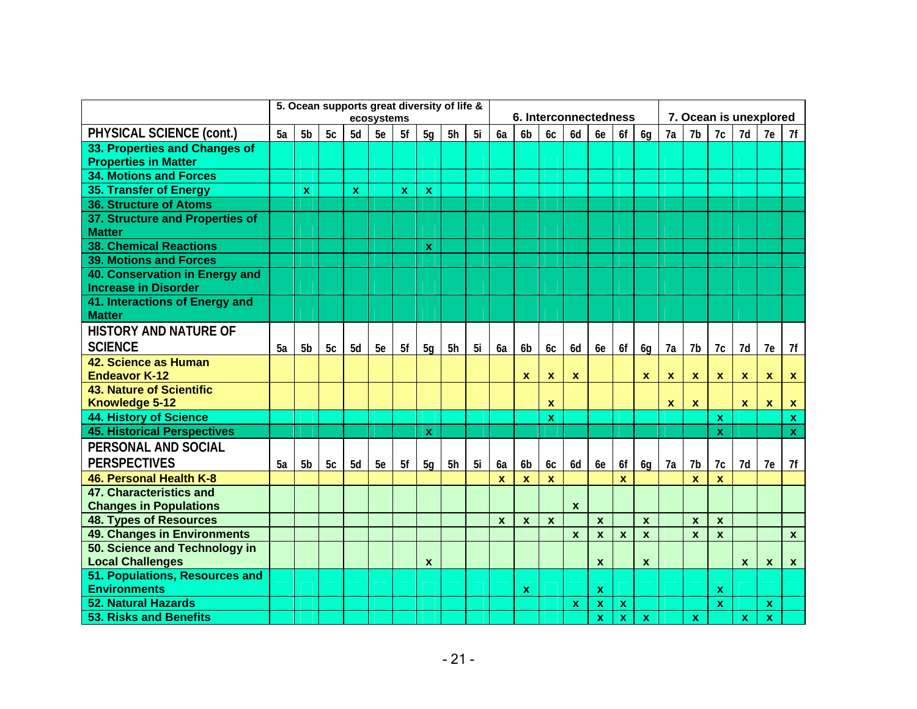| | 5. Ocean supports great diversity of life & ecosystems | | | | | | | | | 6. Interconnectedness | | | | | | | 7. Ocean is unexplored | | | | | |
|---|---|---|---|---|---|---|---|---|---|---|---|---|---|---|---|---|---|---|---|---|---|---|
| **PHYSICAL SCIENCE (cont.)** | 5a | 5b | 5c | 5d | 5e | 5f | 5g | 5h | 5i | 6a | 6b | 6c | 6d | 6e | 6f | 6g | 7a | 7b | 7c | 7d | 7e | 7f |
| **33. Properties and Changes of Properties in Matter** | | | | | | | | | | | | | | | | | | | | | | |
| **34. Motions and Forces** | | | | | | | | | | | | | | | | | | | | | | |
| **35. Transfer of Energy** | | x | | x | | x | x | | | | | | | | | | | | | | | |
| **36. Structure of Atoms** | | | | | | | | | | | | | | | | | | | | | | |
| **37. Structure and Properties of Matter** | | | | | | | | | | | | | | | | | | | | | | |
| **38. Chemical Reactions** | | | | | | | x | | | | | | | | | | | | | | | |
| **39. Motions and Forces** | | | | | | | | | | | | | | | | | | | | | | |
| **40. Conservation in Energy and Increase in Disorder** | | | | | | | | | | | | | | | | | | | | | | |
| **41. Interactions of Energy and Matter** | | | | | | | | | | | | | | | | | | | | | | |
| **HISTORY AND NATURE OF SCIENCE** | 5a | 5b | 5c | 5d | 5e | 5f | 5g | 5h | 5i | 6a | 6b | 6c | 6d | 6e | 6f | 6g | 7a | 7b | 7c | 7d | 7e | 7f |
| **42. Science as Human Endeavor K-12** | | | | | | | | | | | x | x | x | | | x | x | x | x | x | x | x |
| **43. Nature of Scientific Knowledge 5-12** | | | | | | | | | | | | x | | | | | x | x | | x | x | x |
| **44. History of Science** | | | | | | | | | | | | x | | | | | | | x | | | x |
| **45. Historical Perspectives** | | | | | | | x | | | | | | | | | | | | x | | | x |
| **PERSONAL AND SOCIAL PERSPECTIVES** | 5a | 5b | 5c | 5d | 5e | 5f | 5g | 5h | 5i | 6a | 6b | 6c | 6d | 6e | 6f | 6g | 7a | 7b | 7c | 7d | 7e | 7f |
| **46. Personal Health K-8** | | | | | | | | | | x | x | x | | | x | | | x | x | | | |
| **47. Characteristics and Changes in Populations** | | | | | | | | | | | | | x | | | | | | | | | |
| **48. Types of Resources** | | | | | | | | | | x | x | x | | x | | x | | x | x | | | |
| **49. Changes in Environments** | | | | | | | | | | | | | x | x | x | x | | x | x | | | x |
| **50. Science and Technology in Local Challenges** | | | | | | | x | | | | | | | x | | x | | | | x | x | x |
| **51. Populations, Resources and Environments** | | | | | | | | | | | x | | | x | | | | | x | | | |
| **52. Natural Hazards** | | | | | | | | | | | | | x | x | x | | | | x | | x | |
| **53. Risks and Benefits** | | | | | | | | | | | | | | x | x | x | | x | | x | x | |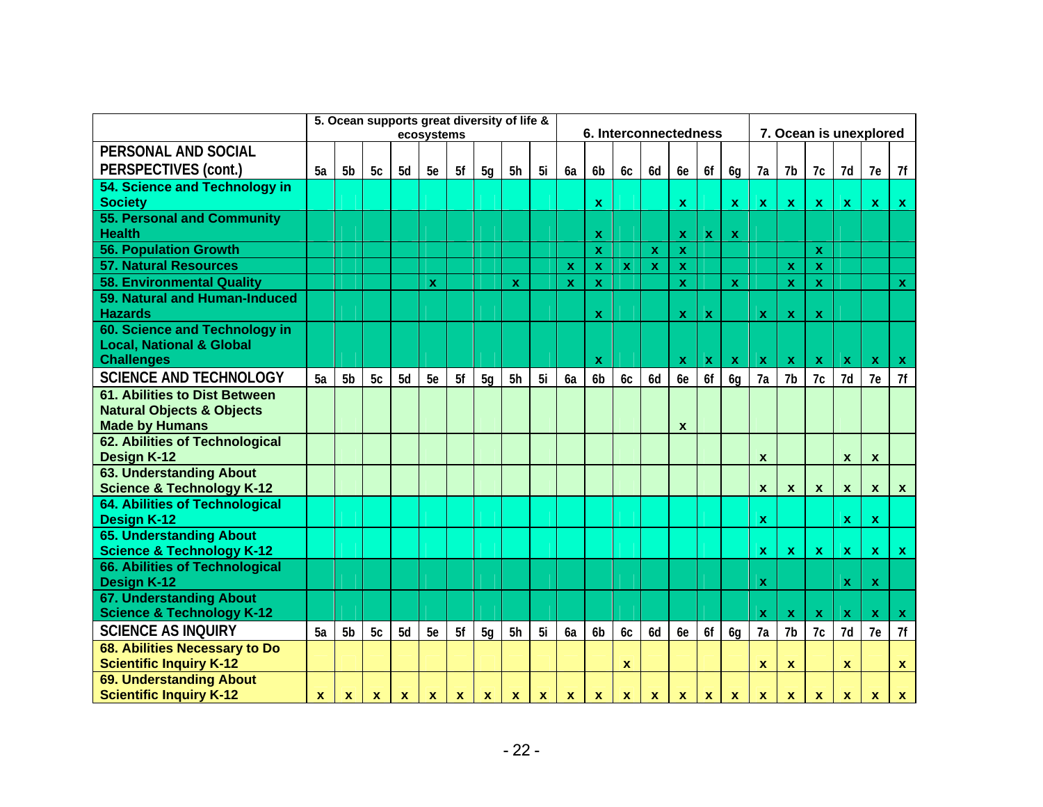| | 5. Ocean supports great diversity of life & ecosystems | | | | | | | | | 6. Interconnectedness | | | | | | | 7. Ocean is unexplored | | | | | |
|---|---|---|---|---|---|---|---|---|---|---|---|---|---|---|---|---|---|---|---|---|---|---|
| **PERSONAL AND SOCIAL PERSPECTIVES (cont.)** | 5a | 5b | 5c | 5d | 5e | 5f | 5g | 5h | 5i | 6a | 6b | 6c | 6d | 6e | 6f | 6g | 7a | 7b | 7c | 7d | 7e | 7f |
| **54. Science and Technology in Society** | | | | | | | | | | | x | | | x | | x | x | x | x | x | x | x |
| **55. Personal and Community Health** | | | | | | | | | | | x | | | x | x | x | | | | | | |
| **56. Population Growth** | | | | | | | | | | | x | | x | x | | | | | x | | | |
| **57. Natural Resources** | | | | | | | | | | x | x | x | x | x | | | | x | x | | | |
| **58. Environmental Quality** | | | | | x | | | x | | x | x | | | x | | x | | x | x | | | x |
| **59. Natural and Human-Induced Hazards** | | | | | | | | | | | x | | | x | x | | x | x | x | | | |
| **60. Science and Technology in Local, National & Global Challenges** | | | | | | | | | | | x | | | x | x | x | x | x | x | x | x | x |
| **SCIENCE AND TECHNOLOGY** | 5a | 5b | 5c | 5d | 5e | 5f | 5g | 5h | 5i | 6a | 6b | 6c | 6d | 6e | 6f | 6g | 7a | 7b | 7c | 7d | 7e | 7f |
| **61. Abilities to Dist Between Natural Objects & Objects Made by Humans** | | | | | | | | | | | | | | x | | | | | | | | |
| **62. Abilities of Technological Design K-12** | | | | | | | | | | | | | | | | | x | | | x | x | |
| **63. Understanding About Science & Technology K-12** | | | | | | | | | | | | | | | | | x | x | x | x | x | x |
| **64. Abilities of Technological Design K-12** | | | | | | | | | | | | | | | | | x | | | x | x | |
| **65. Understanding About Science & Technology K-12** | | | | | | | | | | | | | | | | | x | x | x | x | x | x |
| **66. Abilities of Technological Design K-12** | | | | | | | | | | | | | | | | | x | | | x | x | |
| **67. Understanding About Science & Technology K-12** | | | | | | | | | | | | | | | | | x | x | x | x | x | x |
| **SCIENCE AS INQUIRY** | 5a | 5b | 5c | 5d | 5e | 5f | 5g | 5h | 5i | 6a | 6b | 6c | 6d | 6e | 6f | 6g | 7a | 7b | 7c | 7d | 7e | 7f |
| **68. Abilities Necessary to Do Scientific Inquiry K-12** | | | | | | | | | | | | x | | | | | x | x | | x | | x |
| **69. Understanding About Scientific Inquiry K-12** | x | x | x | x | x | x | x | x | x | x | x | x | x | x | x | x | x | x | x | x | x | x |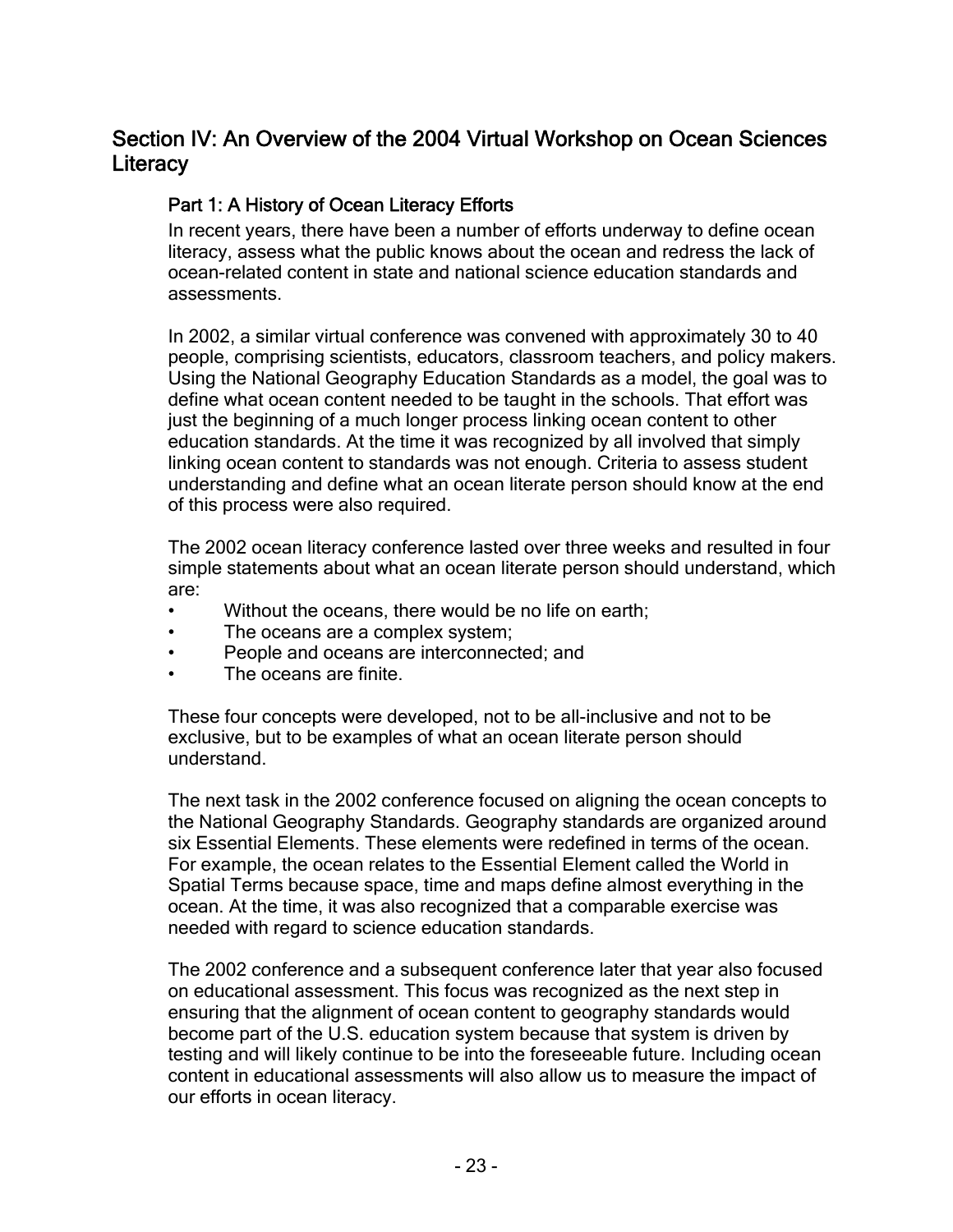## Section IV: An Overview of the 2004 Virtual Workshop on Ocean Sciences Literacy

### Part 1: A History of Ocean Literacy Efforts

In recent years, there have been a number of efforts underway to define ocean literacy, assess what the public knows about the ocean and redress the lack of ocean-related content in state and national science education standards and assessments.

In 2002, a similar virtual conference was convened with approximately 30 to 40 people, comprising scientists, educators, classroom teachers, and policy makers. Using the National Geography Education Standards as a model, the goal was to define what ocean content needed to be taught in the schools. That effort was just the beginning of a much longer process linking ocean content to other education standards. At the time it was recognized by all involved that simply linking ocean content to standards was not enough. Criteria to assess student understanding and define what an ocean literate person should know at the end of this process were also required.

The 2002 ocean literacy conference lasted over three weeks and resulted in four simple statements about what an ocean literate person should understand, which are:

- Without the oceans, there would be no life on earth;
- The oceans are a complex system;
- People and oceans are interconnected; and
- The oceans are finite.

These four concepts were developed, not to be all-inclusive and not to be exclusive, but to be examples of what an ocean literate person should understand.

The next task in the 2002 conference focused on aligning the ocean concepts to the National Geography Standards. Geography standards are organized around six Essential Elements. These elements were redefined in terms of the ocean. For example, the ocean relates to the Essential Element called the World in Spatial Terms because space, time and maps define almost everything in the ocean. At the time, it was also recognized that a comparable exercise was needed with regard to science education standards.

The 2002 conference and a subsequent conference later that year also focused on educational assessment. This focus was recognized as the next step in ensuring that the alignment of ocean content to geography standards would become part of the U.S. education system because that system is driven by testing and will likely continue to be into the foreseeable future. Including ocean content in educational assessments will also allow us to measure the impact of our efforts in ocean literacy.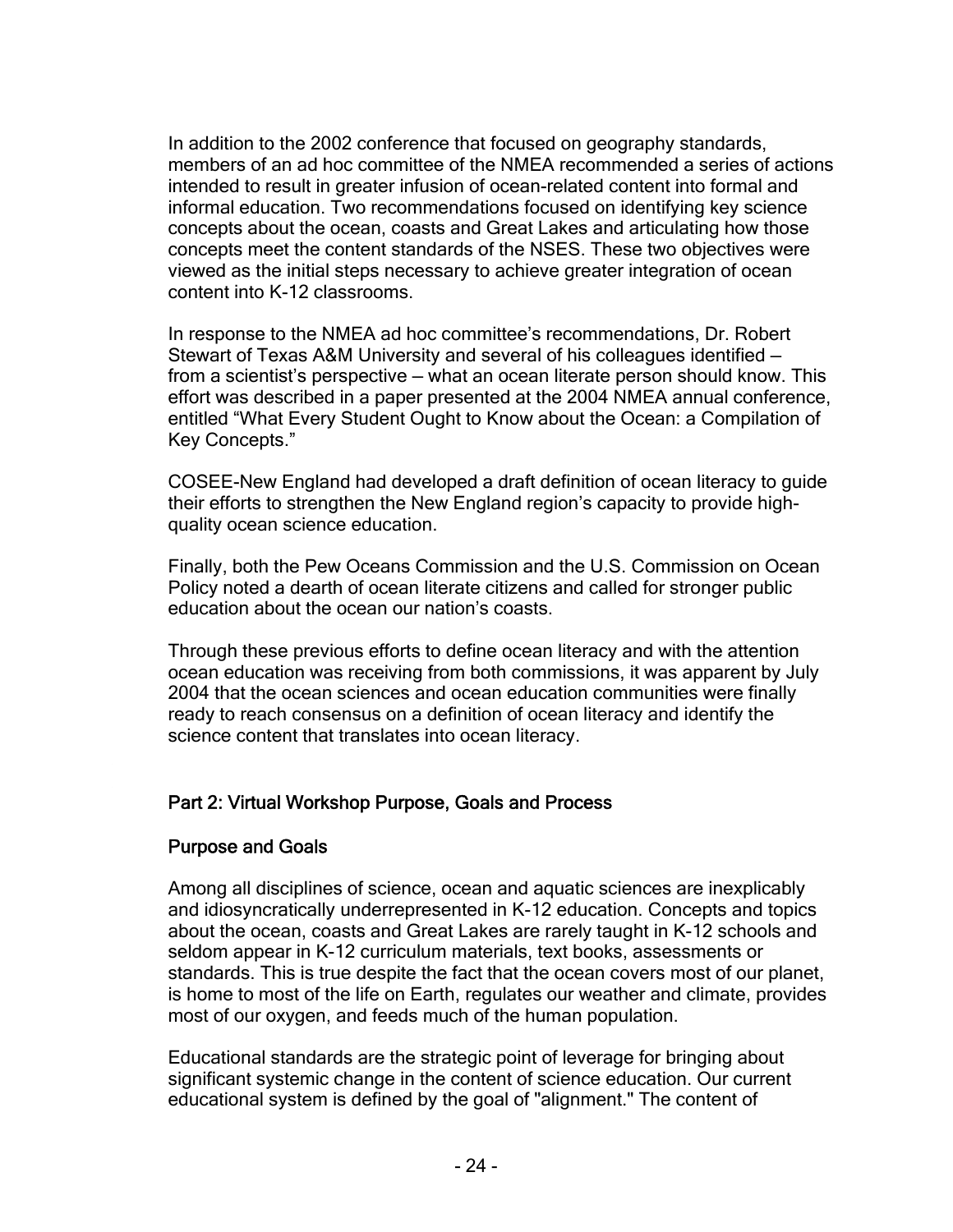In addition to the 2002 conference that focused on geography standards, members of an ad hoc committee of the NMEA recommended a series of actions intended to result in greater infusion of ocean-related content into formal and informal education. Two recommendations focused on identifying key science concepts about the ocean, coasts and Great Lakes and articulating how those concepts meet the content standards of the NSES. These two objectives were viewed as the initial steps necessary to achieve greater integration of ocean content into K-12 classrooms.

In response to the NMEA ad hoc committee's recommendations, Dr. Robert Stewart of Texas A&M University and several of his colleagues identified — from a scientist's perspective — what an ocean literate person should know. This effort was described in a paper presented at the 2004 NMEA annual conference, entitled "What Every Student Ought to Know about the Ocean: a Compilation of Key Concepts."

COSEE-New England had developed a draft definition of ocean literacy to guide their efforts to strengthen the New England region's capacity to provide high-quality ocean science education.

Finally, both the Pew Oceans Commission and the U.S. Commission on Ocean Policy noted a dearth of ocean literate citizens and called for stronger public education about the ocean our nation's coasts.

Through these previous efforts to define ocean literacy and with the attention ocean education was receiving from both commissions, it was apparent by July 2004 that the ocean sciences and ocean education communities were finally ready to reach consensus on a definition of ocean literacy and identify the science content that translates into ocean literacy.

## Part 2: Virtual Workshop Purpose, Goals and Process

### Purpose and Goals

Among all disciplines of science, ocean and aquatic sciences are inexplicably and idiosyncratically underrepresented in K-12 education. Concepts and topics about the ocean, coasts and Great Lakes are rarely taught in K-12 schools and seldom appear in K-12 curriculum materials, text books, assessments or standards. This is true despite the fact that the ocean covers most of our planet, is home to most of the life on Earth, regulates our weather and climate, provides most of our oxygen, and feeds much of the human population.

Educational standards are the strategic point of leverage for bringing about significant systemic change in the content of science education. Our current educational system is defined by the goal of "alignment." The content of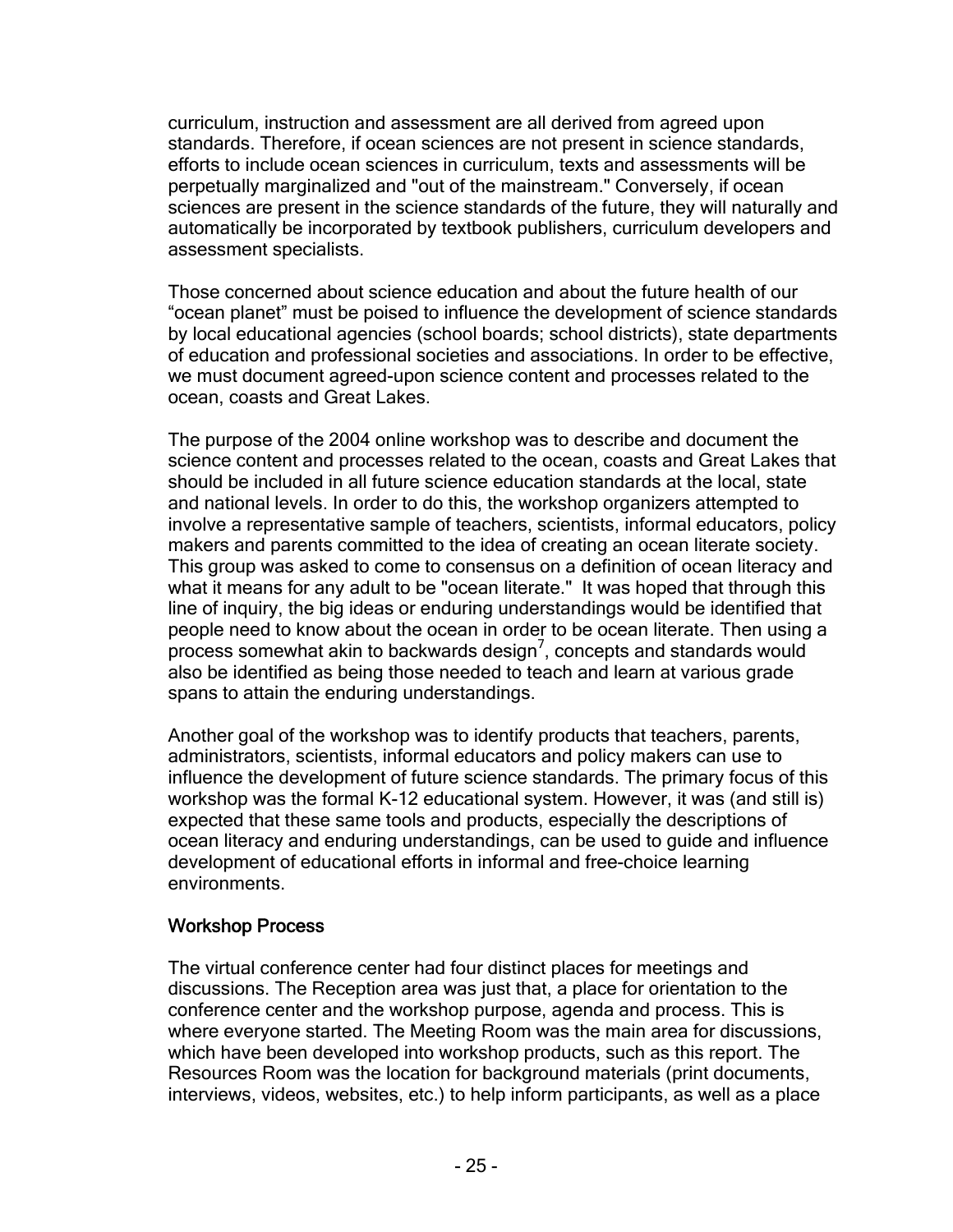curriculum, instruction and assessment are all derived from agreed upon standards. Therefore, if ocean sciences are not present in science standards, efforts to include ocean sciences in curriculum, texts and assessments will be perpetually marginalized and "out of the mainstream." Conversely, if ocean sciences are present in the science standards of the future, they will naturally and automatically be incorporated by textbook publishers, curriculum developers and assessment specialists.

Those concerned about science education and about the future health of our "ocean planet" must be poised to influence the development of science standards by local educational agencies (school boards; school districts), state departments of education and professional societies and associations. In order to be effective, we must document agreed-upon science content and processes related to the ocean, coasts and Great Lakes.

The purpose of the 2004 online workshop was to describe and document the science content and processes related to the ocean, coasts and Great Lakes that should be included in all future science education standards at the local, state and national levels. In order to do this, the workshop organizers attempted to involve a representative sample of teachers, scientists, informal educators, policy makers and parents committed to the idea of creating an ocean literate society. This group was asked to come to consensus on a definition of ocean literacy and what it means for any adult to be "ocean literate." It was hoped that through this line of inquiry, the big ideas or enduring understandings would be identified that people need to know about the ocean in order to be ocean literate. Then using a process somewhat akin to backwards design[7], concepts and standards would also be identified as being those needed to teach and learn at various grade spans to attain the enduring understandings.

Another goal of the workshop was to identify products that teachers, parents, administrators, scientists, informal educators and policy makers can use to influence the development of future science standards. The primary focus of this workshop was the formal K-12 educational system. However, it was (and still is) expected that these same tools and products, especially the descriptions of ocean literacy and enduring understandings, can be used to guide and influence development of educational efforts in informal and free-choice learning environments.

## Workshop Process

The virtual conference center had four distinct places for meetings and discussions. The Reception area was just that, a place for orientation to the conference center and the workshop purpose, agenda and process. This is where everyone started. The Meeting Room was the main area for discussions, which have been developed into workshop products, such as this report. The Resources Room was the location for background materials (print documents, interviews, videos, websites, etc.) to help inform participants, as well as a place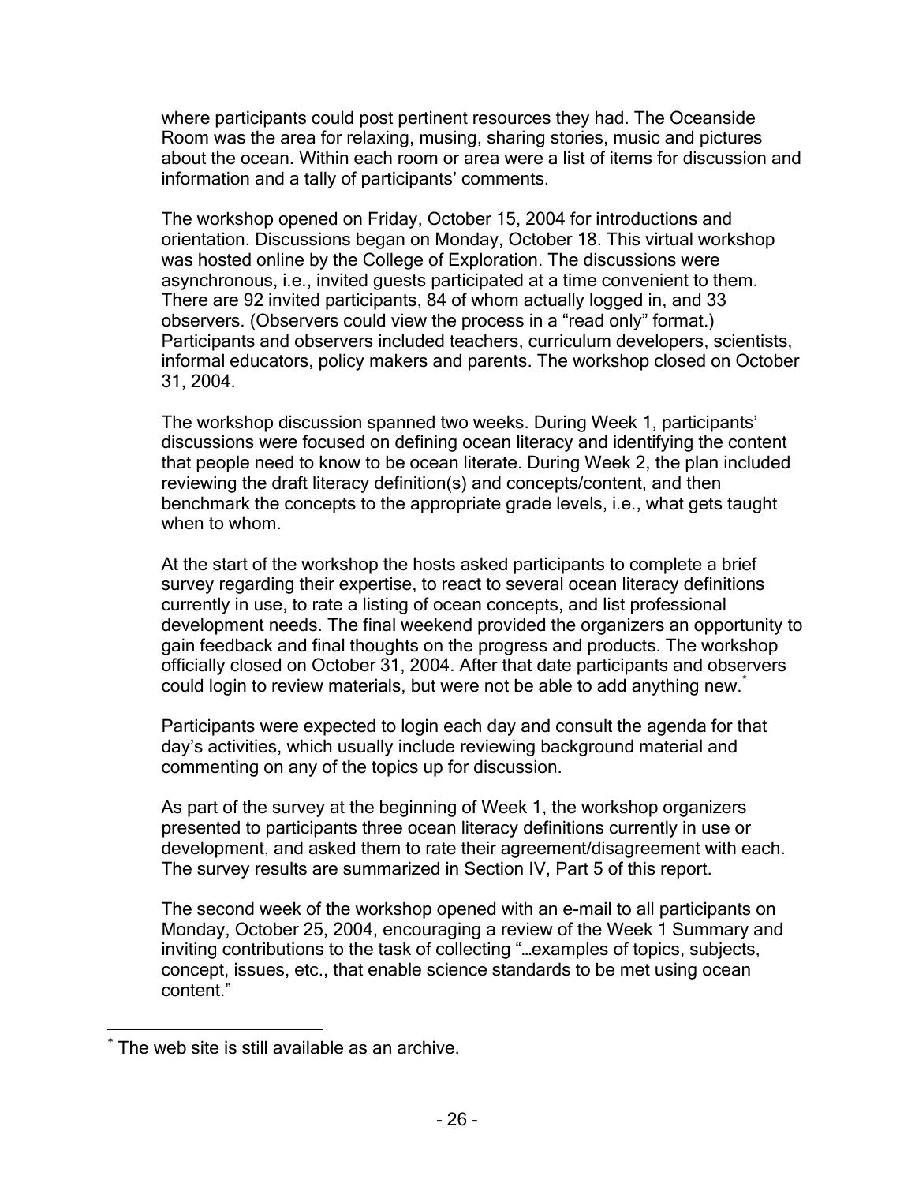where participants could post pertinent resources they had. The Oceanside Room was the area for relaxing, musing, sharing stories, music and pictures about the ocean. Within each room or area were a list of items for discussion and information and a tally of participants' comments.

The workshop opened on Friday, October 15, 2004 for introductions and orientation. Discussions began on Monday, October 18. This virtual workshop was hosted online by the College of Exploration. The discussions were asynchronous, i.e., invited guests participated at a time convenient to them. There are 92 invited participants, 84 of whom actually logged in, and 33 observers. (Observers could view the process in a "read only" format.) Participants and observers included teachers, curriculum developers, scientists, informal educators, policy makers and parents. The workshop closed on October 31, 2004.

The workshop discussion spanned two weeks. During Week 1, participants' discussions were focused on defining ocean literacy and identifying the content that people need to know to be ocean literate. During Week 2, the plan included reviewing the draft literacy definition(s) and concepts/content, and then benchmark the concepts to the appropriate grade levels, i.e., what gets taught when to whom.

At the start of the workshop the hosts asked participants to complete a brief survey regarding their expertise, to react to several ocean literacy definitions currently in use, to rate a listing of ocean concepts, and list professional development needs. The final weekend provided the organizers an opportunity to gain feedback and final thoughts on the progress and products. The workshop officially closed on October 31, 2004. After that date participants and observers could login to review materials, but were not be able to add anything new.*

Participants were expected to login each day and consult the agenda for that day's activities, which usually include reviewing background material and commenting on any of the topics up for discussion.

As part of the survey at the beginning of Week 1, the workshop organizers presented to participants three ocean literacy definitions currently in use or development, and asked them to rate their agreement/disagreement with each. The survey results are summarized in Section IV, Part 5 of this report.

The second week of the workshop opened with an e-mail to all participants on Monday, October 25, 2004, encouraging a review of the Week 1 Summary and inviting contributions to the task of collecting "…examples of topics, subjects, concept, issues, etc., that enable science standards to be met using ocean content."

---

* The web site is still available as an archive.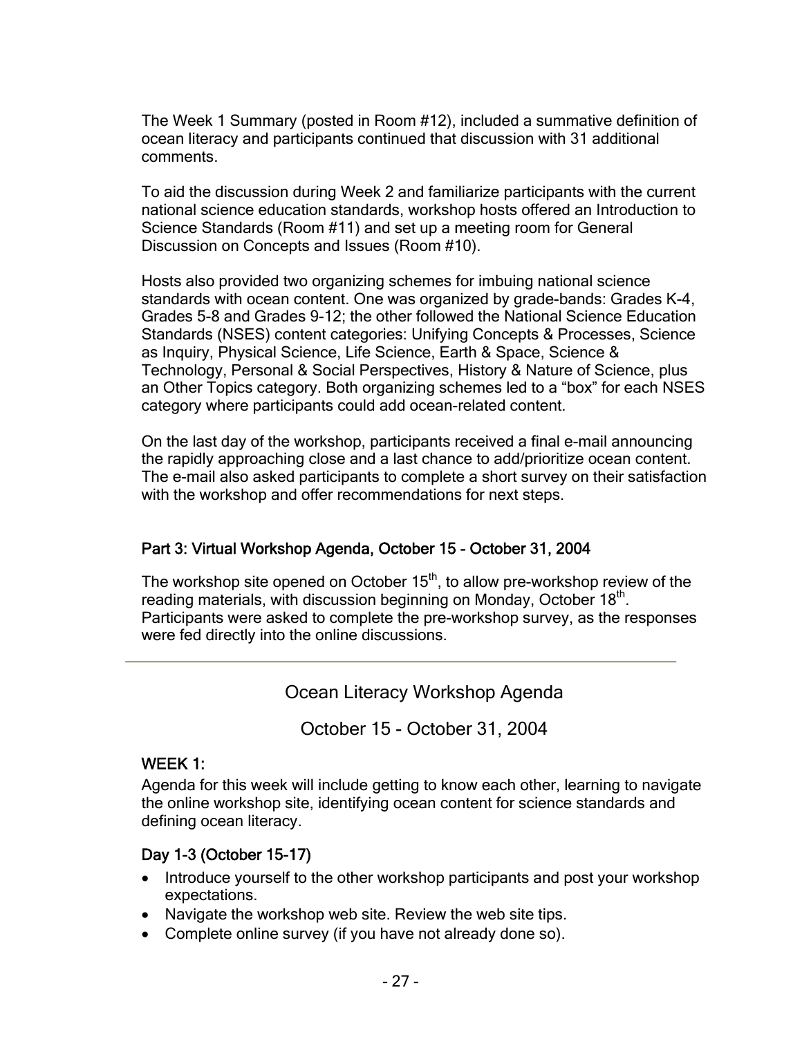The Week 1 Summary (posted in Room #12), included a summative definition of ocean literacy and participants continued that discussion with 31 additional comments.

To aid the discussion during Week 2 and familiarize participants with the current national science education standards, workshop hosts offered an Introduction to Science Standards (Room #11) and set up a meeting room for General Discussion on Concepts and Issues (Room #10).

Hosts also provided two organizing schemes for imbuing national science standards with ocean content. One was organized by grade-bands: Grades K-4, Grades 5-8 and Grades 9-12; the other followed the National Science Education Standards (NSES) content categories: Unifying Concepts & Processes, Science as Inquiry, Physical Science, Life Science, Earth & Space, Science & Technology, Personal & Social Perspectives, History & Nature of Science, plus an Other Topics category. Both organizing schemes led to a "box" for each NSES category where participants could add ocean-related content.

On the last day of the workshop, participants received a final e-mail announcing the rapidly approaching close and a last chance to add/prioritize ocean content. The e-mail also asked participants to complete a short survey on their satisfaction with the workshop and offer recommendations for next steps.

## Part 3: Virtual Workshop Agenda, October 15 - October 31, 2004

The workshop site opened on October 15th, to allow pre-workshop review of the reading materials, with discussion beginning on Monday, October 18th. Participants were asked to complete the pre-workshop survey, as the responses were fed directly into the online discussions.

---

## Ocean Literacy Workshop Agenda

## October 15 - October 31, 2004

### WEEK 1:

Agenda for this week will include getting to know each other, learning to navigate the online workshop site, identifying ocean content for science standards and defining ocean literacy.

### Day 1-3 (October 15-17)

- Introduce yourself to the other workshop participants and post your workshop expectations.
- Navigate the workshop web site. Review the web site tips.
- Complete online survey (if you have not already done so).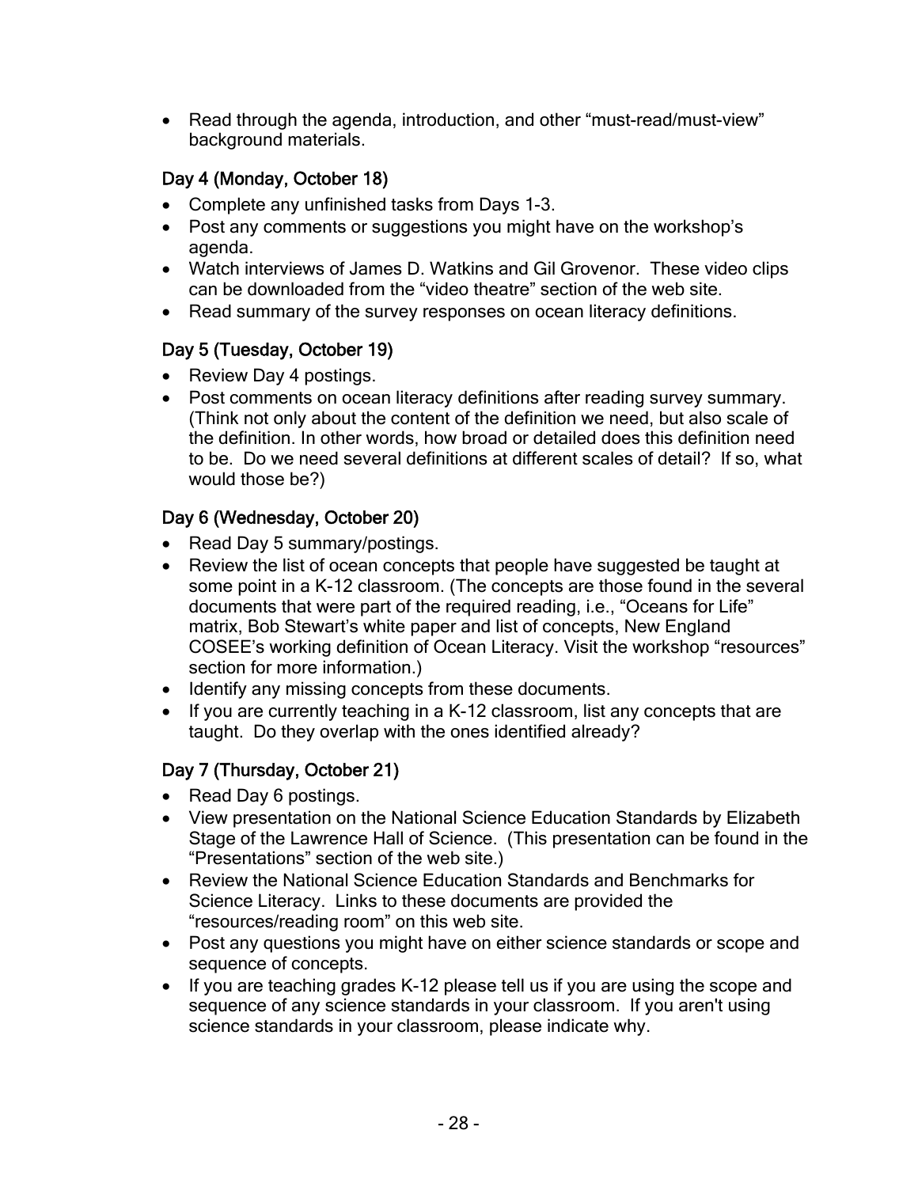- Read through the agenda, introduction, and other "must-read/must-view" background materials.

### Day 4 (Monday, October 18)

- Complete any unfinished tasks from Days 1-3.
- Post any comments or suggestions you might have on the workshop's agenda.
- Watch interviews of James D. Watkins and Gil Grovenor. These video clips can be downloaded from the "video theatre" section of the web site.
- Read summary of the survey responses on ocean literacy definitions.

### Day 5 (Tuesday, October 19)

- Review Day 4 postings.
- Post comments on ocean literacy definitions after reading survey summary. (Think not only about the content of the definition we need, but also scale of the definition. In other words, how broad or detailed does this definition need to be. Do we need several definitions at different scales of detail? If so, what would those be?)

### Day 6 (Wednesday, October 20)

- Read Day 5 summary/postings.
- Review the list of ocean concepts that people have suggested be taught at some point in a K-12 classroom. (The concepts are those found in the several documents that were part of the required reading, i.e., "Oceans for Life" matrix, Bob Stewart's white paper and list of concepts, New England COSEE's working definition of Ocean Literacy. Visit the workshop "resources" section for more information.)
- Identify any missing concepts from these documents.
- If you are currently teaching in a K-12 classroom, list any concepts that are taught. Do they overlap with the ones identified already?

### Day 7 (Thursday, October 21)

- Read Day 6 postings.
- View presentation on the National Science Education Standards by Elizabeth Stage of the Lawrence Hall of Science. (This presentation can be found in the "Presentations" section of the web site.)
- Review the National Science Education Standards and Benchmarks for Science Literacy. Links to these documents are provided the "resources/reading room" on this web site.
- Post any questions you might have on either science standards or scope and sequence of concepts.
- If you are teaching grades K-12 please tell us if you are using the scope and sequence of any science standards in your classroom. If you aren't using science standards in your classroom, please indicate why.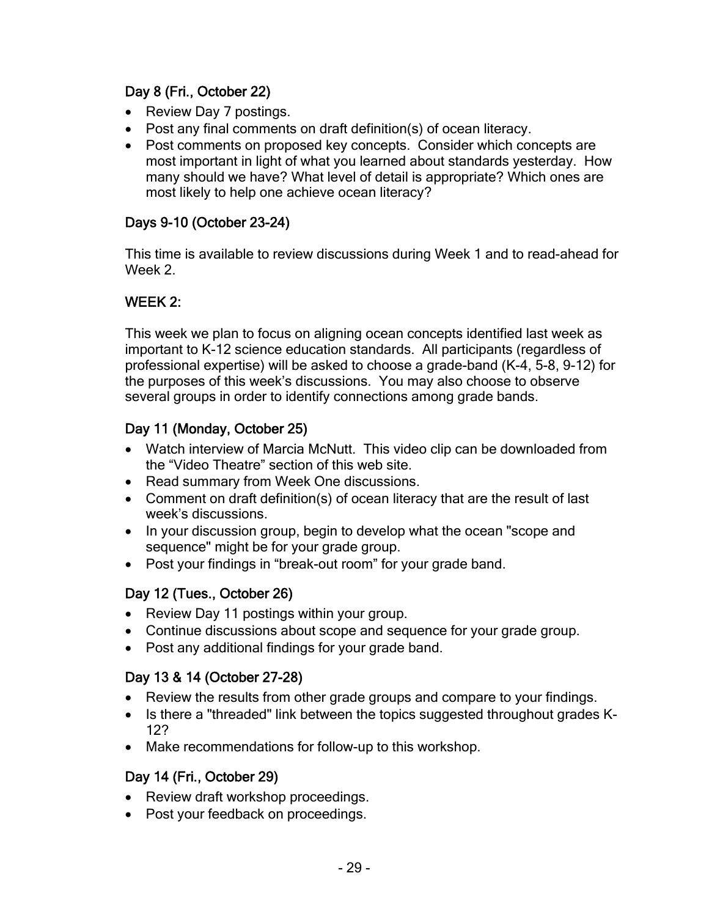### Day 8 (Fri., October 22)

- Review Day 7 postings.
- Post any final comments on draft definition(s) of ocean literacy.
- Post comments on proposed key concepts. Consider which concepts are most important in light of what you learned about standards yesterday. How many should we have? What level of detail is appropriate? Which ones are most likely to help one achieve ocean literacy?

### Days 9-10 (October 23-24)

This time is available to review discussions during Week 1 and to read-ahead for Week 2.

### WEEK 2:

This week we plan to focus on aligning ocean concepts identified last week as important to K-12 science education standards. All participants (regardless of professional expertise) will be asked to choose a grade-band (K-4, 5-8, 9-12) for the purposes of this week's discussions. You may also choose to observe several groups in order to identify connections among grade bands.

### Day 11 (Monday, October 25)

- Watch interview of Marcia McNutt. This video clip can be downloaded from the "Video Theatre" section of this web site.
- Read summary from Week One discussions.
- Comment on draft definition(s) of ocean literacy that are the result of last week's discussions.
- In your discussion group, begin to develop what the ocean "scope and sequence" might be for your grade group.
- Post your findings in "break-out room" for your grade band.

### Day 12 (Tues., October 26)

- Review Day 11 postings within your group.
- Continue discussions about scope and sequence for your grade group.
- Post any additional findings for your grade band.

### Day 13 & 14 (October 27-28)

- Review the results from other grade groups and compare to your findings.
- Is there a "threaded" link between the topics suggested throughout grades K-12?
- Make recommendations for follow-up to this workshop.

### Day 14 (Fri., October 29)

- Review draft workshop proceedings.
- Post your feedback on proceedings.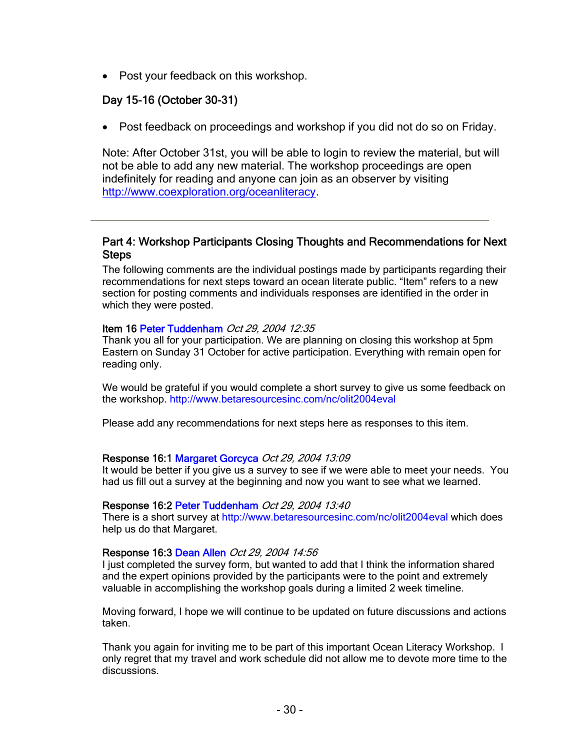- Post your feedback on this workshop.

### Day 15-16 (October 30-31)

- Post feedback on proceedings and workshop if you did not do so on Friday.

Note: After October 31st, you will be able to login to review the material, but will not be able to add any new material. The workshop proceedings are open indefinitely for reading and anyone can join as an observer by visiting http://www.coexploration.org/oceanliteracy.

---

## Part 4: Workshop Participants Closing Thoughts and Recommendations for Next Steps

The following comments are the individual postings made by participants regarding their recommendations for next steps toward an ocean literate public. "Item" refers to a new section for posting comments and individuals responses are identified in the order in which they were posted.

**Item 16** Peter Tuddenham *Oct 29, 2004 12:35*
Thank you all for your participation. We are planning on closing this workshop at 5pm Eastern on Sunday 31 October for active participation. Everything with remain open for reading only.

We would be grateful if you would complete a short survey to give us some feedback on the workshop. http://www.betaresourcesinc.com/nc/olit2004eval

Please add any recommendations for next steps here as responses to this item.

**Response 16:1** Margaret Gorcyca *Oct 29, 2004 13:09*
It would be better if you give us a survey to see if we were able to meet your needs. You had us fill out a survey at the beginning and now you want to see what we learned.

**Response 16:2** Peter Tuddenham *Oct 29, 2004 13:40*
There is a short survey at http://www.betaresourcesinc.com/nc/olit2004eval which does help us do that Margaret.

**Response 16:3** Dean Allen *Oct 29, 2004 14:56*
I just completed the survey form, but wanted to add that I think the information shared and the expert opinions provided by the participants were to the point and extremely valuable in accomplishing the workshop goals during a limited 2 week timeline.

Moving forward, I hope we will continue to be updated on future discussions and actions taken.

Thank you again for inviting me to be part of this important Ocean Literacy Workshop. I only regret that my travel and work schedule did not allow me to devote more time to the discussions.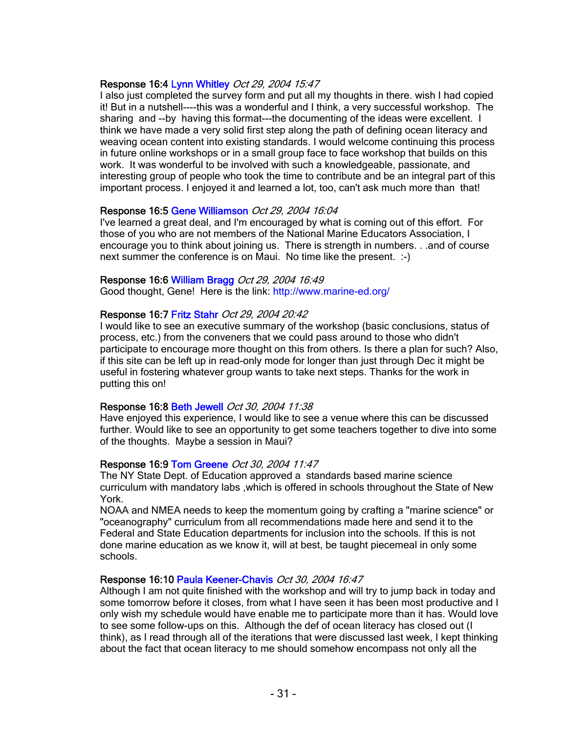**Response 16:4** Lynn Whitley *Oct 29, 2004 15:47*
I also just completed the survey form and put all my thoughts in there. wish I had copied it! But in a nutshell----this was a wonderful and I think, a very successful workshop. The sharing and --by having this format---the documenting of the ideas were excellent. I think we have made a very solid first step along the path of defining ocean literacy and weaving ocean content into existing standards. I would welcome continuing this process in future online workshops or in a small group face to face workshop that builds on this work. It was wonderful to be involved with such a knowledgeable, passionate, and interesting group of people who took the time to contribute and be an integral part of this important process. I enjoyed it and learned a lot, too, can't ask much more than that!

**Response 16:5** Gene Williamson *Oct 29, 2004 16:04*
I've learned a great deal, and I'm encouraged by what is coming out of this effort. For those of you who are not members of the National Marine Educators Association, I encourage you to think about joining us. There is strength in numbers. . .and of course next summer the conference is on Maui. No time like the present. :-)

**Response 16:6** William Bragg *Oct 29, 2004 16:49*
Good thought, Gene! Here is the link: http://www.marine-ed.org/

**Response 16:7** Fritz Stahr *Oct 29, 2004 20:42*
I would like to see an executive summary of the workshop (basic conclusions, status of process, etc.) from the conveners that we could pass around to those who didn't participate to encourage more thought on this from others. Is there a plan for such? Also, if this site can be left up in read-only mode for longer than just through Dec it might be useful in fostering whatever group wants to take next steps. Thanks for the work in putting this on!

**Response 16:8** Beth Jewell *Oct 30, 2004 11:38*
Have enjoyed this experience, I would like to see a venue where this can be discussed further. Would like to see an opportunity to get some teachers together to dive into some of the thoughts. Maybe a session in Maui?

**Response 16:9** Tom Greene *Oct 30, 2004 11:47*
The NY State Dept. of Education approved a standards based marine science curriculum with mandatory labs ,which is offered in schools throughout the State of New York.
NOAA and NMEA needs to keep the momentum going by crafting a "marine science" or "oceanography" curriculum from all recommendations made here and send it to the Federal and State Education departments for inclusion into the schools. If this is not done marine education as we know it, will at best, be taught piecemeal in only some schools.

**Response 16:10** Paula Keener-Chavis *Oct 30, 2004 16:47*
Although I am not quite finished with the workshop and will try to jump back in today and some tomorrow before it closes, from what I have seen it has been most productive and I only wish my schedule would have enable me to participate more than it has. Would love to see some follow-ups on this. Although the def of ocean literacy has closed out (I think), as I read through all of the iterations that were discussed last week, I kept thinking about the fact that ocean literacy to me should somehow encompass not only all the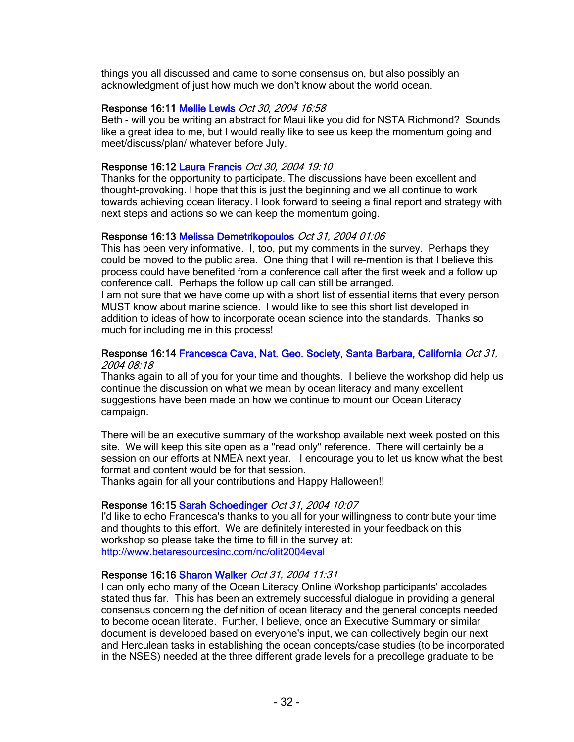things you all discussed and came to some consensus on, but also possibly an acknowledgment of just how much we don't know about the world ocean.

**Response 16:11** Mellie Lewis *Oct 30, 2004 16:58*
Beth - will you be writing an abstract for Maui like you did for NSTA Richmond? Sounds like a great idea to me, but I would really like to see us keep the momentum going and meet/discuss/plan/ whatever before July.

**Response 16:12** Laura Francis *Oct 30, 2004 19:10*
Thanks for the opportunity to participate. The discussions have been excellent and thought-provoking. I hope that this is just the beginning and we all continue to work towards achieving ocean literacy. I look forward to seeing a final report and strategy with next steps and actions so we can keep the momentum going.

**Response 16:13** Melissa Demetrikopoulos *Oct 31, 2004 01:06*
This has been very informative. I, too, put my comments in the survey. Perhaps they could be moved to the public area. One thing that I will re-mention is that I believe this process could have benefited from a conference call after the first week and a follow up conference call. Perhaps the follow up call can still be arranged.
I am not sure that we have come up with a short list of essential items that every person MUST know about marine science. I would like to see this short list developed in addition to ideas of how to incorporate ocean science into the standards. Thanks so much for including me in this process!

**Response 16:14** Francesca Cava, Nat. Geo. Society, Santa Barbara, California *Oct 31, 2004 08:18*
Thanks again to all of you for your time and thoughts. I believe the workshop did help us continue the discussion on what we mean by ocean literacy and many excellent suggestions have been made on how we continue to mount our Ocean Literacy campaign.

There will be an executive summary of the workshop available next week posted on this site. We will keep this site open as a "read only" reference. There will certainly be a session on our efforts at NMEA next year. I encourage you to let us know what the best format and content would be for that session.
Thanks again for all your contributions and Happy Halloween!!

**Response 16:15** Sarah Schoedinger *Oct 31, 2004 10:07*
I'd like to echo Francesca's thanks to you all for your willingness to contribute your time and thoughts to this effort. We are definitely interested in your feedback on this workshop so please take the time to fill in the survey at:
http://www.betaresourcesinc.com/nc/olit2004eval

**Response 16:16** Sharon Walker *Oct 31, 2004 11:31*
I can only echo many of the Ocean Literacy Online Workshop participants' accolades stated thus far. This has been an extremely successful dialogue in providing a general consensus concerning the definition of ocean literacy and the general concepts needed to become ocean literate. Further, I believe, once an Executive Summary or similar document is developed based on everyone's input, we can collectively begin our next and Herculean tasks in establishing the ocean concepts/case studies (to be incorporated in the NSES) needed at the three different grade levels for a precollege graduate to be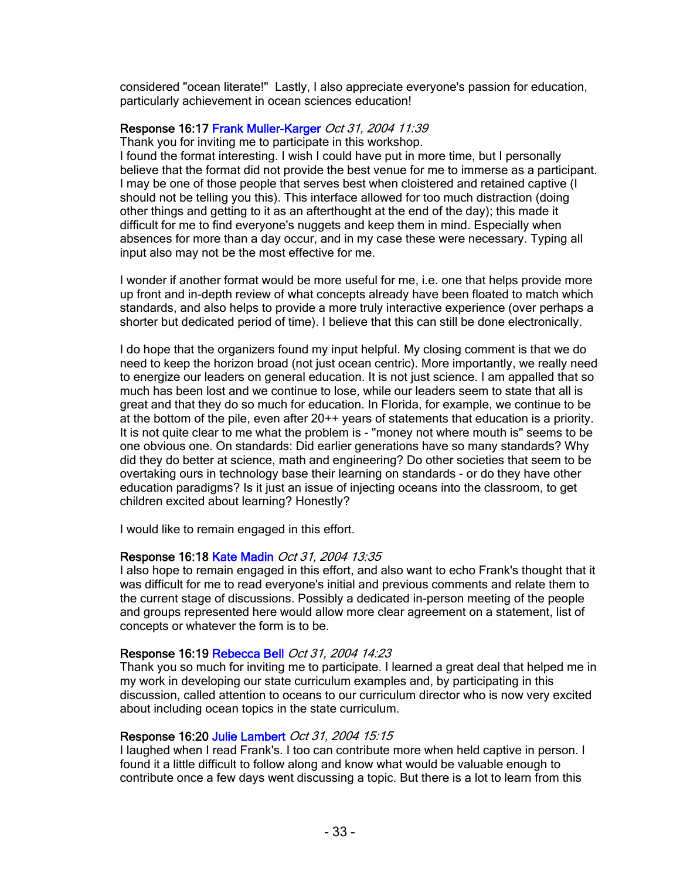considered "ocean literate!" Lastly, I also appreciate everyone's passion for education, particularly achievement in ocean sciences education!

**Response 16:17** Frank Muller-Karger *Oct 31, 2004 11:39*

Thank you for inviting me to participate in this workshop.

I found the format interesting. I wish I could have put in more time, but I personally believe that the format did not provide the best venue for me to immerse as a participant. I may be one of those people that serves best when cloistered and retained captive (I should not be telling you this). This interface allowed for too much distraction (doing other things and getting to it as an afterthought at the end of the day); this made it difficult for me to find everyone's nuggets and keep them in mind. Especially when absences for more than a day occur, and in my case these were necessary. Typing all input also may not be the most effective for me.

I wonder if another format would be more useful for me, i.e. one that helps provide more up front and in-depth review of what concepts already have been floated to match which standards, and also helps to provide a more truly interactive experience (over perhaps a shorter but dedicated period of time). I believe that this can still be done electronically.

I do hope that the organizers found my input helpful. My closing comment is that we do need to keep the horizon broad (not just ocean centric). More importantly, we really need to energize our leaders on general education. It is not just science. I am appalled that so much has been lost and we continue to lose, while our leaders seem to state that all is great and that they do so much for education. In Florida, for example, we continue to be at the bottom of the pile, even after 20++ years of statements that education is a priority. It is not quite clear to me what the problem is - "money not where mouth is" seems to be one obvious one. On standards: Did earlier generations have so many standards? Why did they do better at science, math and engineering? Do other societies that seem to be overtaking ours in technology base their learning on standards - or do they have other education paradigms? Is it just an issue of injecting oceans into the classroom, to get children excited about learning? Honestly?

I would like to remain engaged in this effort.

**Response 16:18** Kate Madin *Oct 31, 2004 13:35*

I also hope to remain engaged in this effort, and also want to echo Frank's thought that it was difficult for me to read everyone's initial and previous comments and relate them to the current stage of discussions. Possibly a dedicated in-person meeting of the people and groups represented here would allow more clear agreement on a statement, list of concepts or whatever the form is to be.

**Response 16:19** Rebecca Bell *Oct 31, 2004 14:23*

Thank you so much for inviting me to participate. I learned a great deal that helped me in my work in developing our state curriculum examples and, by participating in this discussion, called attention to oceans to our curriculum director who is now very excited about including ocean topics in the state curriculum.

**Response 16:20** Julie Lambert *Oct 31, 2004 15:15*

I laughed when I read Frank's. I too can contribute more when held captive in person. I found it a little difficult to follow along and know what would be valuable enough to contribute once a few days went discussing a topic. But there is a lot to learn from this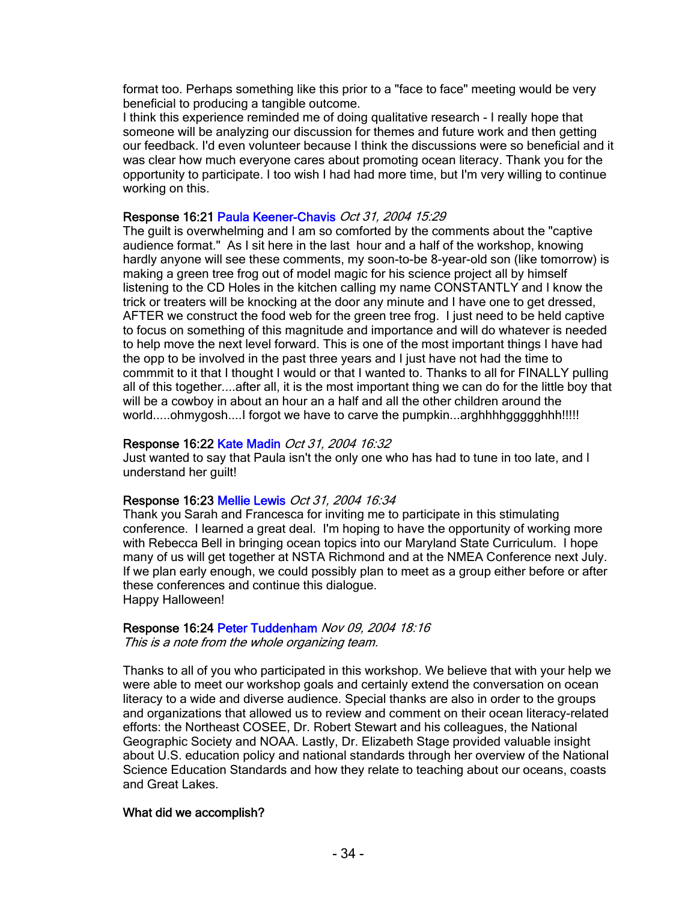format too. Perhaps something like this prior to a "face to face" meeting would be very beneficial to producing a tangible outcome.
I think this experience reminded me of doing qualitative research - I really hope that someone will be analyzing our discussion for themes and future work and then getting our feedback. I'd even volunteer because I think the discussions were so beneficial and it was clear how much everyone cares about promoting ocean literacy. Thank you for the opportunity to participate. I too wish I had had more time, but I'm very willing to continue working on this.

**Response 16:21** Paula Keener-Chavis *Oct 31, 2004 15:29*
The guilt is overwhelming and I am so comforted by the comments about the "captive audience format." As I sit here in the last hour and a half of the workshop, knowing hardly anyone will see these comments, my soon-to-be 8-year-old son (like tomorrow) is making a green tree frog out of model magic for his science project all by himself listening to the CD Holes in the kitchen calling my name CONSTANTLY and I know the trick or treaters will be knocking at the door any minute and I have one to get dressed, AFTER we construct the food web for the green tree frog. I just need to be held captive to focus on something of this magnitude and importance and will do whatever is needed to help move the next level forward. This is one of the most important things I have had the opp to be involved in the past three years and I just have not had the time to commmit to it that I thought I would or that I wanted to. Thanks to all for FINALLY pulling all of this together....after all, it is the most important thing we can do for the little boy that will be a cowboy in about an hour an a half and all the other children around the world.....ohmygosh....I forgot we have to carve the pumpkin...arghhhhggggghhh!!!!!

**Response 16:22** Kate Madin *Oct 31, 2004 16:32*
Just wanted to say that Paula isn't the only one who has had to tune in too late, and I understand her guilt!

**Response 16:23** Mellie Lewis *Oct 31, 2004 16:34*
Thank you Sarah and Francesca for inviting me to participate in this stimulating conference. I learned a great deal. I'm hoping to have the opportunity of working more with Rebecca Bell in bringing ocean topics into our Maryland State Curriculum. I hope many of us will get together at NSTA Richmond and at the NMEA Conference next July. If we plan early enough, we could possibly plan to meet as a group either before or after these conferences and continue this dialogue.
Happy Halloween!

**Response 16:24** Peter Tuddenham *Nov 09, 2004 18:16*
*This is a note from the whole organizing team.*

Thanks to all of you who participated in this workshop. We believe that with your help we were able to meet our workshop goals and certainly extend the conversation on ocean literacy to a wide and diverse audience. Special thanks are also in order to the groups and organizations that allowed us to review and comment on their ocean literacy-related efforts: the Northeast COSEE, Dr. Robert Stewart and his colleagues, the National Geographic Society and NOAA. Lastly, Dr. Elizabeth Stage provided valuable insight about U.S. education policy and national standards through her overview of the National Science Education Standards and how they relate to teaching about our oceans, coasts and Great Lakes.

**What did we accomplish?**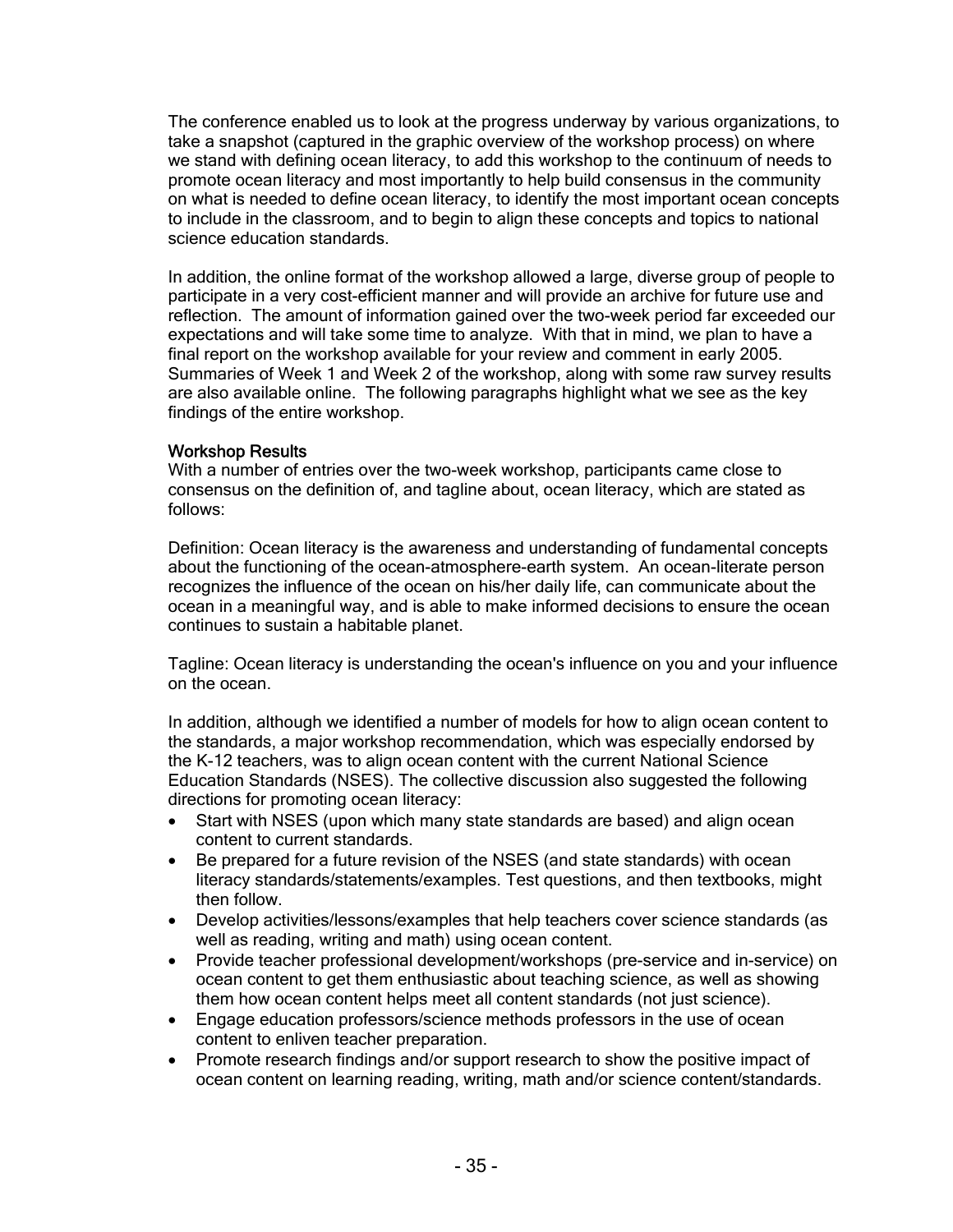The conference enabled us to look at the progress underway by various organizations, to take a snapshot (captured in the graphic overview of the workshop process) on where we stand with defining ocean literacy, to add this workshop to the continuum of needs to promote ocean literacy and most importantly to help build consensus in the community on what is needed to define ocean literacy, to identify the most important ocean concepts to include in the classroom, and to begin to align these concepts and topics to national science education standards.

In addition, the online format of the workshop allowed a large, diverse group of people to participate in a very cost-efficient manner and will provide an archive for future use and reflection. The amount of information gained over the two-week period far exceeded our expectations and will take some time to analyze. With that in mind, we plan to have a final report on the workshop available for your review and comment in early 2005. Summaries of Week 1 and Week 2 of the workshop, along with some raw survey results are also available online. The following paragraphs highlight what we see as the key findings of the entire workshop.

### Workshop Results

With a number of entries over the two-week workshop, participants came close to consensus on the definition of, and tagline about, ocean literacy, which are stated as follows:

Definition: Ocean literacy is the awareness and understanding of fundamental concepts about the functioning of the ocean-atmosphere-earth system. An ocean-literate person recognizes the influence of the ocean on his/her daily life, can communicate about the ocean in a meaningful way, and is able to make informed decisions to ensure the ocean continues to sustain a habitable planet.

Tagline: Ocean literacy is understanding the ocean's influence on you and your influence on the ocean.

In addition, although we identified a number of models for how to align ocean content to the standards, a major workshop recommendation, which was especially endorsed by the K-12 teachers, was to align ocean content with the current National Science Education Standards (NSES). The collective discussion also suggested the following directions for promoting ocean literacy:

- Start with NSES (upon which many state standards are based) and align ocean content to current standards.
- Be prepared for a future revision of the NSES (and state standards) with ocean literacy standards/statements/examples. Test questions, and then textbooks, might then follow.
- Develop activities/lessons/examples that help teachers cover science standards (as well as reading, writing and math) using ocean content.
- Provide teacher professional development/workshops (pre-service and in-service) on ocean content to get them enthusiastic about teaching science, as well as showing them how ocean content helps meet all content standards (not just science).
- Engage education professors/science methods professors in the use of ocean content to enliven teacher preparation.
- Promote research findings and/or support research to show the positive impact of ocean content on learning reading, writing, math and/or science content/standards.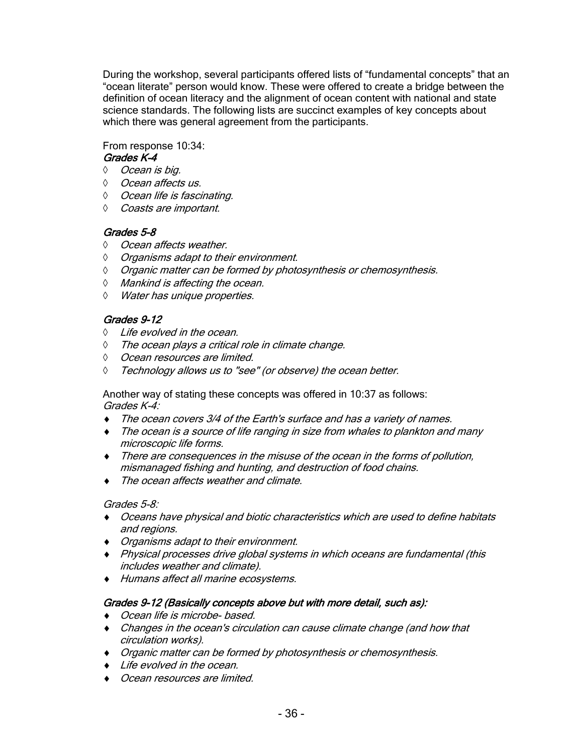During the workshop, several participants offered lists of "fundamental concepts" that an "ocean literate" person would know. These were offered to create a bridge between the definition of ocean literacy and the alignment of ocean content with national and state science standards. The following lists are succinct examples of key concepts about which there was general agreement from the participants.

From response 10:34:

***Grades K-4***

- *Ocean is big.*
- *Ocean affects us.*
- *Ocean life is fascinating.*
- *Coasts are important.*

***Grades 5-8***

- *Ocean affects weather.*
- *Organisms adapt to their environment.*
- *Organic matter can be formed by photosynthesis or chemosynthesis.*
- *Mankind is affecting the ocean.*
- *Water has unique properties.*

***Grades 9-12***

- *Life evolved in the ocean.*
- *The ocean plays a critical role in climate change.*
- *Ocean resources are limited.*
- *Technology allows us to "see" (or observe) the ocean better.*

Another way of stating these concepts was offered in 10:37 as follows:

*Grades K-4:*

- *The ocean covers 3/4 of the Earth's surface and has a variety of names.*
- *The ocean is a source of life ranging in size from whales to plankton and many microscopic life forms.*
- *There are consequences in the misuse of the ocean in the forms of pollution, mismanaged fishing and hunting, and destruction of food chains.*
- *The ocean affects weather and climate.*

*Grades 5-8:*

- *Oceans have physical and biotic characteristics which are used to define habitats and regions.*
- *Organisms adapt to their environment.*
- *Physical processes drive global systems in which oceans are fundamental (this includes weather and climate).*
- *Humans affect all marine ecosystems.*

***Grades 9-12 (Basically concepts above but with more detail, such as):***

- *Ocean life is microbe- based.*
- *Changes in the ocean's circulation can cause climate change (and how that circulation works).*
- *Organic matter can be formed by photosynthesis or chemosynthesis.*
- *Life evolved in the ocean.*
- *Ocean resources are limited.*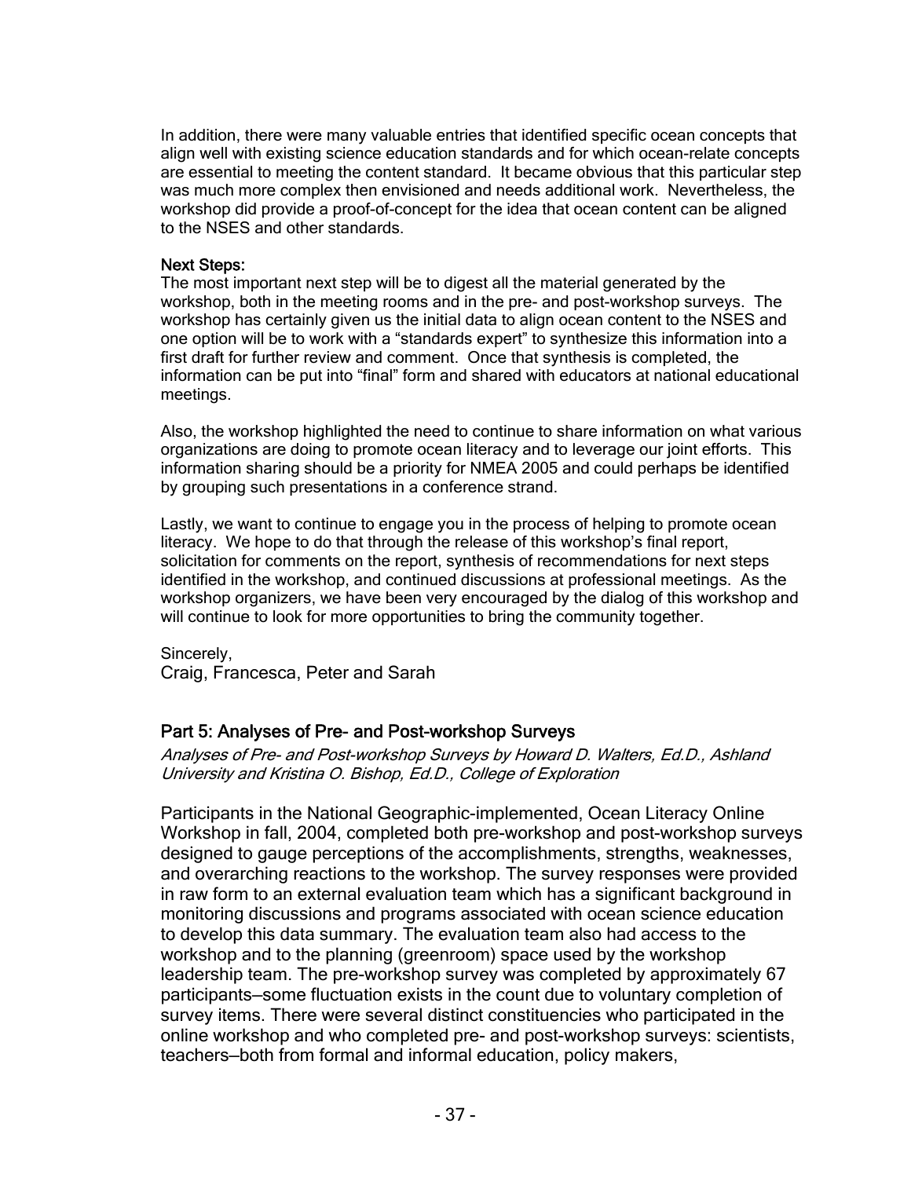In addition, there were many valuable entries that identified specific ocean concepts that align well with existing science education standards and for which ocean-relate concepts are essential to meeting the content standard. It became obvious that this particular step was much more complex then envisioned and needs additional work. Nevertheless, the workshop did provide a proof-of-concept for the idea that ocean content can be aligned to the NSES and other standards.

**Next Steps:**
The most important next step will be to digest all the material generated by the workshop, both in the meeting rooms and in the pre- and post-workshop surveys. The workshop has certainly given us the initial data to align ocean content to the NSES and one option will be to work with a "standards expert" to synthesize this information into a first draft for further review and comment. Once that synthesis is completed, the information can be put into "final" form and shared with educators at national educational meetings.

Also, the workshop highlighted the need to continue to share information on what various organizations are doing to promote ocean literacy and to leverage our joint efforts. This information sharing should be a priority for NMEA 2005 and could perhaps be identified by grouping such presentations in a conference strand.

Lastly, we want to continue to engage you in the process of helping to promote ocean literacy. We hope to do that through the release of this workshop's final report, solicitation for comments on the report, synthesis of recommendations for next steps identified in the workshop, and continued discussions at professional meetings. As the workshop organizers, we have been very encouraged by the dialog of this workshop and will continue to look for more opportunities to bring the community together.

Sincerely,
Craig, Francesca, Peter and Sarah

## Part 5: Analyses of Pre- and Post-workshop Surveys

*Analyses of Pre- and Post-workshop Surveys by Howard D. Walters, Ed.D., Ashland University and Kristina O. Bishop, Ed.D., College of Exploration*

Participants in the National Geographic-implemented, Ocean Literacy Online Workshop in fall, 2004, completed both pre-workshop and post-workshop surveys designed to gauge perceptions of the accomplishments, strengths, weaknesses, and overarching reactions to the workshop. The survey responses were provided in raw form to an external evaluation team which has a significant background in monitoring discussions and programs associated with ocean science education to develop this data summary. The evaluation team also had access to the workshop and to the planning (greenroom) space used by the workshop leadership team. The pre-workshop survey was completed by approximately 67 participants—some fluctuation exists in the count due to voluntary completion of survey items. There were several distinct constituencies who participated in the online workshop and who completed pre- and post-workshop surveys: scientists, teachers—both from formal and informal education, policy makers,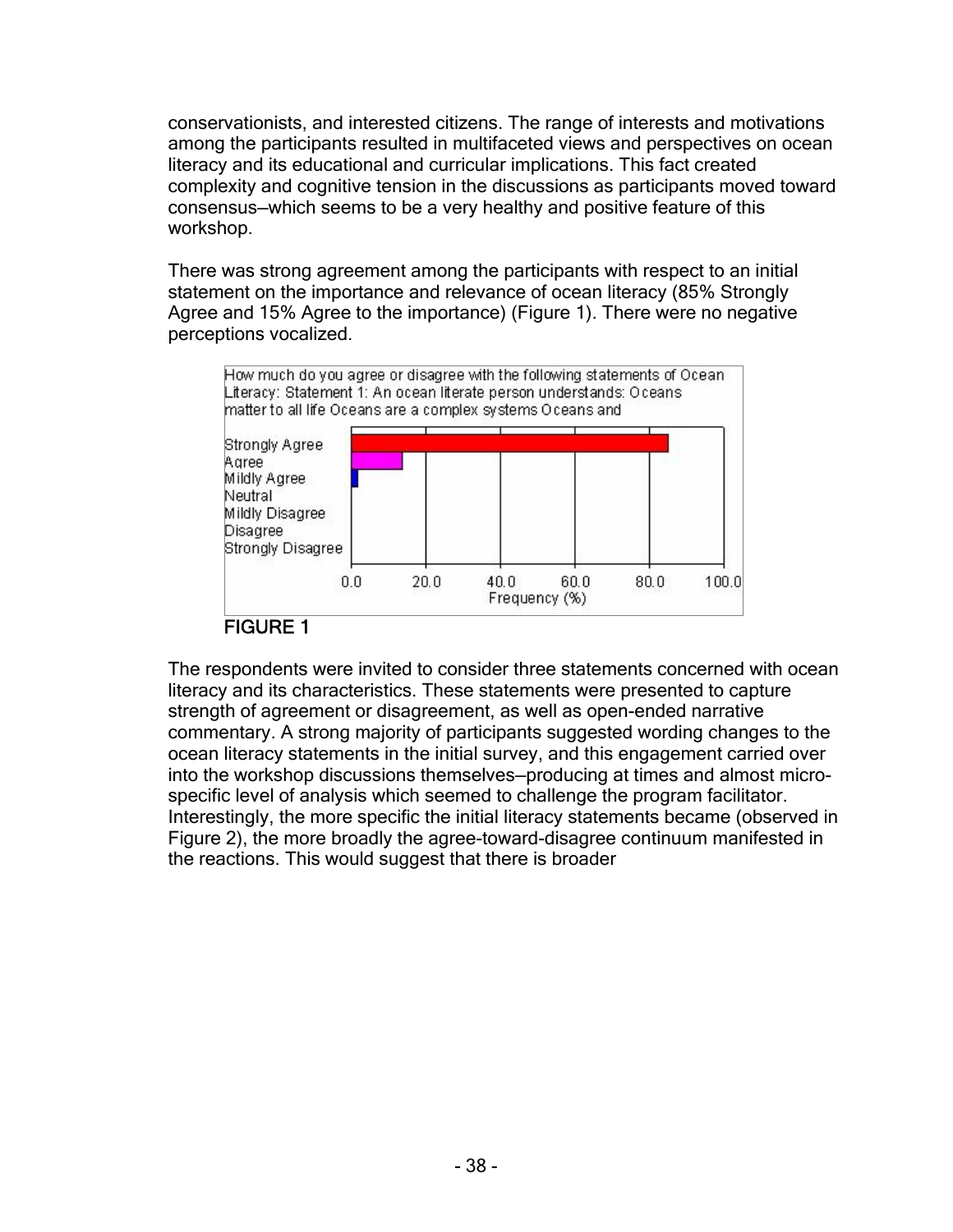conservationists, and interested citizens. The range of interests and motivations among the participants resulted in multifaceted views and perspectives on ocean literacy and its educational and curricular implications. This fact created complexity and cognitive tension in the discussions as participants moved toward consensus—which seems to be a very healthy and positive feature of this workshop.

There was strong agreement among the participants with respect to an initial statement on the importance and relevance of ocean literacy (85% Strongly Agree and 15% Agree to the importance) (Figure 1). There were no negative perceptions vocalized.

How much do you agree or disagree with the following statements of Ocean Literacy: Statement 1: An ocean literate person understands: Oceans matter to all life Oceans are a complex systems Oceans and

FIGURE 1

The respondents were invited to consider three statements concerned with ocean literacy and its characteristics. These statements were presented to capture strength of agreement or disagreement, as well as open-ended narrative commentary. A strong majority of participants suggested wording changes to the ocean literacy statements in the initial survey, and this engagement carried over into the workshop discussions themselves—producing at times and almost micro-specific level of analysis which seemed to challenge the program facilitator. Interestingly, the more specific the initial literacy statements became (observed in Figure 2), the more broadly the agree-toward-disagree continuum manifested in the reactions. This would suggest that there is broader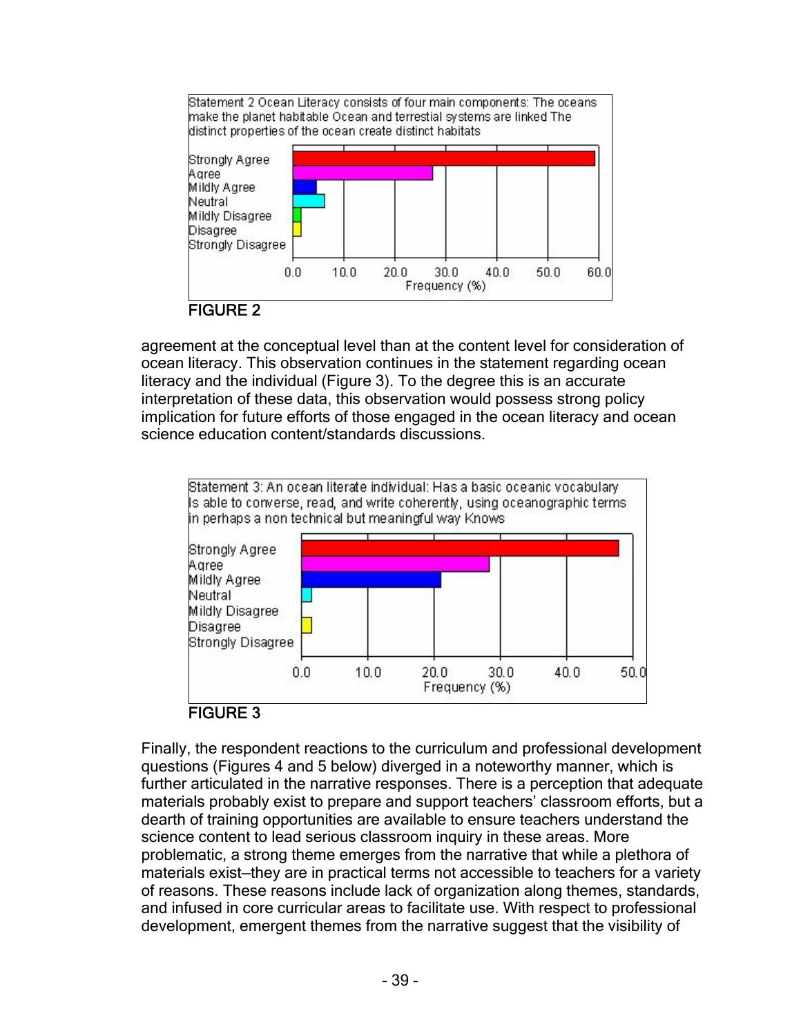Statement 2 Ocean Literacy consists of four main components: The oceans make the planet habitable Ocean and terrestial systems are linked The distinct properties of the ocean create distinct habitats

FIGURE 2

agreement at the conceptual level than at the content level for consideration of ocean literacy. This observation continues in the statement regarding ocean literacy and the individual (Figure 3). To the degree this is an accurate interpretation of these data, this observation would possess strong policy implication for future efforts of those engaged in the ocean literacy and ocean science education content/standards discussions.

Statement 3: An ocean literate individual: Has a basic oceanic vocabulary Is able to converse, read, and write coherently, using oceanographic terms in perhaps a non technical but meaningful way Knows

FIGURE 3

Finally, the respondent reactions to the curriculum and professional development questions (Figures 4 and 5 below) diverged in a noteworthy manner, which is further articulated in the narrative responses. There is a perception that adequate materials probably exist to prepare and support teachers' classroom efforts, but a dearth of training opportunities are available to ensure teachers understand the science content to lead serious classroom inquiry in these areas. More problematic, a strong theme emerges from the narrative that while a plethora of materials exist—they are in practical terms not accessible to teachers for a variety of reasons. These reasons include lack of organization along themes, standards, and infused in core curricular areas to facilitate use. With respect to professional development, emergent themes from the narrative suggest that the visibility of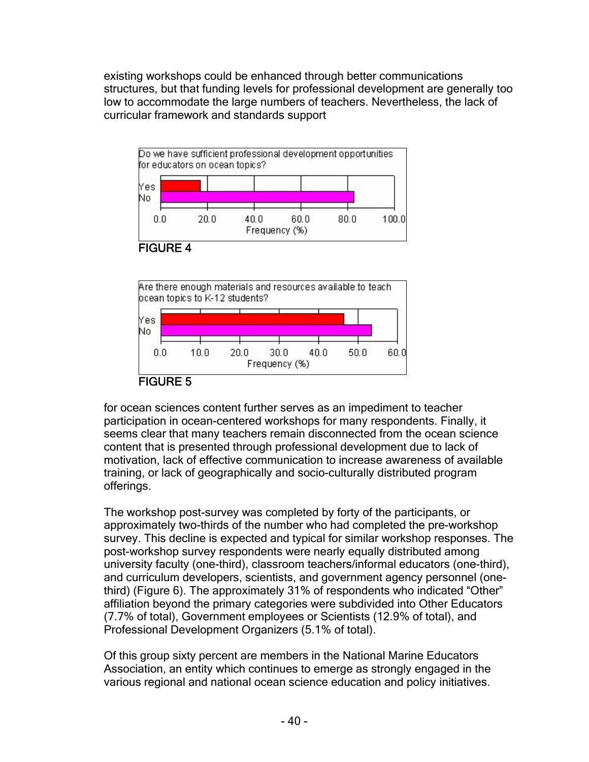existing workshops could be enhanced through better communications structures, but that funding levels for professional development are generally too low to accommodate the large numbers of teachers. Nevertheless, the lack of curricular framework and standards support

FIGURE 4

FIGURE 5

for ocean sciences content further serves as an impediment to teacher participation in ocean-centered workshops for many respondents. Finally, it seems clear that many teachers remain disconnected from the ocean science content that is presented through professional development due to lack of motivation, lack of effective communication to increase awareness of available training, or lack of geographically and socio-culturally distributed program offerings.

The workshop post-survey was completed by forty of the participants, or approximately two-thirds of the number who had completed the pre-workshop survey. This decline is expected and typical for similar workshop responses. The post-workshop survey respondents were nearly equally distributed among university faculty (one-third), classroom teachers/informal educators (one-third), and curriculum developers, scientists, and government agency personnel (one-third) (Figure 6). The approximately 31% of respondents who indicated "Other" affiliation beyond the primary categories were subdivided into Other Educators (7.7% of total), Government employees or Scientists (12.9% of total), and Professional Development Organizers (5.1% of total).

Of this group sixty percent are members in the National Marine Educators Association, an entity which continues to emerge as strongly engaged in the various regional and national ocean science education and policy initiatives.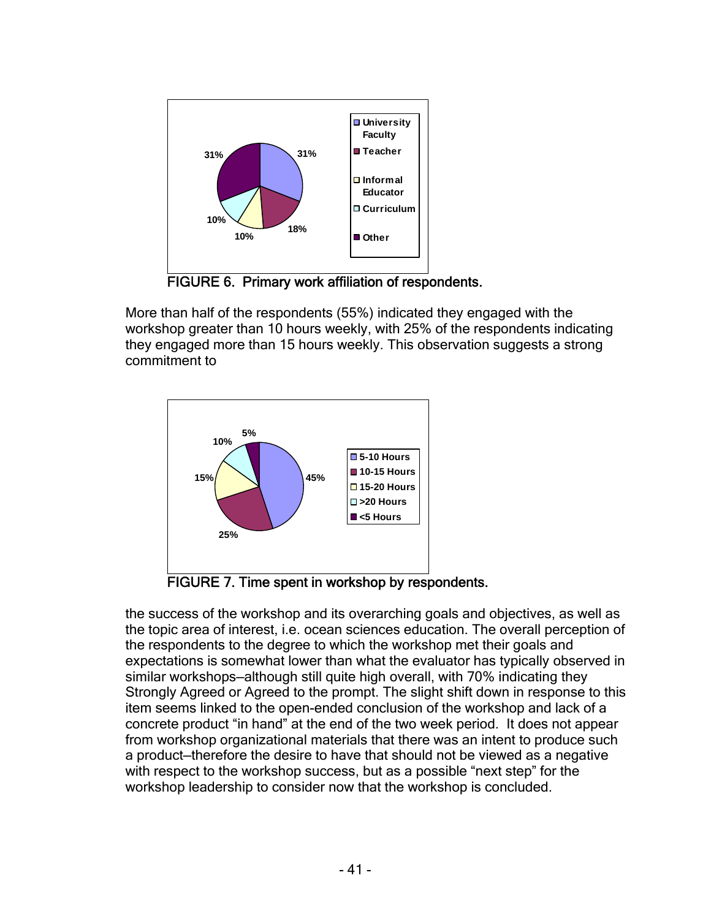FIGURE 6. Primary work affiliation of respondents.

More than half of the respondents (55%) indicated they engaged with the workshop greater than 10 hours weekly, with 25% of the respondents indicating they engaged more than 15 hours weekly. This observation suggests a strong commitment to

FIGURE 7. Time spent in workshop by respondents.

the success of the workshop and its overarching goals and objectives, as well as the topic area of interest, i.e. ocean sciences education. The overall perception of the respondents to the degree to which the workshop met their goals and expectations is somewhat lower than what the evaluator has typically observed in similar workshops—although still quite high overall, with 70% indicating they Strongly Agreed or Agreed to the prompt. The slight shift down in response to this item seems linked to the open-ended conclusion of the workshop and lack of a concrete product "in hand" at the end of the two week period. It does not appear from workshop organizational materials that there was an intent to produce such a product—therefore the desire to have that should not be viewed as a negative with respect to the workshop success, but as a possible "next step" for the workshop leadership to consider now that the workshop is concluded.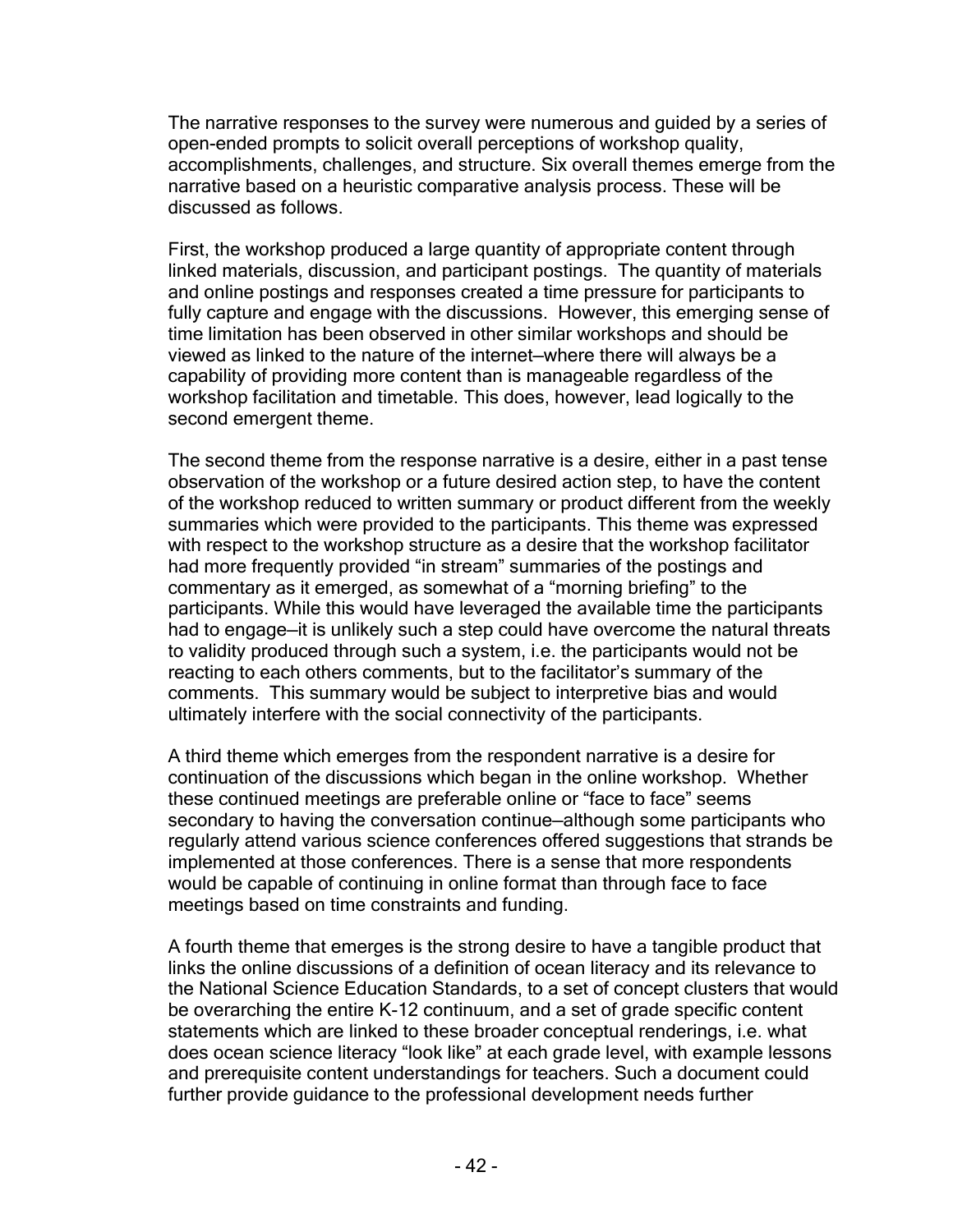The narrative responses to the survey were numerous and guided by a series of open-ended prompts to solicit overall perceptions of workshop quality, accomplishments, challenges, and structure. Six overall themes emerge from the narrative based on a heuristic comparative analysis process. These will be discussed as follows.

First, the workshop produced a large quantity of appropriate content through linked materials, discussion, and participant postings. The quantity of materials and online postings and responses created a time pressure for participants to fully capture and engage with the discussions. However, this emerging sense of time limitation has been observed in other similar workshops and should be viewed as linked to the nature of the internet—where there will always be a capability of providing more content than is manageable regardless of the workshop facilitation and timetable. This does, however, lead logically to the second emergent theme.

The second theme from the response narrative is a desire, either in a past tense observation of the workshop or a future desired action step, to have the content of the workshop reduced to written summary or product different from the weekly summaries which were provided to the participants. This theme was expressed with respect to the workshop structure as a desire that the workshop facilitator had more frequently provided "in stream" summaries of the postings and commentary as it emerged, as somewhat of a "morning briefing" to the participants. While this would have leveraged the available time the participants had to engage—it is unlikely such a step could have overcome the natural threats to validity produced through such a system, i.e. the participants would not be reacting to each others comments, but to the facilitator's summary of the comments. This summary would be subject to interpretive bias and would ultimately interfere with the social connectivity of the participants.

A third theme which emerges from the respondent narrative is a desire for continuation of the discussions which began in the online workshop. Whether these continued meetings are preferable online or "face to face" seems secondary to having the conversation continue—although some participants who regularly attend various science conferences offered suggestions that strands be implemented at those conferences. There is a sense that more respondents would be capable of continuing in online format than through face to face meetings based on time constraints and funding.

A fourth theme that emerges is the strong desire to have a tangible product that links the online discussions of a definition of ocean literacy and its relevance to the National Science Education Standards, to a set of concept clusters that would be overarching the entire K-12 continuum, and a set of grade specific content statements which are linked to these broader conceptual renderings, i.e. what does ocean science literacy "look like" at each grade level, with example lessons and prerequisite content understandings for teachers. Such a document could further provide guidance to the professional development needs further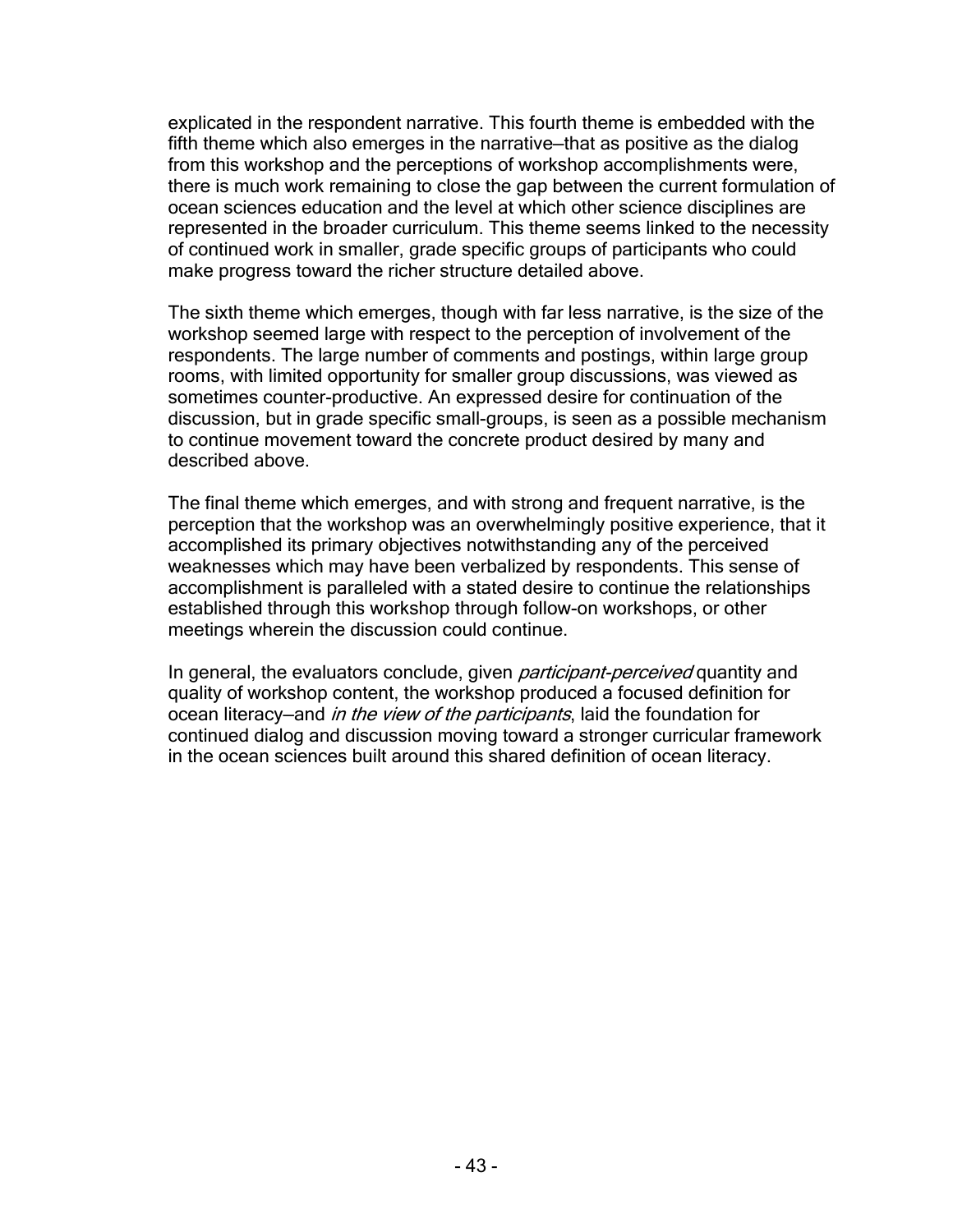explicated in the respondent narrative. This fourth theme is embedded with the fifth theme which also emerges in the narrative—that as positive as the dialog from this workshop and the perceptions of workshop accomplishments were, there is much work remaining to close the gap between the current formulation of ocean sciences education and the level at which other science disciplines are represented in the broader curriculum. This theme seems linked to the necessity of continued work in smaller, grade specific groups of participants who could make progress toward the richer structure detailed above.

The sixth theme which emerges, though with far less narrative, is the size of the workshop seemed large with respect to the perception of involvement of the respondents. The large number of comments and postings, within large group rooms, with limited opportunity for smaller group discussions, was viewed as sometimes counter-productive. An expressed desire for continuation of the discussion, but in grade specific small-groups, is seen as a possible mechanism to continue movement toward the concrete product desired by many and described above.

The final theme which emerges, and with strong and frequent narrative, is the perception that the workshop was an overwhelmingly positive experience, that it accomplished its primary objectives notwithstanding any of the perceived weaknesses which may have been verbalized by respondents. This sense of accomplishment is paralleled with a stated desire to continue the relationships established through this workshop through follow-on workshops, or other meetings wherein the discussion could continue.

In general, the evaluators conclude, given *participant-perceived* quantity and quality of workshop content, the workshop produced a focused definition for ocean literacy—and *in the view of the participants*, laid the foundation for continued dialog and discussion moving toward a stronger curricular framework in the ocean sciences built around this shared definition of ocean literacy.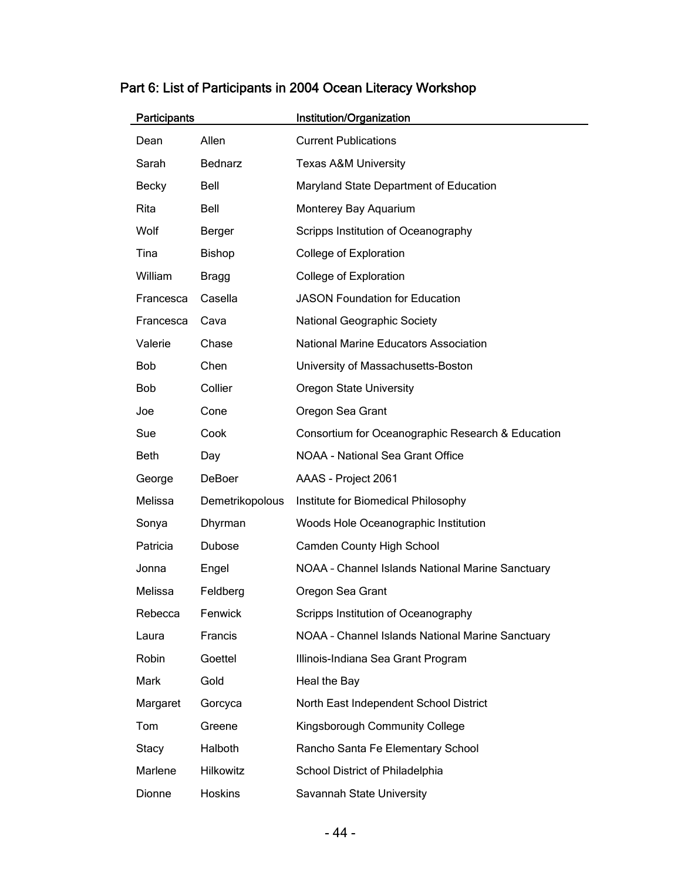## Part 6: List of Participants in 2004 Ocean Literacy Workshop

| Participants | | Institution/Organization |
|---|---|---|
| Dean | Allen | Current Publications |
| Sarah | Bednarz | Texas A&M University |
| Becky | Bell | Maryland State Department of Education |
| Rita | Bell | Monterey Bay Aquarium |
| Wolf | Berger | Scripps Institution of Oceanography |
| Tina | Bishop | College of Exploration |
| William | Bragg | College of Exploration |
| Francesca | Casella | JASON Foundation for Education |
| Francesca | Cava | National Geographic Society |
| Valerie | Chase | National Marine Educators Association |
| Bob | Chen | University of Massachusetts-Boston |
| Bob | Collier | Oregon State University |
| Joe | Cone | Oregon Sea Grant |
| Sue | Cook | Consortium for Oceanographic Research & Education |
| Beth | Day | NOAA - National Sea Grant Office |
| George | DeBoer | AAAS - Project 2061 |
| Melissa | Demetrikopolous | Institute for Biomedical Philosophy |
| Sonya | Dhyrman | Woods Hole Oceanographic Institution |
| Patricia | Dubose | Camden County High School |
| Jonna | Engel | NOAA – Channel Islands National Marine Sanctuary |
| Melissa | Feldberg | Oregon Sea Grant |
| Rebecca | Fenwick | Scripps Institution of Oceanography |
| Laura | Francis | NOAA – Channel Islands National Marine Sanctuary |
| Robin | Goettel | Illinois-Indiana Sea Grant Program |
| Mark | Gold | Heal the Bay |
| Margaret | Gorcyca | North East Independent School District |
| Tom | Greene | Kingsborough Community College |
| Stacy | Halboth | Rancho Santa Fe Elementary School |
| Marlene | Hilkowitz | School District of Philadelphia |
| Dionne | Hoskins | Savannah State University |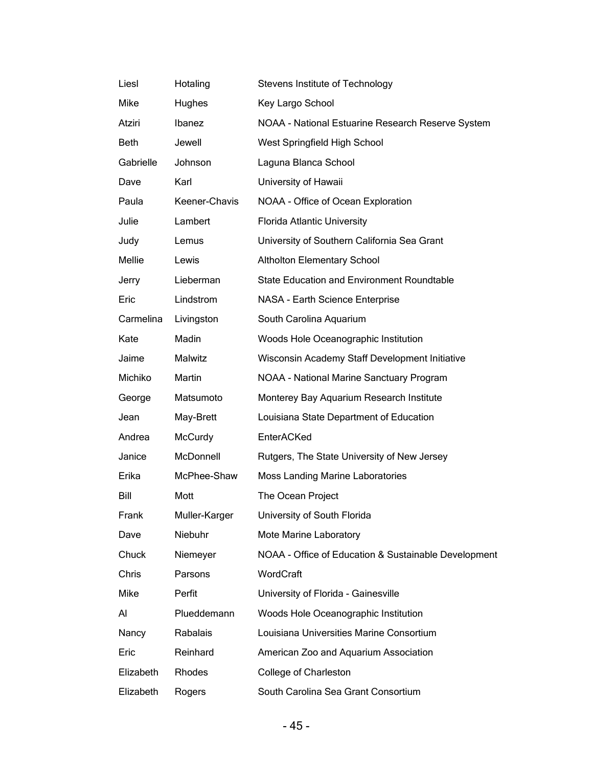| | | |
|---|---|---|
| Liesl | Hotaling | Stevens Institute of Technology |
| Mike | Hughes | Key Largo School |
| Atziri | Ibanez | NOAA - National Estuarine Research Reserve System |
| Beth | Jewell | West Springfield High School |
| Gabrielle | Johnson | Laguna Blanca School |
| Dave | Karl | University of Hawaii |
| Paula | Keener-Chavis | NOAA - Office of Ocean Exploration |
| Julie | Lambert | Florida Atlantic University |
| Judy | Lemus | University of Southern California Sea Grant |
| Mellie | Lewis | Altholton Elementary School |
| Jerry | Lieberman | State Education and Environment Roundtable |
| Eric | Lindstrom | NASA - Earth Science Enterprise |
| Carmelina | Livingston | South Carolina Aquarium |
| Kate | Madin | Woods Hole Oceanographic Institution |
| Jaime | Malwitz | Wisconsin Academy Staff Development Initiative |
| Michiko | Martin | NOAA - National Marine Sanctuary Program |
| George | Matsumoto | Monterey Bay Aquarium Research Institute |
| Jean | May-Brett | Louisiana State Department of Education |
| Andrea | McCurdy | EnterACKed |
| Janice | McDonnell | Rutgers, The State University of New Jersey |
| Erika | McPhee-Shaw | Moss Landing Marine Laboratories |
| Bill | Mott | The Ocean Project |
| Frank | Muller-Karger | University of South Florida |
| Dave | Niebuhr | Mote Marine Laboratory |
| Chuck | Niemeyer | NOAA - Office of Education & Sustainable Development |
| Chris | Parsons | WordCraft |
| Mike | Perfit | University of Florida - Gainesville |
| Al | Plueddemann | Woods Hole Oceanographic Institution |
| Nancy | Rabalais | Louisiana Universities Marine Consortium |
| Eric | Reinhard | American Zoo and Aquarium Association |
| Elizabeth | Rhodes | College of Charleston |
| Elizabeth | Rogers | South Carolina Sea Grant Consortium |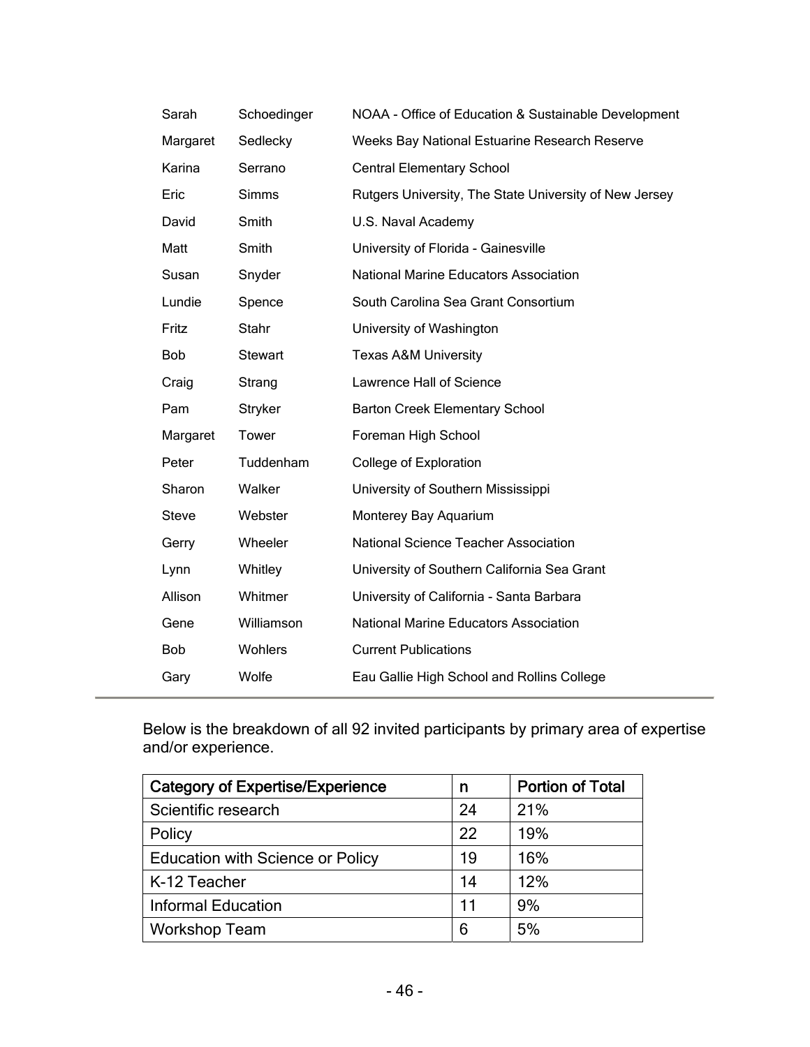| | | |
|---|---|---|
| Sarah | Schoedinger | NOAA - Office of Education & Sustainable Development |
| Margaret | Sedlecky | Weeks Bay National Estuarine Research Reserve |
| Karina | Serrano | Central Elementary School |
| Eric | Simms | Rutgers University, The State University of New Jersey |
| David | Smith | U.S. Naval Academy |
| Matt | Smith | University of Florida - Gainesville |
| Susan | Snyder | National Marine Educators Association |
| Lundie | Spence | South Carolina Sea Grant Consortium |
| Fritz | Stahr | University of Washington |
| Bob | Stewart | Texas A&M University |
| Craig | Strang | Lawrence Hall of Science |
| Pam | Stryker | Barton Creek Elementary School |
| Margaret | Tower | Foreman High School |
| Peter | Tuddenham | College of Exploration |
| Sharon | Walker | University of Southern Mississippi |
| Steve | Webster | Monterey Bay Aquarium |
| Gerry | Wheeler | National Science Teacher Association |
| Lynn | Whitley | University of Southern California Sea Grant |
| Allison | Whitmer | University of California - Santa Barbara |
| Gene | Williamson | National Marine Educators Association |
| Bob | Wohlers | Current Publications |
| Gary | Wolfe | Eau Gallie High School and Rollins College |

Below is the breakdown of all 92 invited participants by primary area of expertise and/or experience.

| Category of Expertise/Experience | n | Portion of Total |
|---|---|---|
| Scientific research | 24 | 21% |
| Policy | 22 | 19% |
| Education with Science or Policy | 19 | 16% |
| K-12 Teacher | 14 | 12% |
| Informal Education | 11 | 9% |
| Workshop Team | 6 | 5% |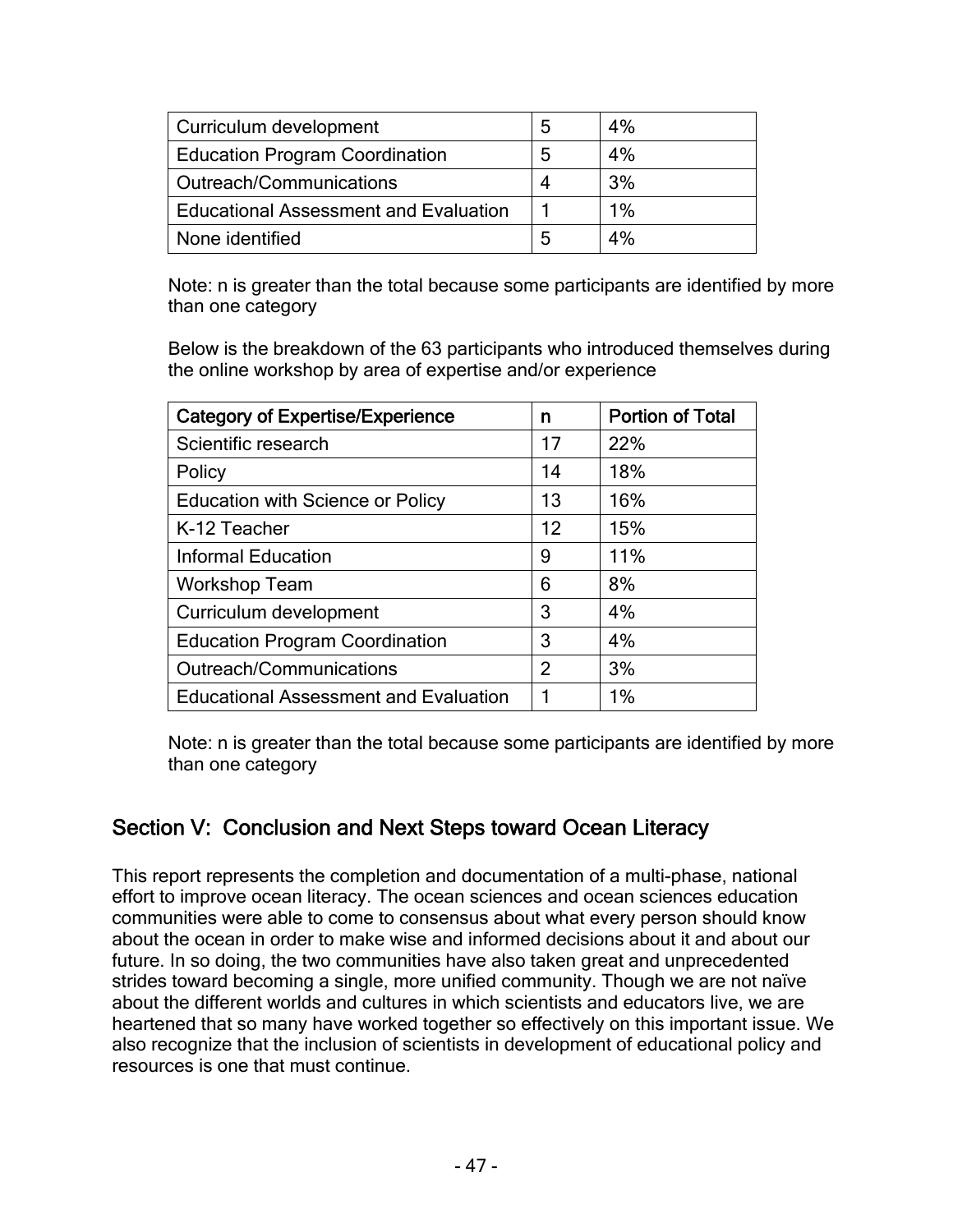| Curriculum development | 5 | 4% |
| --- | --- | --- |
| Education Program Coordination | 5 | 4% |
| Outreach/Communications | 4 | 3% |
| Educational Assessment and Evaluation | 1 | 1% |
| None identified | 5 | 4% |

Note: n is greater than the total because some participants are identified by more than one category

Below is the breakdown of the 63 participants who introduced themselves during the online workshop by area of expertise and/or experience

| Category of Expertise/Experience | n | Portion of Total |
| --- | --- | --- |
| Scientific research | 17 | 22% |
| Policy | 14 | 18% |
| Education with Science or Policy | 13 | 16% |
| K-12 Teacher | 12 | 15% |
| Informal Education | 9 | 11% |
| Workshop Team | 6 | 8% |
| Curriculum development | 3 | 4% |
| Education Program Coordination | 3 | 4% |
| Outreach/Communications | 2 | 3% |
| Educational Assessment and Evaluation | 1 | 1% |

Note: n is greater than the total because some participants are identified by more than one category

## Section V: Conclusion and Next Steps toward Ocean Literacy

This report represents the completion and documentation of a multi-phase, national effort to improve ocean literacy. The ocean sciences and ocean sciences education communities were able to come to consensus about what every person should know about the ocean in order to make wise and informed decisions about it and about our future. In so doing, the two communities have also taken great and unprecedented strides toward becoming a single, more unified community. Though we are not naïve about the different worlds and cultures in which scientists and educators live, we are heartened that so many have worked together so effectively on this important issue. We also recognize that the inclusion of scientists in development of educational policy and resources is one that must continue.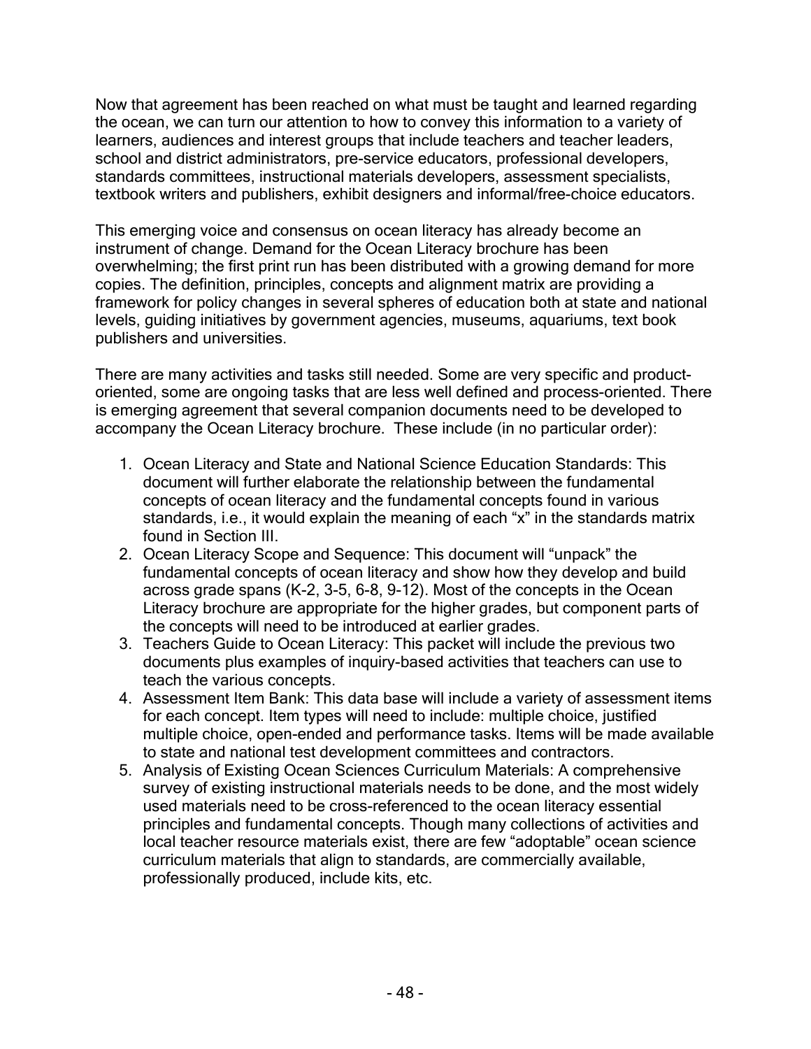Now that agreement has been reached on what must be taught and learned regarding the ocean, we can turn our attention to how to convey this information to a variety of learners, audiences and interest groups that include teachers and teacher leaders, school and district administrators, pre-service educators, professional developers, standards committees, instructional materials developers, assessment specialists, textbook writers and publishers, exhibit designers and informal/free-choice educators.

This emerging voice and consensus on ocean literacy has already become an instrument of change. Demand for the Ocean Literacy brochure has been overwhelming; the first print run has been distributed with a growing demand for more copies. The definition, principles, concepts and alignment matrix are providing a framework for policy changes in several spheres of education both at state and national levels, guiding initiatives by government agencies, museums, aquariums, text book publishers and universities.

There are many activities and tasks still needed. Some are very specific and product-oriented, some are ongoing tasks that are less well defined and process-oriented. There is emerging agreement that several companion documents need to be developed to accompany the Ocean Literacy brochure. These include (in no particular order):

1. Ocean Literacy and State and National Science Education Standards: This document will further elaborate the relationship between the fundamental concepts of ocean literacy and the fundamental concepts found in various standards, i.e., it would explain the meaning of each "x" in the standards matrix found in Section III.
2. Ocean Literacy Scope and Sequence: This document will "unpack" the fundamental concepts of ocean literacy and show how they develop and build across grade spans (K-2, 3-5, 6-8, 9-12). Most of the concepts in the Ocean Literacy brochure are appropriate for the higher grades, but component parts of the concepts will need to be introduced at earlier grades.
3. Teachers Guide to Ocean Literacy: This packet will include the previous two documents plus examples of inquiry-based activities that teachers can use to teach the various concepts.
4. Assessment Item Bank: This data base will include a variety of assessment items for each concept. Item types will need to include: multiple choice, justified multiple choice, open-ended and performance tasks. Items will be made available to state and national test development committees and contractors.
5. Analysis of Existing Ocean Sciences Curriculum Materials: A comprehensive survey of existing instructional materials needs to be done, and the most widely used materials need to be cross-referenced to the ocean literacy essential principles and fundamental concepts. Though many collections of activities and local teacher resource materials exist, there are few "adoptable" ocean science curriculum materials that align to standards, are commercially available, professionally produced, include kits, etc.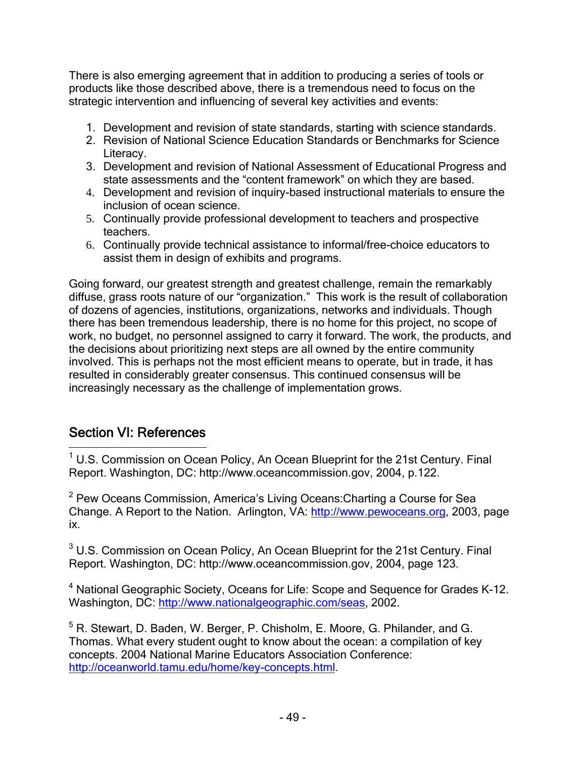There is also emerging agreement that in addition to producing a series of tools or products like those described above, there is a tremendous need to focus on the strategic intervention and influencing of several key activities and events:

1. Development and revision of state standards, starting with science standards.
2. Revision of National Science Education Standards or Benchmarks for Science Literacy.
3. Development and revision of National Assessment of Educational Progress and state assessments and the "content framework" on which they are based.
4. Development and revision of inquiry-based instructional materials to ensure the inclusion of ocean science.
5. Continually provide professional development to teachers and prospective teachers.
6. Continually provide technical assistance to informal/free-choice educators to assist them in design of exhibits and programs.

Going forward, our greatest strength and greatest challenge, remain the remarkably diffuse, grass roots nature of our "organization." This work is the result of collaboration of dozens of agencies, institutions, organizations, networks and individuals. Though there has been tremendous leadership, there is no home for this project, no scope of work, no budget, no personnel assigned to carry it forward. The work, the products, and the decisions about prioritizing next steps are all owned by the entire community involved. This is perhaps not the most efficient means to operate, but in trade, it has resulted in considerably greater consensus. This continued consensus will be increasingly necessary as the challenge of implementation grows.

## Section VI: References

[1] U.S. Commission on Ocean Policy, An Ocean Blueprint for the 21st Century. Final Report. Washington, DC: http://www.oceancommission.gov, 2004, p.122.

[2] Pew Oceans Commission, America's Living Oceans:Charting a Course for Sea Change. A Report to the Nation. Arlington, VA: http://www.pewoceans.org, 2003, page ix.

[3] U.S. Commission on Ocean Policy, An Ocean Blueprint for the 21st Century. Final Report. Washington, DC: http://www.oceancommission.gov, 2004, page 123.

[4] National Geographic Society, Oceans for Life: Scope and Sequence for Grades K-12. Washington, DC: http://www.nationalgeographic.com/seas, 2002.

[5] R. Stewart, D. Baden, W. Berger, P. Chisholm, E. Moore, G. Philander, and G. Thomas. What every student ought to know about the ocean: a compilation of key concepts. 2004 National Marine Educators Association Conference: http://oceanworld.tamu.edu/home/key-concepts.html.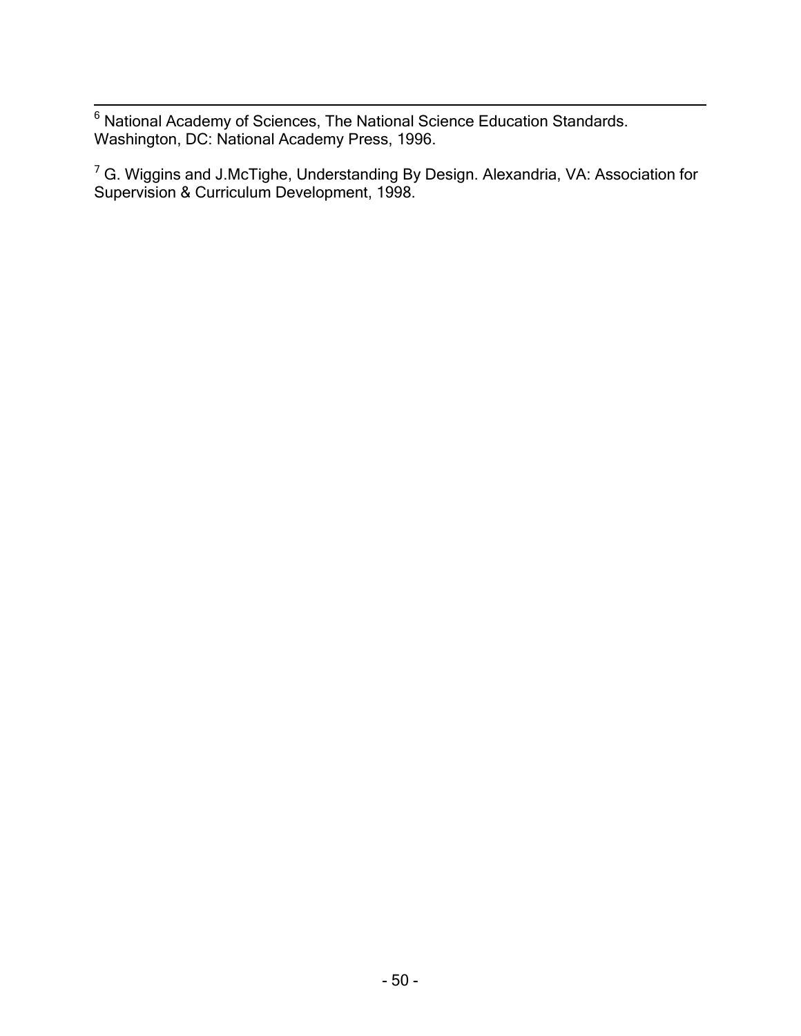[6] National Academy of Sciences, The National Science Education Standards. Washington, DC: National Academy Press, 1996.

[7] G. Wiggins and J.McTighe, Understanding By Design. Alexandria, VA: Association for Supervision & Curriculum Development, 1998.